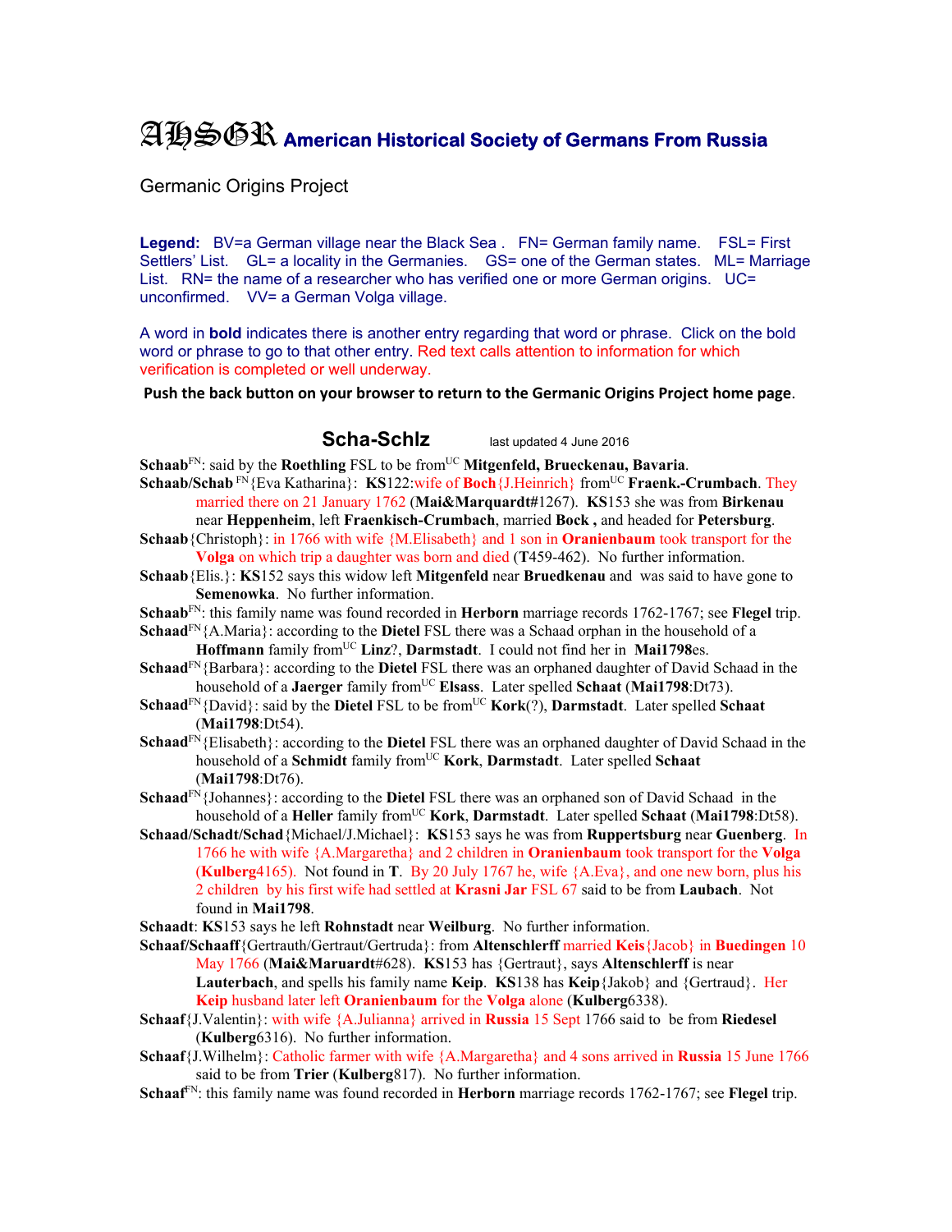# AHSGR American Historical Society of Germans From Russia

Germanic Origins Project

**Legend:** BV=a German village near the Black Sea . FN= German family name. FSL= First Settlers' List. GL= a locality in the Germanies. GS= one of the German states. ML= Marriage List. RN= the name of a researcher who has verified one or more German origins. UC= unconfirmed. VV= a German Volga village.

A word in **bold** indicates there is another entry regarding that word or phrase. Click on the bold word or phrase to go to that other entry. Red text calls attention to information for which verification is completed or well underway.

**Push the back button on your browser to return to the Germanic Origins Project home page**.

## Scha-Schlz

last updated 4 June 2016

**Schaab**[FN]: said by the **Roethling** FSL to be from[UC] **Mitgenfeld, Brueckenau, Bavaria**.

**Schaab/Schab** [FN]{Eva Katharina}: **KS**122:wife of **Boch**{J.Heinrich} from[UC] **Fraenk.-Crumbach**. They married there on 21 January 1762 (**Mai&Marquardt**#1267). **KS**153 she was from **Birkenau** near **Heppenheim**, left **Fraenkisch-Crumbach**, married **Bock ,** and headed for **Petersburg**.

**Schaab**{Christoph}: in 1766 with wife {M.Elisabeth} and 1 son in **Oranienbaum** took transport for the **Volga** on which trip a daughter was born and died (**T**459-462). No further information.

**Schaab**{Elis.}: **KS**152 says this widow left **Mitgenfeld** near **Bruedkenau** and was said to have gone to **Semenowka**. No further information.

**Schaab**[FN]: this family name was found recorded in **Herborn** marriage records 1762-1767; see **Flegel** trip.

**Schaad**[FN]{A.Maria}: according to the **Dietel** FSL there was a Schaad orphan in the household of a **Hoffmann** family from[UC] **Linz**?, **Darmstadt**. I could not find her in **Mai1798**es.

**Schaad**[FN]{Barbara}: according to the **Dietel** FSL there was an orphaned daughter of David Schaad in the household of a **Jaerger** family from[UC] **Elsass**. Later spelled **Schaat** (**Mai1798**:Dt73).

**Schaad**[FN]{David}: said by the **Dietel** FSL to be from[UC] **Kork**(?), **Darmstadt**. Later spelled **Schaat** (**Mai1798**:Dt54).

**Schaad**[FN]{Elisabeth}: according to the **Dietel** FSL there was an orphaned daughter of David Schaad in the household of a **Schmidt** family from[UC] **Kork**, **Darmstadt**. Later spelled **Schaat** (**Mai1798**:Dt76).

**Schaad**[FN]{Johannes}: according to the **Dietel** FSL there was an orphaned son of David Schaad in the household of a **Heller** family from[UC] **Kork**, **Darmstadt**. Later spelled **Schaat** (**Mai1798**:Dt58).

**Schaad/Schadt/Schad**{Michael/J.Michael}: **KS**153 says he was from **Ruppertsburg** near **Guenberg**. In 1766 he with wife {A.Margaretha} and 2 children in **Oranienbaum** took transport for the **Volga** (**Kulberg**4165). Not found in **T**. By 20 July 1767 he, wife {A.Eva}, and one new born, plus his 2 children by his first wife had settled at **Krasni Jar** FSL 67 said to be from **Laubach**. Not found in **Mai1798**.

**Schaadt**: **KS**153 says he left **Rohnstadt** near **Weilburg**. No further information.

**Schaaf/Schaaff**{Gertrauth/Gertraut/Gertruda}: from **Altenschlerff** married **Keis**{Jacob} in **Buedingen** 10 May 1766 (**Mai&Maruardt**#628). **KS**153 has {Gertraut}, says **Altenschlerff** is near **Lauterbach**, and spells his family name **Keip**. **KS**138 has **Keip**{Jakob} and {Gertraud}. Her **Keip** husband later left **Oranienbaum** for the **Volga** alone (**Kulberg**6338).

**Schaaf**{J.Valentin}: with wife {A.Julianna} arrived in **Russia** 15 Sept 1766 said to be from **Riedesel** (**Kulberg**6316). No further information.

**Schaaf**{J.Wilhelm}: Catholic farmer with wife {A.Margaretha} and 4 sons arrived in **Russia** 15 June 1766 said to be from **Trier** (**Kulberg**817). No further information.

**Schaaf**[FN]: this family name was found recorded in **Herborn** marriage records 1762-1767; see **Flegel** trip.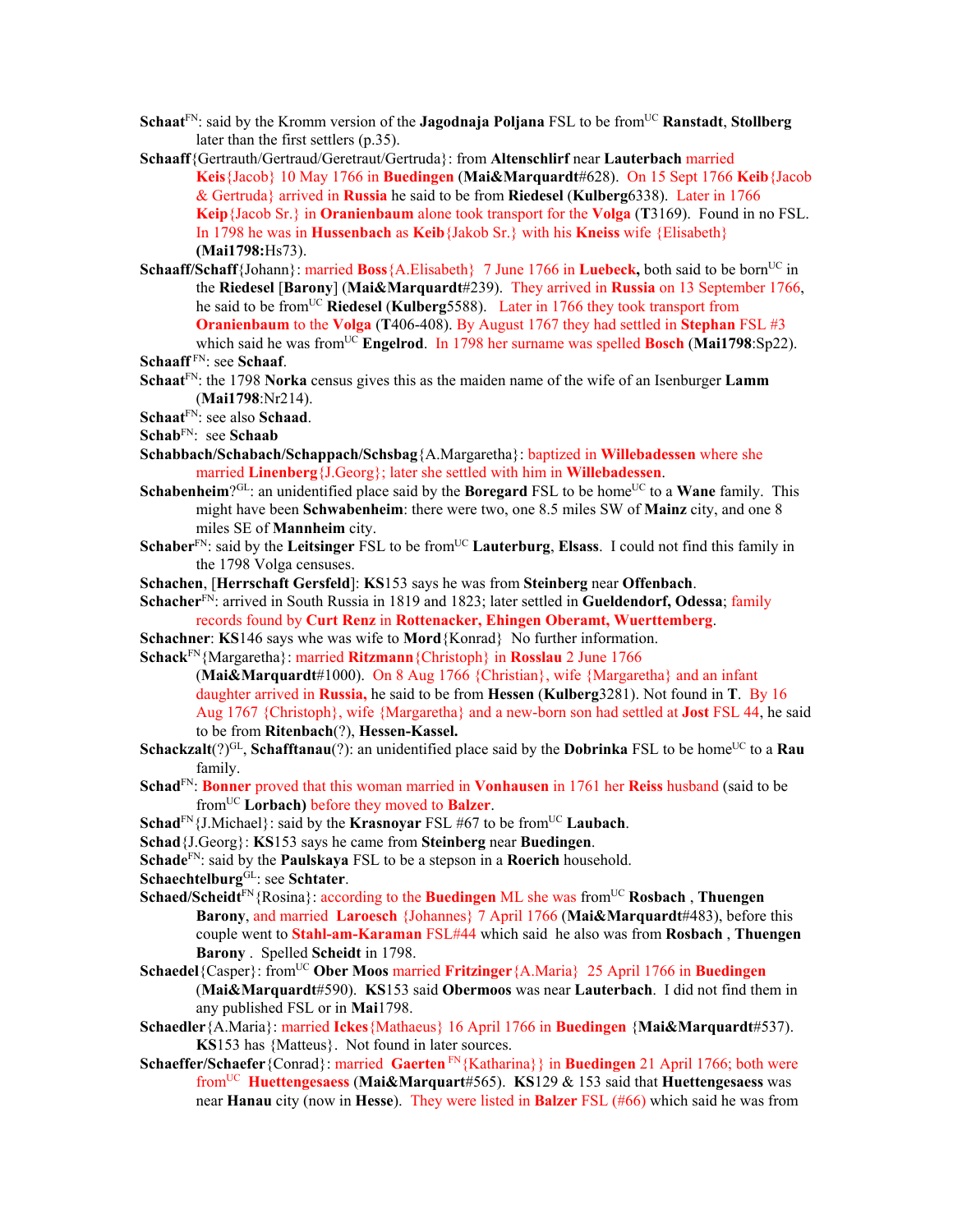**Schaat**[FN]: said by the Kromm version of the **Jagodnaja Poljana** FSL to be from[UC] **Ranstadt**, **Stollberg** later than the first settlers (p.35).

**Schaaff**{Gertrauth/Gertraud/Geretraut/Gertruda}: from **Altenschlirf** near **Lauterbach** married **Keis**{Jacob} 10 May 1766 in **Buedingen** (**Mai&Marquardt**#628). On 15 Sept 1766 **Keib**{Jacob & Gertruda} arrived in **Russia** he said to be from **Riedesel** (**Kulberg**6338). Later in 1766 **Keip**{Jacob Sr.} in **Oranienbaum** alone took transport for the **Volga** (**T**3169). Found in no FSL. In 1798 he was in **Hussenbach** as **Keib**{Jakob Sr.} with his **Kneiss** wife {Elisabeth} **(Mai1798:**Hs73).

**Schaaff/Schaff**{Johann}: married **Boss**{A.Elisabeth} 7 June 1766 in **Luebeck,** both said to be born[UC] in the **Riedesel** [**Barony**] (**Mai&Marquardt**#239). They arrived in **Russia** on 13 September 1766, he said to be from[UC] **Riedesel** (**Kulberg**5588). Later in 1766 they took transport from **Oranienbaum** to the **Volga** (**T**406-408). By August 1767 they had settled in **Stephan** FSL #3 which said he was from[UC] **Engelrod**. In 1798 her surname was spelled **Bosch** (**Mai1798**:Sp22).

**Schaaff** [FN]: see **Schaaf**.

**Schaat**[FN]: the 1798 **Norka** census gives this as the maiden name of the wife of an Isenburger **Lamm** (**Mai1798**:Nr214).

**Schaat**[FN]: see also **Schaad**.

**Schab**[FN]: see **Schaab**

**Schabbach/Schabach/Schappach/Schsbag**{A.Margaretha}: baptized in **Willebadessen** where she married **Linenberg**{J.Georg}; later she settled with him in **Willebadessen**.

**Schabenheim**?[GL]: an unidentified place said by the **Boregard** FSL to be home[UC] to a **Wane** family. This might have been **Schwabenheim**: there were two, one 8.5 miles SW of **Mainz** city, and one 8 miles SE of **Mannheim** city.

**Schaber**[FN]: said by the **Leitsinger** FSL to be from[UC] **Lauterburg**, **Elsass**. I could not find this family in the 1798 Volga censuses.

**Schachen**, [**Herrschaft Gersfeld**]: **KS**153 says he was from **Steinberg** near **Offenbach**.

**Schacher**[FN]: arrived in South Russia in 1819 and 1823; later settled in **Gueldendorf, Odessa**; family records found by **Curt Renz** in **Rottenacker, Ehingen Oberamt, Wuerttemberg**.

**Schachner**: **KS**146 says whe was wife to **Mord**{Konrad} No further information.

**Schack**[FN]{Margaretha}: married **Ritzmann**{Christoph} in **Rosslau** 2 June 1766 (**Mai&Marquardt**#1000). On 8 Aug 1766 {Christian}, wife {Margaretha} and an infant daughter arrived in **Russia,** he said to be from **Hessen** (**Kulberg**3281). Not found in **T**. By 16 Aug 1767 {Christoph}, wife {Margaretha} and a new-born son had settled at **Jost** FSL 44, he said to be from **Ritenbach**(?), **Hessen-Kassel.**

**Schackzalt**(?)[GL], **Schafftanau**(?): an unidentified place said by the **Dobrinka** FSL to be home[UC] to a **Rau** family.

**Schad**[FN]: **Bonner** proved that this woman married in **Vonhausen** in 1761 her **Reiss** husband (said to be from[UC] **Lorbach)** before they moved to **Balzer**.

**Schad**[FN]{J.Michael}: said by the **Krasnoyar** FSL #67 to be from[UC] **Laubach**.

**Schad**{J.Georg}: **KS**153 says he came from **Steinberg** near **Buedingen**.

**Schade**[FN]: said by the **Paulskaya** FSL to be a stepson in a **Roerich** household.

**Schaechtelburg**[GL]: see **Schtater**.

**Schaed/Scheidt**[FN]{Rosina}: according to the **Buedingen** ML she was from[UC] **Rosbach** , **Thuengen Barony**, and married **Laroesch** {Johannes} 7 April 1766 (**Mai&Marquardt**#483), before this couple went to **Stahl-am-Karaman** FSL#44 which said he also was from **Rosbach** , **Thuengen Barony** . Spelled **Scheidt** in 1798.

**Schaedel**{Casper}: from[UC] **Ober Moos** married **Fritzinger**{A.Maria} 25 April 1766 in **Buedingen** (**Mai&Marquardt**#590). **KS**153 said **Obermoos** was near **Lauterbach**. I did not find them in any published FSL or in **Mai**1798.

**Schaedler**{A.Maria}: married **Ickes**{Mathaeus} 16 April 1766 in **Buedingen** {**Mai&Marquardt**#537). **KS**153 has {Matteus}. Not found in later sources.

**Schaeffer/Schaefer**{Conrad}: married **Gaerten** [FN]{Katharina}} in **Buedingen** 21 April 1766; both were from[UC] **Huettengesaess** (**Mai&Marquart**#565). **KS**129 & 153 said that **Huettengesaess** was near **Hanau** city (now in **Hesse**). They were listed in **Balzer** FSL (#66) which said he was from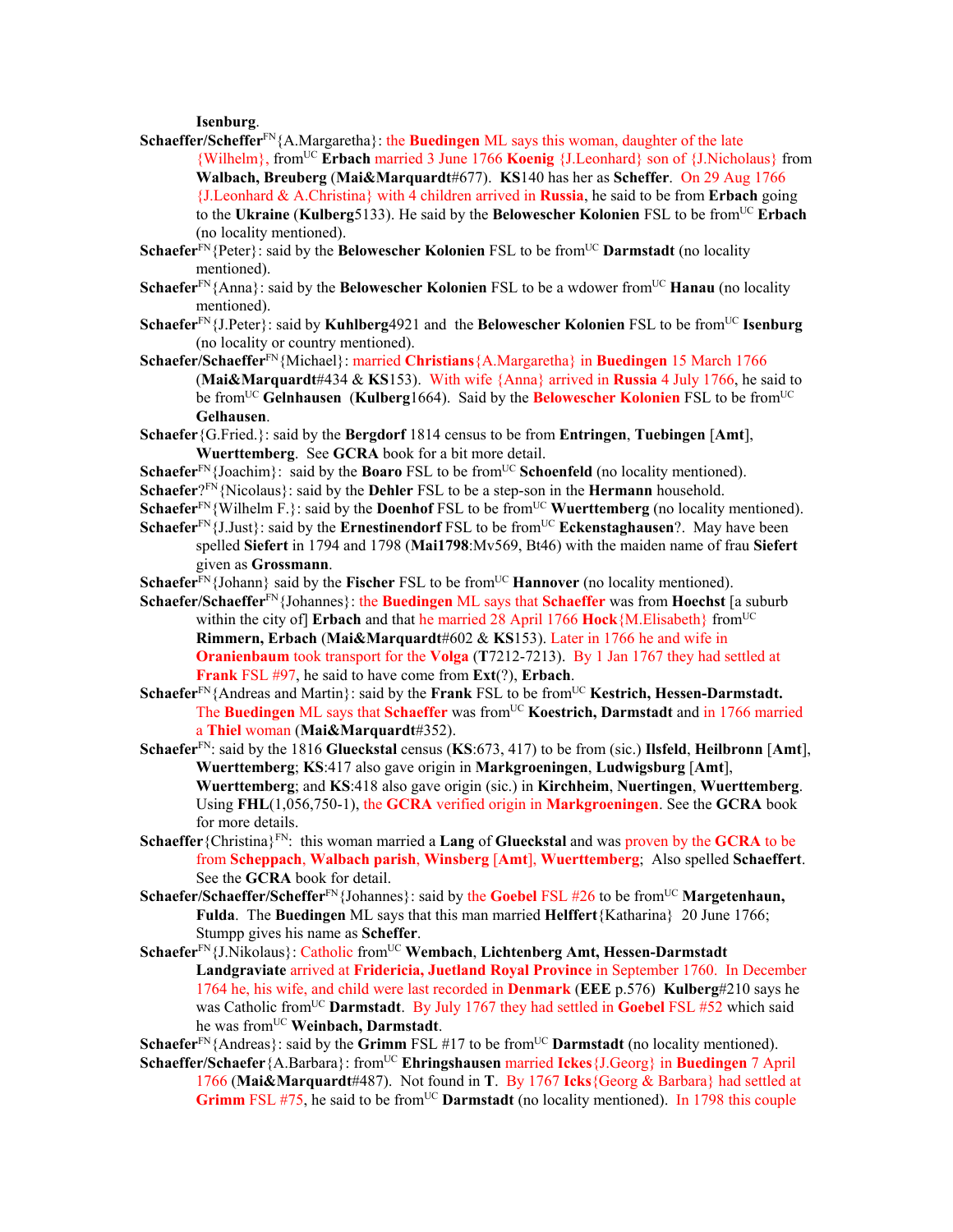**Isenburg**.

**Schaeffer/Scheffer**[FN]{A.Margaretha}: the **Buedingen** ML says this woman, daughter of the late {Wilhelm}, from[UC] **Erbach** married 3 June 1766 **Koenig** {J.Leonhard} son of {J.Nicholaus} from **Walbach, Breuberg** (**Mai&Marquardt**#677). **KS**140 has her as **Scheffer**. On 29 Aug 1766 {J.Leonhard & A.Christina} with 4 children arrived in **Russia**, he said to be from **Erbach** going to the **Ukraine** (**Kulberg**5133). He said by the **Belowescher Kolonien** FSL to be from[UC] **Erbach** (no locality mentioned).

**Schaefer**[FN]{Peter}: said by the **Belowescher Kolonien** FSL to be from[UC] **Darmstadt** (no locality mentioned).

**Schaefer**[FN]{Anna}: said by the **Belowescher Kolonien** FSL to be a wdower from[UC] **Hanau** (no locality mentioned).

**Schaefer**[FN]{J.Peter}: said by **Kuhlberg**4921 and the **Belowescher Kolonien** FSL to be from[UC] **Isenburg** (no locality or country mentioned).

**Schaefer/Schaeffer**[FN]{Michael}: married **Christians**{A.Margaretha} in **Buedingen** 15 March 1766 (**Mai&Marquardt**#434 & **KS**153). With wife {Anna} arrived in **Russia** 4 July 1766, he said to be from[UC] **Gelnhausen** (**Kulberg**1664). Said by the **Belowescher Kolonien** FSL to be from[UC] **Gelhausen**.

**Schaefer**{G.Fried.}: said by the **Bergdorf** 1814 census to be from **Entringen**, **Tuebingen** [**Amt**], **Wuerttemberg**. See **GCRA** book for a bit more detail.

**Schaefer**[FN]{Joachim}: said by the **Boaro** FSL to be from[UC] **Schoenfeld** (no locality mentioned).

**Schaefer**?[FN]{Nicolaus}: said by the **Dehler** FSL to be a step-son in the **Hermann** household.

**Schaefer**[FN]{Wilhelm F.}: said by the **Doenhof** FSL to be from[UC] **Wuerttemberg** (no locality mentioned).

**Schaefer**[FN]{J.Just}: said by the **Ernestinendorf** FSL to be from[UC] **Eckenstaghausen**?. May have been spelled **Siefert** in 1794 and 1798 (**Mai1798**:Mv569, Bt46) with the maiden name of frau **Siefert** given as **Grossmann**.

**Schaefer**[FN]{Johann} said by the **Fischer** FSL to be from[UC] **Hannover** (no locality mentioned).

**Schaefer/Schaeffer**[FN]{Johannes}: the **Buedingen** ML says that **Schaeffer** was from **Hoechst** [a suburb within the city of] **Erbach** and that he married 28 April 1766 **Hock**{M.Elisabeth} from[UC] **Rimmern, Erbach** (**Mai&Marquardt**#602 & **KS**153). Later in 1766 he and wife in **Oranienbaum** took transport for the **Volga** (**T**7212-7213). By 1 Jan 1767 they had settled at **Frank** FSL #97, he said to have come from **Ext**(?), **Erbach**.

**Schaefer**[FN]{Andreas and Martin}: said by the **Frank** FSL to be from[UC] **Kestrich, Hessen-Darmstadt.** The **Buedingen** ML says that **Schaeffer** was from[UC] **Koestrich, Darmstadt** and in 1766 married a **Thiel** woman (**Mai&Marquardt**#352).

**Schaefer**[FN]: said by the 1816 **Glueckstal** census (**KS**:673, 417) to be from (sic.) **Ilsfeld**, **Heilbronn** [**Amt**], **Wuerttemberg**; **KS**:417 also gave origin in **Markgroeningen**, **Ludwigsburg** [**Amt**], **Wuerttemberg**; and **KS**:418 also gave origin (sic.) in **Kirchheim**, **Nuertingen**, **Wuerttemberg**. Using **FHL**(1,056,750-1), the **GCRA** verified origin in **Markgroeningen**. See the **GCRA** book for more details.

**Schaeffer**{Christina}[FN]: this woman married a **Lang** of **Glueckstal** and was proven by the **GCRA** to be from **Scheppach**, **Walbach parish**, **Winsberg** [**Amt**], **Wuerttemberg**; Also spelled **Schaeffert**. See the **GCRA** book for detail.

**Schaefer/Schaeffer/Scheffer**[FN]{Johannes}: said by the **Goebel** FSL #26 to be from[UC] **Margetenhaun, Fulda**. The **Buedingen** ML says that this man married **Helffert**{Katharina} 20 June 1766; Stumpp gives his name as **Scheffer**.

**Schaefer**[FN]{J.Nikolaus}: Catholic from[UC] **Wembach**, **Lichtenberg Amt, Hessen-Darmstadt Landgraviate** arrived at **Fridericia, Juetland Royal Province** in September 1760. In December 1764 he, his wife, and child were last recorded in **Denmark** (**EEE** p.576) **Kulberg**#210 says he was Catholic from[UC] **Darmstadt**. By July 1767 they had settled in **Goebel** FSL #52 which said he was from[UC] **Weinbach, Darmstadt**.

**Schaefer**[FN]{Andreas}: said by the **Grimm** FSL #17 to be from[UC] **Darmstadt** (no locality mentioned).

**Schaefer/Schaefer**{A.Barbara}: from[UC] **Ehringshausen** married **Ickes**{J.Georg} in **Buedingen** 7 April 1766 (**Mai&Marquardt**#487). Not found in **T**. By 1767 **Icks**{Georg & Barbara} had settled at **Grimm** FSL #75, he said to be from[UC] **Darmstadt** (no locality mentioned). In 1798 this couple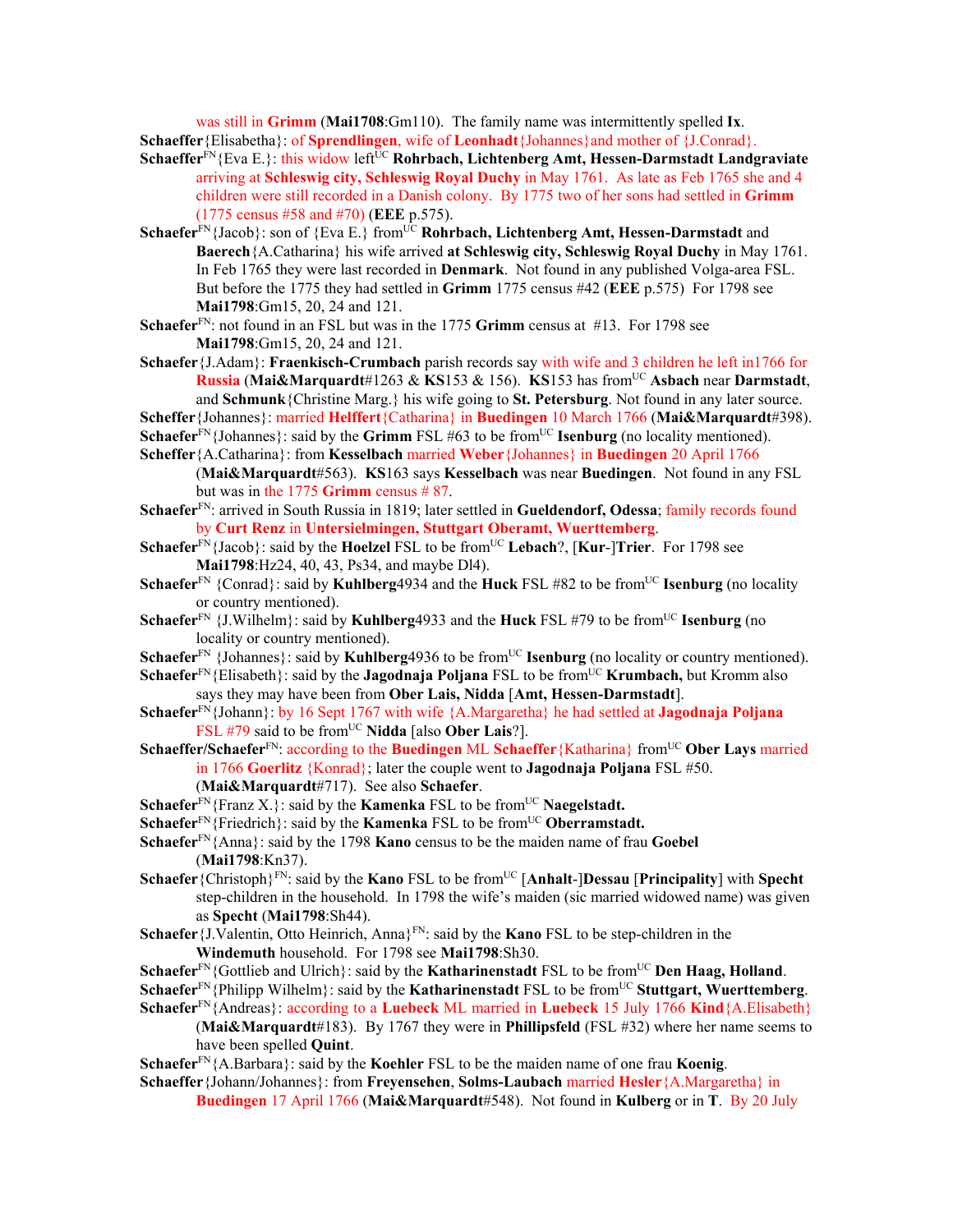was still in **Grimm** (**Mai1708**:Gm110). The family name was intermittently spelled **Ix**.

**Schaeffer**{Elisabetha}: of **Sprendlingen**, wife of **Leonhadt**{Johannes}and mother of {J.Conrad}.

**Schaeffer**[FN]{Eva E.}: this widow left[UC] **Rohrbach, Lichtenberg Amt, Hessen-Darmstadt Landgraviate** arriving at **Schleswig city, Schleswig Royal Duchy** in May 1761. As late as Feb 1765 she and 4 children were still recorded in a Danish colony. By 1775 two of her sons had settled in **Grimm** (1775 census #58 and #70) (**EEE** p.575).

**Schaefer**[FN]{Jacob}: son of {Eva E.} from[UC] **Rohrbach, Lichtenberg Amt, Hessen-Darmstadt** and **Baerech**{A.Catharina} his wife arrived **at Schleswig city, Schleswig Royal Duchy** in May 1761. In Feb 1765 they were last recorded in **Denmark**. Not found in any published Volga-area FSL. But before the 1775 they had settled in **Grimm** 1775 census #42 (**EEE** p.575) For 1798 see **Mai1798**:Gm15, 20, 24 and 121.

**Schaefer**[FN]: not found in an FSL but was in the 1775 **Grimm** census at #13. For 1798 see **Mai1798**:Gm15, 20, 24 and 121.

**Schaefer**{J.Adam}: **Fraenkisch-Crumbach** parish records say with wife and 3 children he left in1766 for **Russia** (**Mai&Marquardt**#1263 & **KS**153 & 156). **KS**153 has from[UC] **Asbach** near **Darmstadt**, and **Schmunk**{Christine Marg.} his wife going to **St. Petersburg**. Not found in any later source.

**Scheffer**{Johannes}: married **Helffert**{Catharina} in **Buedingen** 10 March 1766 (**Mai&Marquardt**#398).

**Schaefer**[FN]{Johannes}: said by the **Grimm** FSL #63 to be from[UC] **Isenburg** (no locality mentioned).

**Scheffer**{A.Catharina}: from **Kesselbach** married **Weber**{Johannes} in **Buedingen** 20 April 1766 (**Mai&Marquardt**#563). **KS**163 says **Kesselbach** was near **Buedingen**. Not found in any FSL but was in the 1775 **Grimm** census # 87.

**Schaefer**[FN]: arrived in South Russia in 1819; later settled in **Gueldendorf, Odessa**; family records found by **Curt Renz** in **Untersielmingen, Stuttgart Oberamt, Wuerttemberg**.

**Schaefer**[FN]{Jacob}: said by the **Hoelzel** FSL to be from[UC] **Lebach**?, [**Kur**-]**Trier**. For 1798 see **Mai1798**:Hz24, 40, 43, Ps34, and maybe Dl4).

**Schaefer**[FN] {Conrad}: said by **Kuhlberg**4934 and the **Huck** FSL #82 to be from[UC] **Isenburg** (no locality or country mentioned).

**Schaefer**[FN] {J.Wilhelm}: said by **Kuhlberg**4933 and the **Huck** FSL #79 to be from[UC] **Isenburg** (no locality or country mentioned).

**Schaefer**[FN] {Johannes}: said by **Kuhlberg**4936 to be from[UC] **Isenburg** (no locality or country mentioned).

**Schaefer**[FN]{Elisabeth}: said by the **Jagodnaja Poljana** FSL to be from[UC] **Krumbach,** but Kromm also says they may have been from **Ober Lais, Nidda** [**Amt, Hessen-Darmstadt**].

**Schaefer**[FN]{Johann}: by 16 Sept 1767 with wife {A.Margaretha} he had settled at **Jagodnaja Poljana** FSL #79 said to be from[UC] **Nidda** [also **Ober Lais**?].

**Schaeffer/Schaefer**[FN]: according to the **Buedingen** ML **Schaeffer**{Katharina} from[UC] **Ober Lays** married in 1766 **Goerlitz** {Konrad}; later the couple went to **Jagodnaja Poljana** FSL #50. (**Mai&Marquardt**#717). See also **Schaefer**.

**Schaefer**[FN]{Franz X.}: said by the **Kamenka** FSL to be from[UC] **Naegelstadt.**

**Schaefer**[FN]{Friedrich}: said by the **Kamenka** FSL to be from[UC] **Oberramstadt.**

**Schaefer**[FN]{Anna}: said by the 1798 **Kano** census to be the maiden name of frau **Goebel** (**Mai1798**:Kn37).

**Schaefer**{Christoph}[FN]: said by the **Kano** FSL to be from[UC] [**Anhalt**-]**Dessau** [**Principality**] with **Specht** step-children in the household. In 1798 the wife's maiden (sic married widowed name) was given as **Specht** (**Mai1798**:Sh44).

**Schaefer**{J.Valentin, Otto Heinrich, Anna}[FN]: said by the **Kano** FSL to be step-children in the **Windemuth** household. For 1798 see **Mai1798**:Sh30.

**Schaefer**[FN]{Gottlieb and Ulrich}: said by the **Katharinenstadt** FSL to be from[UC] **Den Haag, Holland**.

**Schaefer**[FN]{Philipp Wilhelm}: said by the **Katharinenstadt** FSL to be from[UC] **Stuttgart, Wuerttemberg**.

**Schaefer**[FN]{Andreas}: according to a **Luebeck** ML married in **Luebeck** 15 July 1766 **Kind**{A.Elisabeth} (**Mai&Marquardt**#183). By 1767 they were in **Phillipsfeld** (FSL #32) where her name seems to have been spelled **Quint**.

**Schaefer**[FN]{A.Barbara}: said by the **Koehler** FSL to be the maiden name of one frau **Koenig**.

**Schaeffer**{Johann/Johannes}: from **Freyensehen**, **Solms-Laubach** married **Hesler**{A.Margaretha} in **Buedingen** 17 April 1766 (**Mai&Marquardt**#548). Not found in **Kulberg** or in **T**. By 20 July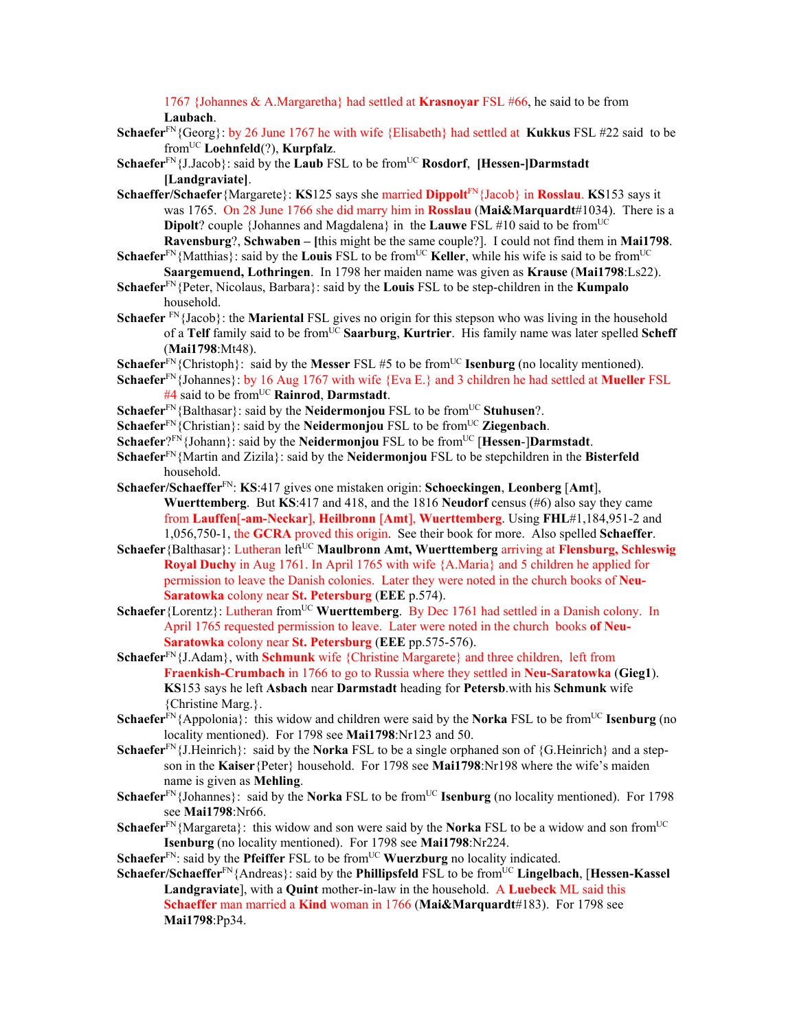1767 {Johannes & A.Margaretha} had settled at **Krasnoyar** FSL #66, he said to be from **Laubach**.

**Schaefer**[FN]{Georg}: by 26 June 1767 he with wife {Elisabeth} had settled at **Kukkus** FSL #22 said to be from[UC] **Loehnfeld**(?), **Kurpfalz**.

**Schaefer**[FN]{J.Jacob}: said by the **Laub** FSL to be from[UC] **Rosdorf**, **[Hessen-]Darmstadt [Landgraviate]**.

**Schaeffer/Schaefer**{Margarete}: **KS**125 says she married **Dippolt**[FN]{Jacob} in **Rosslau**. **KS**153 says it was 1765. On 28 June 1766 she did marry him in **Rosslau** (**Mai&Marquardt**#1034). There is a **Dipolt**? couple {Johannes and Magdalena} in the **Lauwe** FSL #10 said to be from[UC] **Ravensburg**?, **Schwaben – [**this might be the same couple?]. I could not find them in **Mai1798**.

**Schaefer**[FN]{Matthias}: said by the **Louis** FSL to be from[UC] **Keller**, while his wife is said to be from[UC] **Saargemuend, Lothringen**. In 1798 her maiden name was given as **Krause** (**Mai1798**:Ls22).

**Schaefer**[FN]{Peter, Nicolaus, Barbara}: said by the **Louis** FSL to be step-children in the **Kumpalo** household.

**Schaefer** [FN]{Jacob}: the **Mariental** FSL gives no origin for this stepson who was living in the household of a **Telf** family said to be from[UC] **Saarburg**, **Kurtrier**. His family name was later spelled **Scheff** (**Mai1798**:Mt48).

**Schaefer**[FN]{Christoph}: said by the **Messer** FSL #5 to be from[UC] **Isenburg** (no locality mentioned).

**Schaefer**[FN]{Johannes}: by 16 Aug 1767 with wife {Eva E.} and 3 children he had settled at **Mueller** FSL #4 said to be from[UC] **Rainrod**, **Darmstadt**.

**Schaefer**[FN]{Balthasar}: said by the **Neidermonjou** FSL to be from[UC] **Stuhusen**?.

**Schaefer**[FN]{Christian}: said by the **Neidermonjou** FSL to be from[UC] **Ziegenbach**.

**Schaefer**?[FN]{Johann}: said by the **Neidermonjou** FSL to be from[UC] [**Hessen**-]**Darmstadt**.

**Schaefer**[FN]{Martin and Zizila}: said by the **Neidermonjou** FSL to be stepchildren in the **Bisterfeld** household.

**Schaefer/Schaeffer**[FN]: **KS**:417 gives one mistaken origin: **Schoeckingen**, **Leonberg** [**Amt**], **Wuerttemberg**. But **KS**:417 and 418, and the 1816 **Neudorf** census (#6) also say they came from **Lauffen[-am-Neckar]**, **Heilbronn** [**Amt**], **Wuerttemberg**. Using **FHL**#1,184,951-2 and 1,056,750-1, the **GCRA** proved this origin. See their book for more. Also spelled **Schaeffer**.

**Schaefer**{Balthasar}: Lutheran left[UC] **Maulbronn Amt, Wuerttemberg** arriving at **Flensburg, Schleswig Royal Duchy** in Aug 1761. In April 1765 with wife {A.Maria} and 5 children he applied for permission to leave the Danish colonies. Later they were noted in the church books of **Neu-Saratowka** colony near **St. Petersburg** (**EEE** p.574).

**Schaefer**{Lorentz}: Lutheran from[UC] **Wuerttemberg**. By Dec 1761 had settled in a Danish colony. In April 1765 requested permission to leave. Later were noted in the church books **of Neu-Saratowka** colony near **St. Petersburg** (**EEE** pp.575-576).

**Schaefer**[FN]{J.Adam}, with **Schmunk** wife {Christine Margarete} and three children, left from **Fraenkish-Crumbach** in 1766 to go to Russia where they settled in **Neu-Saratowka** (**Gieg1**). **KS**153 says he left **Asbach** near **Darmstadt** heading for **Petersb**.with his **Schmunk** wife {Christine Marg.}.

**Schaefer**[FN]{Appolonia}: this widow and children were said by the **Norka** FSL to be from[UC] **Isenburg** (no locality mentioned). For 1798 see **Mai1798**:Nr123 and 50.

**Schaefer**[FN]{J.Heinrich}: said by the **Norka** FSL to be a single orphaned son of {G.Heinrich} and a step-son in the **Kaiser**{Peter} household. For 1798 see **Mai1798**:Nr198 where the wife's maiden name is given as **Mehling**.

**Schaefer**[FN]{Johannes}: said by the **Norka** FSL to be from[UC] **Isenburg** (no locality mentioned). For 1798 see **Mai1798**:Nr66.

**Schaefer**[FN]{Margareta}: this widow and son were said by the **Norka** FSL to be a widow and son from[UC] **Isenburg** (no locality mentioned). For 1798 see **Mai1798**:Nr224.

**Schaefer**[FN]: said by the **Pfeiffer** FSL to be from[UC] **Wuerzburg** no locality indicated.

**Schaefer/Schaeffer**[FN]{Andreas}: said by the **Phillipsfeld** FSL to be from[UC] **Lingelbach**, [**Hessen-Kassel Landgraviate**], with a **Quint** mother-in-law in the household. A **Luebeck** ML said this **Schaeffer** man married a **Kind** woman in 1766 (**Mai&Marquardt**#183). For 1798 see **Mai1798**:Pp34.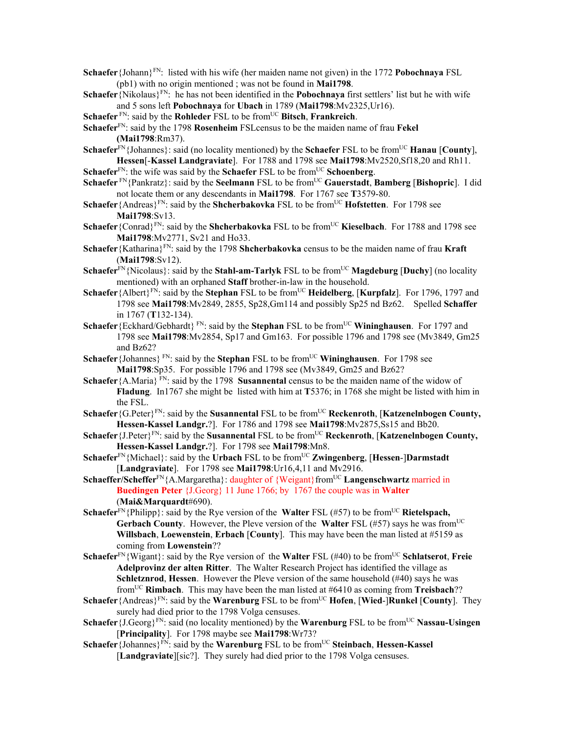**Schaefer**{Johann}[FN]: listed with his wife (her maiden name not given) in the 1772 **Pobochnaya** FSL (pb1) with no origin mentioned ; was not be found in **Mai1798**.

**Schaefer**{Nikolaus}[FN]: he has not been identified in the **Pobochnaya** first settlers' list but he with wife and 5 sons left **Pobochnaya** for **Ubach** in 1789 (**Mai1798**:Mv2325,Ur16).

**Schaefer** [FN]: said by the **Rohleder** FSL to be from[UC] **Bitsch**, **Frankreich**.

**Schaefer**[FN]: said by the 1798 **Rosenheim** FSLcensus to be the maiden name of frau **Fekel** **(Mai1798**:Rm37).

**Schaefer**[FN]{Johannes}: said (no locality mentioned) by the **Schaefer** FSL to be from[UC] **Hanau** [**County**], **Hessen**[-**Kassel Landgraviate**]. For 1788 and 1798 see **Mai1798**:Mv2520,Sf18,20 and Rh11.

**Schaefer**[FN]: the wife was said by the **Schaefer** FSL to be from[UC] **Schoenberg**.

**Schaefer** [FN]{Pankratz}: said by the **Seelmann** FSL to be from[UC] **Gauerstadt**, **Bamberg** [**Bishopric**]. I did not locate them or any descendants in **Mai1798**. For 1767 see **T**3579-80.

**Schaefer**{Andreas}[FN]: said by the **Shcherbakovka** FSL to be from[UC] **Hofstetten**. For 1798 see **Mai1798**:Sv13.

**Schaefer**{Conrad}[FN]: said by the **Shcherbakovka** FSL to be from[UC] **Kieselbach**. For 1788 and 1798 see **Mai1798**:Mv2771, Sv21 and Ho33.

**Schaefer**{Katharina}[FN]: said by the 1798 **Shcherbakovka** census to be the maiden name of frau **Kraft** (**Mai1798**:Sv12).

**Schaefer**[FN]{Nicolaus}: said by the **Stahl-am-Tarlyk** FSL to be from[UC] **Magdeburg** [**Duchy**] (no locality mentioned) with an orphaned **Staff** brother-in-law in the household.

**Schaefer**{Albert}[FN]: said by the **Stephan** FSL to be from[UC] **Heidelberg**, [**Kurpfalz**]. For 1796, 1797 and 1798 see **Mai1798**:Mv2849, 2855, Sp28,Gm114 and possibly Sp25 nd Bz62. Spelled **Schaffer** in 1767 (**T**132-134).

**Schaefer**{Eckhard/Gebhardt} [FN]: said by the **Stephan** FSL to be from[UC] **Wininghausen**. For 1797 and 1798 see **Mai1798**:Mv2854, Sp17 and Gm163. For possible 1796 and 1798 see (Mv3849, Gm25 and Bz62?

**Schaefer**{Johannes} [FN]: said by the **Stephan** FSL to be from[UC] **Wininghausen**. For 1798 see **Mai1798**:Sp35. For possible 1796 and 1798 see (Mv3849, Gm25 and Bz62?

**Schaefer**{A.Maria} [FN]: said by the 1798 **Susannental** census to be the maiden name of the widow of **Fladung**. In1767 she might be listed with him at **T**5376; in 1768 she might be listed with him in the FSL.

**Schaefer**{G.Peter}[FN]: said by the **Susannental** FSL to be from[UC] **Reckenroth**, [**Katzenelnbogen County, Hessen-Kassel Landgr.**?]. For 1786 and 1798 see **Mai1798**:Mv2875,Ss15 and Bb20.

**Schaefer**{J.Peter}[FN]: said by the **Susannental** FSL to be from[UC] **Reckenroth**, [**Katzenelnbogen County, Hessen-Kassel Landgr.**?]. For 1798 see **Mai1798**:Mn8.

**Schaefer**[FN]{Michael}: said by the **Urbach** FSL to be from[UC] **Zwingenberg**, [**Hessen**-]**Darmstadt** [**Landgraviate**]. For 1798 see **Mai1798**:Ur16,4,11 and Mv2916.

**Schaeffer/Scheffer**[FN]{A.Margaretha}: daughter of {Weigant}from[UC] **Langenschwartz** married in **Buedingen Peter** {J.Georg} 11 June 1766; by 1767 the couple was in **Walter** (**Mai&Marquardt**#690).

**Schaefer**[FN]{Philipp}: said by the Rye version of the **Walter** FSL (#57) to be from[UC] **Rietelspach, Gerbach County**. However, the Pleve version of the **Walter** FSL (#57) says he was from[UC] **Willsbach**, **Loewenstein**, **Erbach** [**County**]. This may have been the man listed at #5159 as coming from **Lowenstein**??

**Schaefer**[FN]{Wigant}: said by the Rye version of the **Walter** FSL (#40) to be from[UC] **Schlatserot**, **Freie Adelprovinz der alten Ritter**. The Walter Research Project has identified the village as **Schletznrod**, **Hessen**. However the Pleve version of the same household (#40) says he was from[UC] **Rimbach**. This may have been the man listed at #6410 as coming from **Treisbach**??

**Schaefer**{Andreas}[FN]: said by the **Warenburg** FSL to be from[UC] **Hofen**, [**Wied**-]**Runkel** [**County**]. They surely had died prior to the 1798 Volga censuses.

**Schaefer**{J.Georg}[FN]: said (no locality mentioned) by the **Warenburg** FSL to be from[UC] **Nassau-Usingen** [**Principality**]. For 1798 maybe see **Mai1798**:Wr73?

**Schaefer**{Johannes}[FN]: said by the **Warenburg** FSL to be from[UC] **Steinbach**, **Hessen-Kassel** [**Landgraviate**][sic?]. They surely had died prior to the 1798 Volga censuses.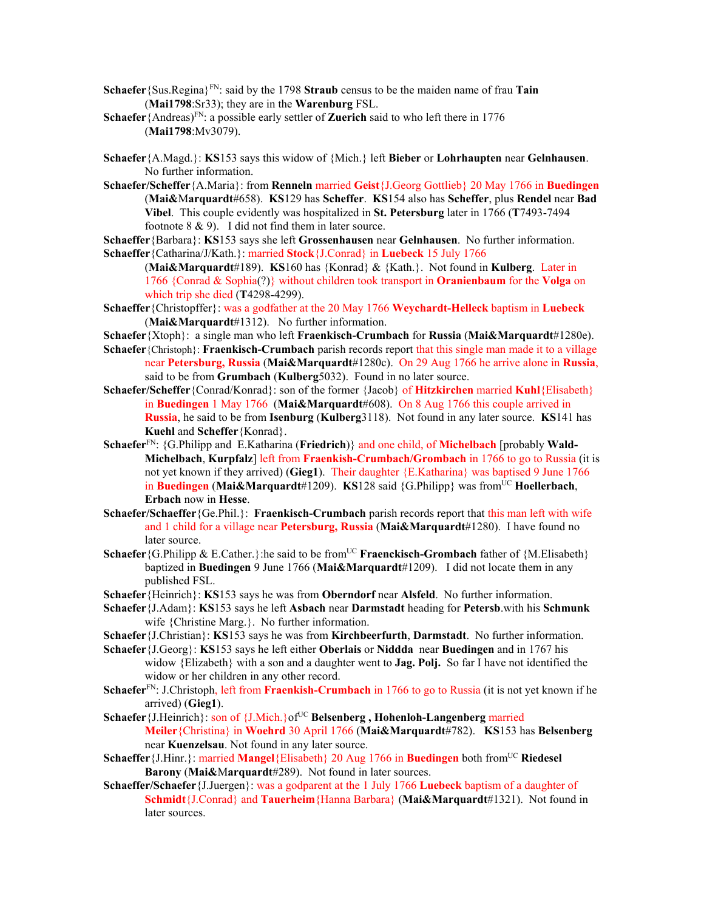**Schaefer**{Sus.Regina}[FN]: said by the 1798 **Straub** census to be the maiden name of frau **Tain** (**Mai1798**:Sr33); they are in the **Warenburg** FSL.

**Schaefer**{Andreas)[FN]: a possible early settler of **Zuerich** said to who left there in 1776 (**Mai1798**:Mv3079).

**Schaefer**{A.Magd.}: **KS**153 says this widow of {Mich.} left **Bieber** or **Lohrhaupten** near **Gelnhausen**. No further information.

**Schaefer/Scheffer**{A.Maria}: from **Renneln** married **Geist**{J.Georg Gottlieb} 20 May 1766 in **Buedingen** (**Mai&**M**arquardt**#658). **KS**129 has **Scheffer**. **KS**154 also has **Scheffer**, plus **Rendel** near **Bad Vibel**. This couple evidently was hospitalized in **St. Petersburg** later in 1766 (**T**7493-7494 footnote 8 & 9). I did not find them in later source.

**Schaeffer**{Barbara}: **KS**153 says she left **Grossenhausen** near **Gelnhausen**. No further information.

**Schaeffer**{Catharina/J/Kath.}: married **Stock**{J.Conrad} in **Luebeck** 15 July 1766 (**Mai&Marquardt**#189). **KS**160 has {Konrad} & {Kath.}. Not found in **Kulberg**. Later in 1766 {Conrad & Sophia(?)} without children took transport in **Oranienbaum** for the **Volga** on which trip she died (**T**4298-4299).

**Schaeffer**{Christopffer}: was a godfather at the 20 May 1766 **Weychardt-Helleck** baptism in **Luebeck** (**Mai&Marquardt**#1312). No further information.

**Schaefer**{Xtoph}: a single man who left **Fraenkisch-Crumbach** for **Russia** (**Mai&Marquardt**#1280e).

**Schaefer**{Christoph}: **Fraenkisch-Crumbach** parish records report that this single man made it to a village near **Petersburg, Russia** (**Mai&Marquardt**#1280c). On 29 Aug 1766 he arrive alone in **Russia**, said to be from **Grumbach** (**Kulberg**5032). Found in no later source.

**Schaefer/Scheffer**{Conrad/Konrad}: son of the former {Jacob} of **Hitzkirchen** married **Kuhl**{Elisabeth} in **Buedingen** 1 May 1766 (**Mai&Marquardt**#608). On 8 Aug 1766 this couple arrived in **Russia**, he said to be from **Isenburg** (**Kulberg**3118). Not found in any later source. **KS**141 has **Kuehl** and **Scheffer**{Konrad}.

**Schaefer**[FN]: {G.Philipp and E.Katharina (**Friedrich**)} and one child, of **Michelbach** [probably **Wald-Michelbach**, **Kurpfalz**] left from **Fraenkish-Crumbach/Grombach** in 1766 to go to Russia (it is not yet known if they arrived) (**Gieg1**). Their daughter {E.Katharina} was baptised 9 June 1766 in **Buedingen** (**Mai&Marquardt**#1209). **KS**128 said {G.Philipp} was from[UC] **Hoellerbach**, **Erbach** now in **Hesse**.

**Schaefer/Schaeffer**{Ge.Phil.}: **Fraenkisch-Crumbach** parish records report that this man left with wife and 1 child for a village near **Petersburg, Russia** (**Mai&Marquardt**#1280). I have found no later source.

**Schaefer**{G.Philipp & E.Cather.}:he said to be from[UC] **Fraenckisch-Grombach** father of {M.Elisabeth} baptized in **Buedingen** 9 June 1766 (**Mai&Marquardt**#1209). I did not locate them in any published FSL.

**Schaefer**{Heinrich}: **KS**153 says he was from **Oberndorf** near **Alsfeld**. No further information.

**Schaefer**{J.Adam}: **KS**153 says he left **Asbach** near **Darmstadt** heading for **Petersb**.with his **Schmunk** wife {Christine Marg.}. No further information.

**Schaefer**{J.Christian}: **KS**153 says he was from **Kirchbeerfurth**, **Darmstadt**. No further information.

**Schaefer**{J.Georg}: **KS**153 says he left either **Oberlais** or **Niddda** near **Buedingen** and in 1767 his widow {Elizabeth} with a son and a daughter went to **Jag. Polj.** So far I have not identified the widow or her children in any other record.

**Schaefer**[FN]: J.Christoph, left from **Fraenkish-Crumbach** in 1766 to go to Russia (it is not yet known if he arrived) (**Gieg1**).

**Schaefer**{J.Heinrich}: son of {J.Mich.}of[UC] **Belsenberg , Hohenloh-Langenberg** married **Meiler**{Christina} in **Woehrd** 30 April 1766 (**Mai&Marquardt**#782). **KS**153 has **Belsenberg** near **Kuenzelsau**. Not found in any later source.

**Schaeffer**{J.Hinr.}: married **Mangel**{Elisabeth} 20 Aug 1766 in **Buedingen** both from[UC] **Riedesel Barony** (**Mai&**M**arquardt**#289). Not found in later sources.

**Schaeffer/Schaefer**{J.Juergen}: was a godparent at the 1 July 1766 **Luebeck** baptism of a daughter of **Schmidt**{J.Conrad} and **Tauerheim**{Hanna Barbara} (**Mai&Marquardt**#1321). Not found in later sources.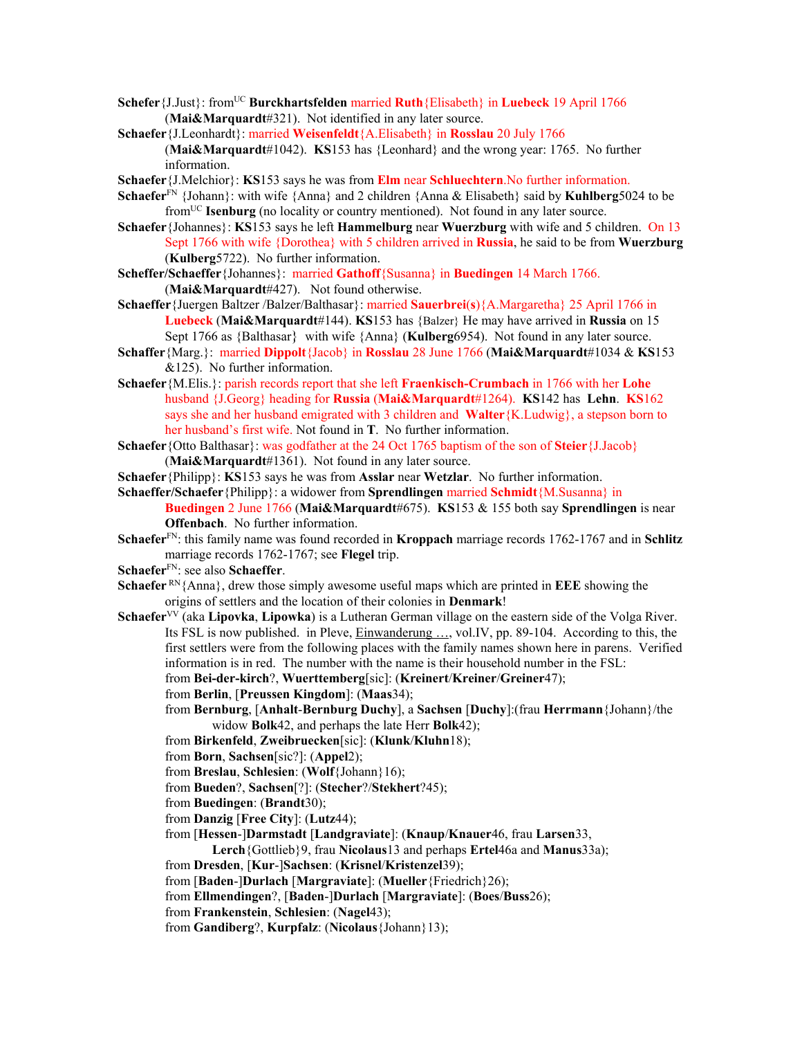**Schefer**{J.Just}: from[UC] **Burckhartsfelden** married **Ruth**{Elisabeth} in **Luebeck** 19 April 1766 (**Mai&Marquardt**#321). Not identified in any later source.

**Schaefer**{J.Leonhardt}: married **Weisenfeldt**{A.Elisabeth} in **Rosslau** 20 July 1766 (**Mai&Marquardt**#1042). **KS**153 has {Leonhard} and the wrong year: 1765. No further information.

**Schaefer**{J.Melchior}: **KS**153 says he was from **Elm** near **Schluechtern**.No further information.

**Schaefer**[FN] {Johann}: with wife {Anna} and 2 children {Anna & Elisabeth} said by **Kuhlberg**5024 to be from[UC] **Isenburg** (no locality or country mentioned). Not found in any later source.

**Schaefer**{Johannes}: **KS**153 says he left **Hammelburg** near **Wuerzburg** with wife and 5 children. On 13 Sept 1766 with wife {Dorothea} with 5 children arrived in **Russia**, he said to be from **Wuerzburg** (**Kulberg**5722). No further information.

**Scheffer/Schaeffer**{Johannes}: married **Gathoff**{Susanna} in **Buedingen** 14 March 1766. (**Mai&Marquardt**#427). Not found otherwise.

**Schaeffer**{Juergen Baltzer /Balzer/Balthasar}: married **Sauerbrei(s)**{A.Margaretha} 25 April 1766 in **Luebeck** (**Mai&Marquardt**#144). **KS**153 has {Balzer} He may have arrived in **Russia** on 15 Sept 1766 as {Balthasar} with wife {Anna} (**Kulberg**6954). Not found in any later source.

**Schaffer**{Marg.}: married **Dippolt**{Jacob} in **Rosslau** 28 June 1766 (**Mai&Marquardt**#1034 & **KS**153 &125). No further information.

**Schaefer**{M.Elis.}: parish records report that she left **Fraenkisch-Crumbach** in 1766 with her **Lohe** husband {J.Georg} heading for **Russia** (**Mai&Marquardt**#1264). **KS**142 has **Lehn**. **KS**162 says she and her husband emigrated with 3 children and **Walter**{K.Ludwig}, a stepson born to her husband's first wife. Not found in **T**. No further information.

**Schaefer**{Otto Balthasar}: was godfather at the 24 Oct 1765 baptism of the son of **Steier**{J.Jacob} (**Mai&Marquardt**#1361). Not found in any later source.

**Schaefer**{Philipp}: **KS**153 says he was from **Asslar** near **Wetzlar**. No further information.

**Schaeffer/Schaefer**{Philipp}: a widower from **Sprendlingen** married **Schmidt**{M.Susanna} in **Buedingen** 2 June 1766 (**Mai&Marquardt**#675). **KS**153 & 155 both say **Sprendlingen** is near **Offenbach**. No further information.

**Schaefer**[FN]: this family name was found recorded in **Kroppach** marriage records 1762-1767 and in **Schlitz** marriage records 1762-1767; see **Flegel** trip.

**Schaefer**[FN]: see also **Schaeffer**.

**Schaefer** [RN]{Anna}, drew those simply awesome useful maps which are printed in **EEE** showing the origins of settlers and the location of their colonies in **Denmark**!

**Schaefer**[VV] (aka **Lipovka**, **Lipowka**) is a Lutheran German village on the eastern side of the Volga River. Its FSL is now published. in Pleve, Einwanderung …, vol.IV, pp. 89-104. According to this, the first settlers were from the following places with the family names shown here in parens. Verified information is in red. The number with the name is their household number in the FSL:

from **Bei-der-kirch**?, **Wuerttemberg**[sic]: (**Kreinert**/**Kreiner**/**Greiner**47);
from **Berlin**, [**Preussen Kingdom**]: (**Maas**34);
from **Bernburg**, [**Anhalt**-**Bernburg Duchy**], a **Sachsen** [**Duchy**]:(frau **Herrmann**{Johann}/the widow **Bolk**42, and perhaps the late Herr **Bolk**42);
from **Birkenfeld**, **Zweibruecken**[sic]: (**Klunk**/**Kluhn**18);
from **Born**, **Sachsen**[sic?]: (**Appel**2);
from **Breslau**, **Schlesien**: (**Wolf**{Johann}16);
from **Bueden**?, **Sachsen**[?]: (**Stecher**?/**Stekhert**?45);
from **Buedingen**: (**Brandt**30);
from **Danzig** [**Free City**]: (**Lutz**44);
from [**Hessen**-]**Darmstadt** [**Landgraviate**]: (**Knaup**/**Knauer**46, frau **Larsen**33, **Lerch**{Gottlieb}9, frau **Nicolaus**13 and perhaps **Ertel**46a and **Manus**33a);
from **Dresden**, [**Kur**-]**Sachsen**: (**Krisnel**/**Kristenzel**39);
from [**Baden**-]**Durlach** [**Margraviate**]: (**Mueller**{Friedrich}26);
from **Ellmendingen**?, [**Baden**-]**Durlach** [**Margraviate**]: (**Boes**/**Buss**26);
from **Frankenstein**, **Schlesien**: (**Nagel**43);
from **Gandiberg**?, **Kurpfalz**: (**Nicolaus**{Johann}13);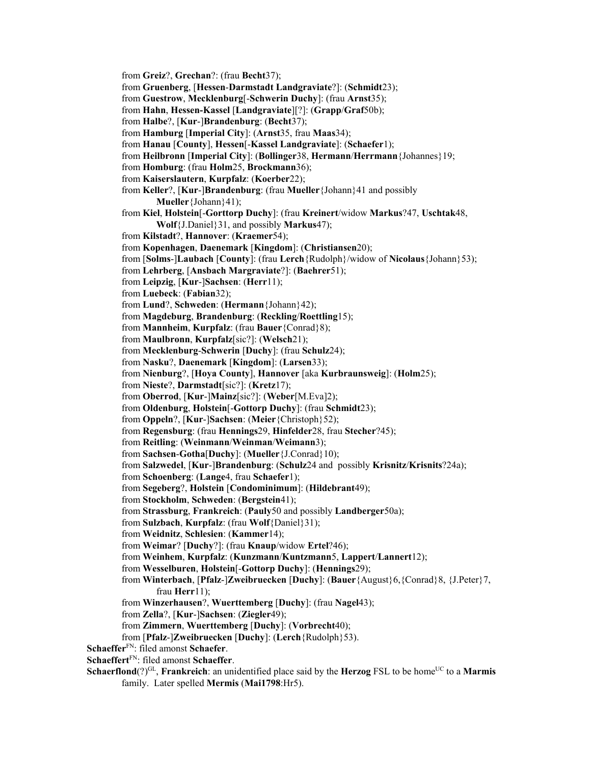from **Greiz**?, **Grechan**?: (frau **Becht**37);
from **Gruenberg**, [**Hessen**-**Darmstadt Landgraviate**?]: (**Schmidt**23);
from **Guestrow**, **Mecklenburg**[-**Schwerin Duchy**]: (frau **Arnst**35);
from **Hahn**, **Hessen-Kassel** [**Landgraviate**][?]: (**Grapp**/**Graf**50b);
from **Halbe**?, [**Kur**-]**Brandenburg**: (**Becht**37);
from **Hamburg** [**Imperial City**]: (**Arnst**35, frau **Maas**34);
from **Hanau** [**County**], **Hessen**[-**Kassel Landgraviate**]: (**Schaefer**1);
from **Heilbronn** [**Imperial City**]: (**Bollinger**38, **Hermann**/**Herrmann**{Johannes}19;
from **Homburg**: (frau **Holm**25, **Brockmann**36);
from **Kaiserslautern**, **Kurpfalz**: (**Koerber**22);
from **Keller**?, [**Kur**-]**Brandenburg**: (frau **Mueller**{Johann}41 and possibly **Mueller**{Johann}41);
from **Kiel**, **Holstein**[-**Gorttorp Duchy**]: (frau **Kreinert**/widow **Markus**?47, **Uschtak**48, **Wolf**{J.Daniel}31, and possibly **Markus**47);
from **Kilstadt**?, **Hannover**: (**Kraemer**54);
from **Kopenhagen**, **Daenemark** [**Kingdom**]: (**Christiansen**20);
from [**Solms**-]**Laubach** [**County**]: (frau **Lerch**{Rudolph}/widow of **Nicolaus**{Johann}53);
from **Lehrberg**, [**Ansbach Margraviate**?]: (**Baehrer**51);
from **Leipzig**, [**Kur**-]**Sachsen**: (**Herr**11);
from **Luebeck**: (**Fabian**32);
from **Lund**?, **Schweden**: (**Hermann**{Johann}42);
from **Magdeburg**, **Brandenburg**: (**Reckling**/**Roettling**15);
from **Mannheim**, **Kurpfalz**: (frau **Bauer**{Conrad}8);
from **Maulbronn**, **Kurpfalz**[sic?]: (**Welsch**21);
from **Mecklenburg-Schwerin** [**Duchy**]: (frau **Schulz**24);
from **Nasku**?, **Daenemark** [**Kingdom**]: (**Larsen**33);
from **Nienburg**?, [**Hoya County**], **Hannover** [aka **Kurbraunsweig**]: (**Holm**25);
from **Nieste**?, **Darmstadt**[sic?]: (**Kretz**17);
from **Oberrod**, [**Kur**-]**Mainz**[sic?]: (**Weber**[M.Eva]2);
from **Oldenburg**, **Holstein**[-**Gottorp Duchy**]: (frau **Schmidt**23);
from **Oppeln**?, [**Kur**-]**Sachsen**: (**Meier**{Christoph}52);
from **Regensburg**: (frau **Hennings**29, **Hinfelder**28, frau **Stecher**?45);
from **Reitling**: (**Weinmann**/**Weinman**/**Weimann**3);
from **Sachsen-Gotha**[**Duchy**]: (**Mueller**{J.Conrad}10);
from **Salzwedel**, [**Kur**-]**Brandenburg**: (**Schulz**24 and possibly **Krisnitz**/**Krisnits**?24a);
from **Schoenberg**: (**Lange**4, frau **Schaefer**1);
from **Segeberg**?, **Holstein** [**Condominimum**]: (**Hildebrant**49);
from **Stockholm**, **Schweden**: (**Bergstein**41);
from **Strassburg**, **Frankreich**: (**Pauly**50 and possibly **Landberger**50a);
from **Sulzbach**, **Kurpfalz**: (frau **Wolf**{Daniel}31);
from **Weidnitz**, **Schlesien**: (**Kammer**14);
from **Weimar**? [**Duchy**?]: (frau **Knaup**/widow **Ertel**?46);
from **Weinhem**, **Kurpfalz**: (**Kunzmann**/**Kuntzmann**5, **Lappert**/**Lannert**12);
from **Wesselburen**, **Holstein**[-**Gottorp Duchy**]: (**Hennings**29);
from **Winterbach**, [**Pfalz**-]**Zweibruecken** [**Duchy**]: (**Bauer**{August}6,{Conrad}8, {J.Peter}7, frau **Herr**11);
from **Winzerhausen**?, **Wuerttemberg** [**Duchy**]: (frau **Nagel**43);
from **Zella**?, [**Kur**-]**Sachsen**: (**Ziegler**49);
from **Zimmern**, **Wuerttemberg** [**Duchy**]: (**Vorbrecht**40);
from [**Pfalz**-]**Zweibruecken** [**Duchy**]: (**Lerch**{Rudolph}53).

**Schaeffer**[FN]: filed amonst **Schaefer**.

**Schaeffert**[FN]: filed amonst **Schaeffer**.

**Schaerflond**(?)[GL], **Frankreich**: an unidentified place said by the **Herzog** FSL to be home[UC] to a **Marmis** family. Later spelled **Mermis** (**Mai1798**:Hr5).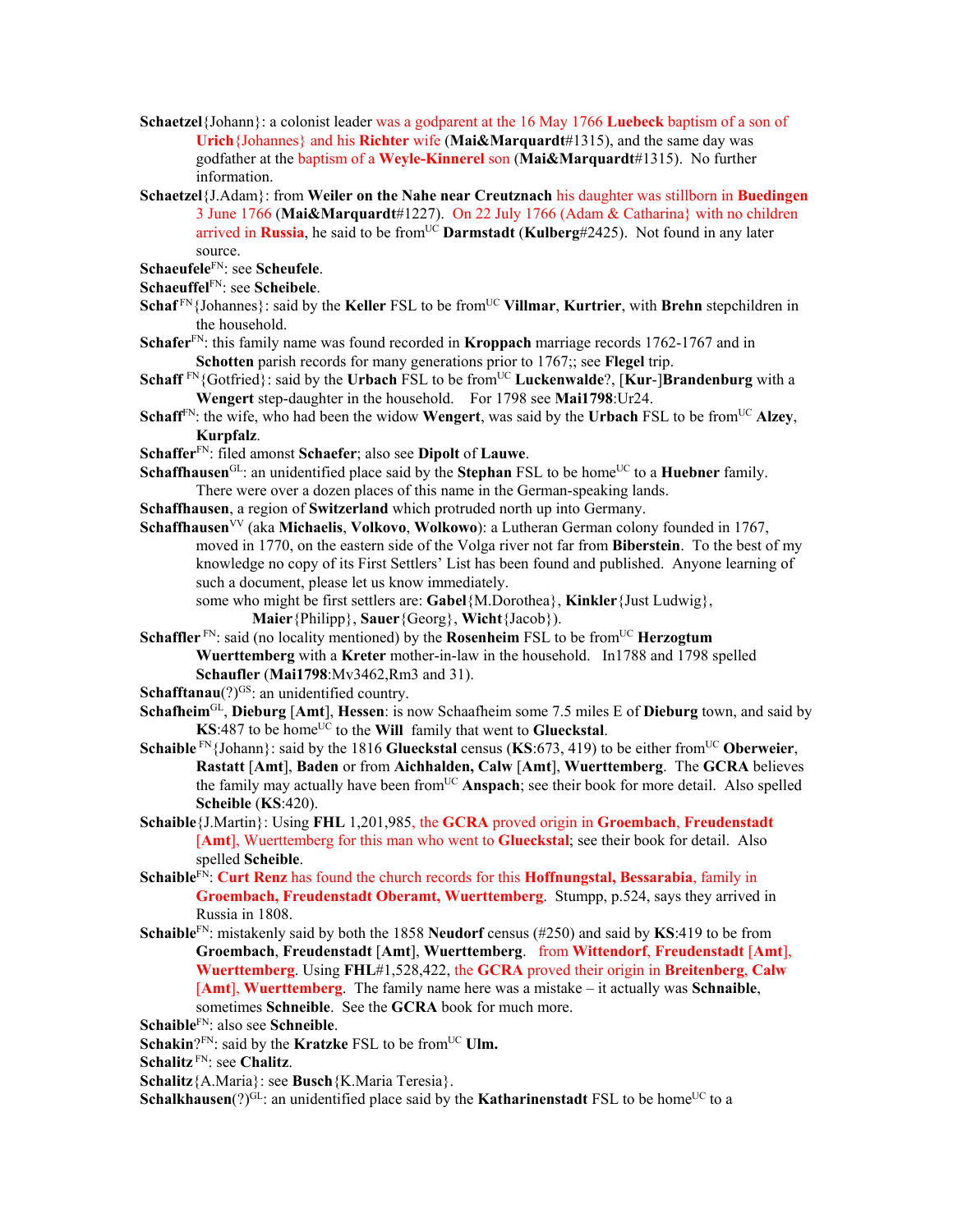**Schaetzel**{Johann}: a colonist leader was a godparent at the 16 May 1766 **Luebeck** baptism of a son of **Urich**{Johannes} and his **Richter** wife (**Mai&Marquardt**#1315), and the same day was godfather at the baptism of a **Weyle-Kinnerel** son (**Mai&Marquardt**#1315). No further information.

**Schaetzel**{J.Adam}: from **Weiler on the Nahe near Creutznach** his daughter was stillborn in **Buedingen** 3 June 1766 (**Mai&Marquardt**#1227). On 22 July 1766 (Adam & Catharina} with no children arrived in **Russia**, he said to be from[UC] **Darmstadt** (**Kulberg**#2425). Not found in any later source.

**Schaeufele**[FN]: see **Scheufele**.

**Schaeuffel**[FN]: see **Scheibele**.

**Schaf**[FN]{Johannes}: said by the **Keller** FSL to be from[UC] **Villmar**, **Kurtrier**, with **Brehn** stepchildren in the household.

**Schafer**[FN]: this family name was found recorded in **Kroppach** marriage records 1762-1767 and in **Schotten** parish records for many generations prior to 1767;; see **Flegel** trip.

**Schaff** [FN]{Gotfried}: said by the **Urbach** FSL to be from[UC] **Luckenwalde**?, [**Kur**-]**Brandenburg** with a **Wengert** step-daughter in the household. For 1798 see **Mai1798**:Ur24.

**Schaff**[FN]: the wife, who had been the widow **Wengert**, was said by the **Urbach** FSL to be from[UC] **Alzey**, **Kurpfalz**.

**Schaffer**[FN]: filed amonst **Schaefer**; also see **Dipolt** of **Lauwe**.

**Schaffhausen**[GL]: an unidentified place said by the **Stephan** FSL to be home[UC] to a **Huebner** family. There were over a dozen places of this name in the German-speaking lands.

**Schaffhausen**, a region of **Switzerland** which protruded north up into Germany.

**Schaffhausen**[VV] (aka **Michaelis**, **Volkovo**, **Wolkowo**): a Lutheran German colony founded in 1767, moved in 1770, on the eastern side of the Volga river not far from **Biberstein**. To the best of my knowledge no copy of its First Settlers' List has been found and published. Anyone learning of such a document, please let us know immediately.
some who might be first settlers are: **Gabel**{M.Dorothea}, **Kinkler**{Just Ludwig}, **Maier**{Philipp}, **Sauer**{Georg}, **Wicht**{Jacob}).

**Schaffler** [FN]: said (no locality mentioned) by the **Rosenheim** FSL to be from[UC] **Herzogtum Wuerttemberg** with a **Kreter** mother-in-law in the household. In1788 and 1798 spelled **Schaufler** (**Mai1798**:Mv3462,Rm3 and 31).

**Schafftanau**(?)[GS]: an unidentified country.

**Schafheim**[GL], **Dieburg** [**Amt**], **Hessen**: is now Schaafheim some 7.5 miles E of **Dieburg** town, and said by **KS**:487 to be home[UC] to the **Will** family that went to **Glueckstal**.

**Schaible** [FN]{Johann}: said by the 1816 **Glueckstal** census (**KS**:673, 419) to be either from[UC] **Oberweier**, **Rastatt** [**Amt**], **Baden** or from **Aichhalden, Calw** [**Amt**], **Wuerttemberg**. The **GCRA** believes the family may actually have been from[UC] **Anspach**; see their book for more detail. Also spelled **Scheible** (**KS**:420).

**Schaible**{J.Martin}: Using **FHL** 1,201,985, the **GCRA** proved origin in **Groembach**, **Freudenstadt** [**Amt**], Wuerttemberg for this man who went to **Glueckstal**; see their book for detail. Also spelled **Scheible**.

**Schaible**[FN]: **Curt Renz** has found the church records for this **Hoffnungstal, Bessarabia**, family in **Groembach, Freudenstadt Oberamt, Wuerttemberg**. Stumpp, p.524, says they arrived in Russia in 1808.

**Schaible**[FN]: mistakenly said by both the 1858 **Neudorf** census (#250) and said by **KS**:419 to be from **Groembach**, **Freudenstadt** [**Amt**], **Wuerttemberg**. from **Wittendorf**, **Freudenstadt** [**Amt**], **Wuerttemberg**. Using **FHL**#1,528,422, the **GCRA** proved their origin in **Breitenberg**, **Calw** [**Amt**], **Wuerttemberg**. The family name here was a mistake – it actually was **Schnaible**, sometimes **Schneible**. See the **GCRA** book for much more.

**Schaible**[FN]: also see **Schneible**.

**Schakin**?[FN]: said by the **Kratzke** FSL to be from[UC] **Ulm.**

**Schalitz** [FN]: see **Chalitz**.

**Schalitz**{A.Maria}: see **Busch**{K.Maria Teresia}.

**Schalkhausen**(?)[GL]: an unidentified place said by the **Katharinenstadt** FSL to be home[UC] to a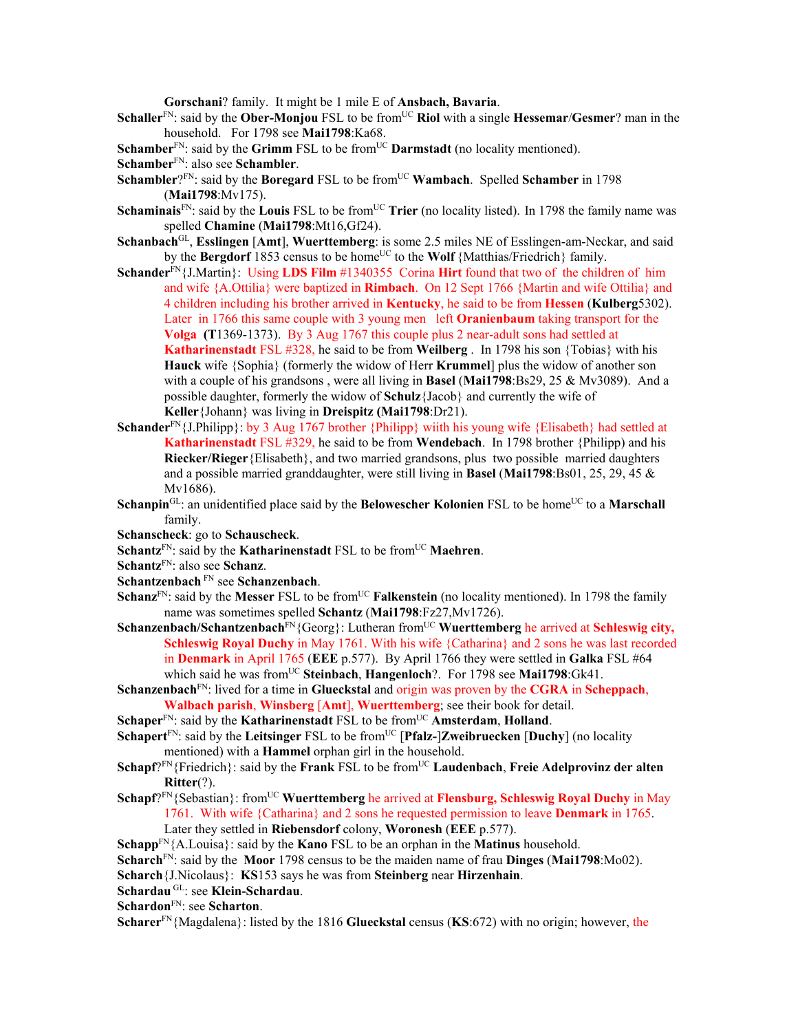**Gorschani**? family. It might be 1 mile E of **Ansbach, Bavaria**.

**Schaller**[FN]: said by the **Ober-Monjou** FSL to be from[UC] **Riol** with a single **Hessemar**/**Gesmer**? man in the household. For 1798 see **Mai1798**:Ka68.

**Schamber**[FN]: said by the **Grimm** FSL to be from[UC] **Darmstadt** (no locality mentioned).

**Schamber**[FN]: also see **Schambler**.

**Schambler**?[FN]: said by the **Boregard** FSL to be from[UC] **Wambach**. Spelled **Schamber** in 1798 (**Mai1798**:Mv175).

**Schaminais**[FN]: said by the **Louis** FSL to be from[UC] **Trier** (no locality listed). In 1798 the family name was spelled **Chamine** (**Mai1798**:Mt16,Gf24).

**Schanbach**[GL], **Esslingen** [**Amt**], **Wuerttemberg**: is some 2.5 miles NE of Esslingen-am-Neckar, and said by the **Bergdorf** 1853 census to be home[UC] to the **Wolf** {Matthias/Friedrich} family.

**Schander**[FN]{J.Martin}: Using **LDS Film** #1340355 Corina **Hirt** found that two of the children of him and wife {A.Ottilia} were baptized in **Rimbach**. On 12 Sept 1766 {Martin and wife Ottilia} and 4 children including his brother arrived in **Kentucky**, he said to be from **Hessen** (**Kulberg**5302). Later in 1766 this same couple with 3 young men left **Oranienbaum** taking transport for the **Volga** (**T**1369-1373). By 3 Aug 1767 this couple plus 2 near-adult sons had settled at **Katharinenstadt** FSL #328, he said to be from **Weilberg** . In 1798 his son {Tobias} with his **Hauck** wife {Sophia} (formerly the widow of Herr **Krummel**] plus the widow of another son with a couple of his grandsons , were all living in **Basel** (**Mai1798**:Bs29, 25 & Mv3089). And a possible daughter, formerly the widow of **Schulz**{Jacob} and currently the wife of **Keller**{Johann} was living in **Dreispitz** (**Mai1798**:Dr21).

**Schander**[FN]{J.Philipp}: by 3 Aug 1767 brother {Philipp} wiith his young wife {Elisabeth} had settled at **Katharinenstadt** FSL #329, he said to be from **Wendebach**. In 1798 brother {Philipp) and his **Riecker**/**Rieger**{Elisabeth}, and two married grandsons, plus two possible married daughters and a possible married granddaughter, were still living in **Basel** (**Mai1798**:Bs01, 25, 29, 45 & Mv1686).

**Schanpin**[GL]: an unidentified place said by the **Belowescher Kolonien** FSL to be home[UC] to a **Marschall** family.

**Schanscheck**: go to **Schauscheck**.

**Schantz**[FN]: said by the **Katharinenstadt** FSL to be from[UC] **Maehren**.

**Schantz**[FN]: also see **Schanz**.

**Schantzenbach** [FN] see **Schanzenbach**.

**Schanz**[FN]: said by the **Messer** FSL to be from[UC] **Falkenstein** (no locality mentioned). In 1798 the family name was sometimes spelled **Schantz** (**Mai1798**:Fz27,Mv1726).

**Schanzenbach/Schantzenbach**[FN]{Georg}: Lutheran from[UC] **Wuerttemberg** he arrived at **Schleswig city, Schleswig Royal Duchy** in May 1761. With his wife {Catharina} and 2 sons he was last recorded in **Denmark** in April 1765 (**EEE** p.577). By April 1766 they were settled in **Galka** FSL #64 which said he was from[UC] **Steinbach**, **Hangenloch**?. For 1798 see **Mai1798**:Gk41.

**Schanzenbach**[FN]: lived for a time in **Glueckstal** and origin was proven by the **CGRA** in **Scheppach**, **Walbach parish**, **Winsberg** [**Amt**], **Wuerttemberg**; see their book for detail.

**Schaper**[FN]: said by the **Katharinenstadt** FSL to be from[UC] **Amsterdam**, **Holland**.

**Schapert**[FN]: said by the **Leitsinger** FSL to be from[UC] [**Pfalz-]Zweibruecken** [**Duchy**] (no locality mentioned) with a **Hammel** orphan girl in the household.

**Schapf**?[FN]{Friedrich}: said by the **Frank** FSL to be from[UC] **Laudenbach**, **Freie Adelprovinz der alten Ritter**(?).

**Schapf**?[FN]{Sebastian}: from[UC] **Wuerttemberg** he arrived at **Flensburg, Schleswig Royal Duchy** in May 1761. With wife {Catharina} and 2 sons he requested permission to leave **Denmark** in 1765. Later they settled in **Riebensdorf** colony, **Woronesh** (**EEE** p.577).

**Schapp**[FN]{A.Louisa}: said by the **Kano** FSL to be an orphan in the **Matinus** household.

**Scharch**[FN]: said by the **Moor** 1798 census to be the maiden name of frau **Dinges** (**Mai1798**:Mo02).

**Scharch**{J.Nicolaus}: **KS**153 says he was from **Steinberg** near **Hirzenhain**.

**Schardau** [GL]: see **Klein-Schardau**.

**Schardon**[FN]: see **Scharton**.

**Scharer**[FN]{Magdalena}: listed by the 1816 **Glueckstal** census (**KS**:672) with no origin; however, the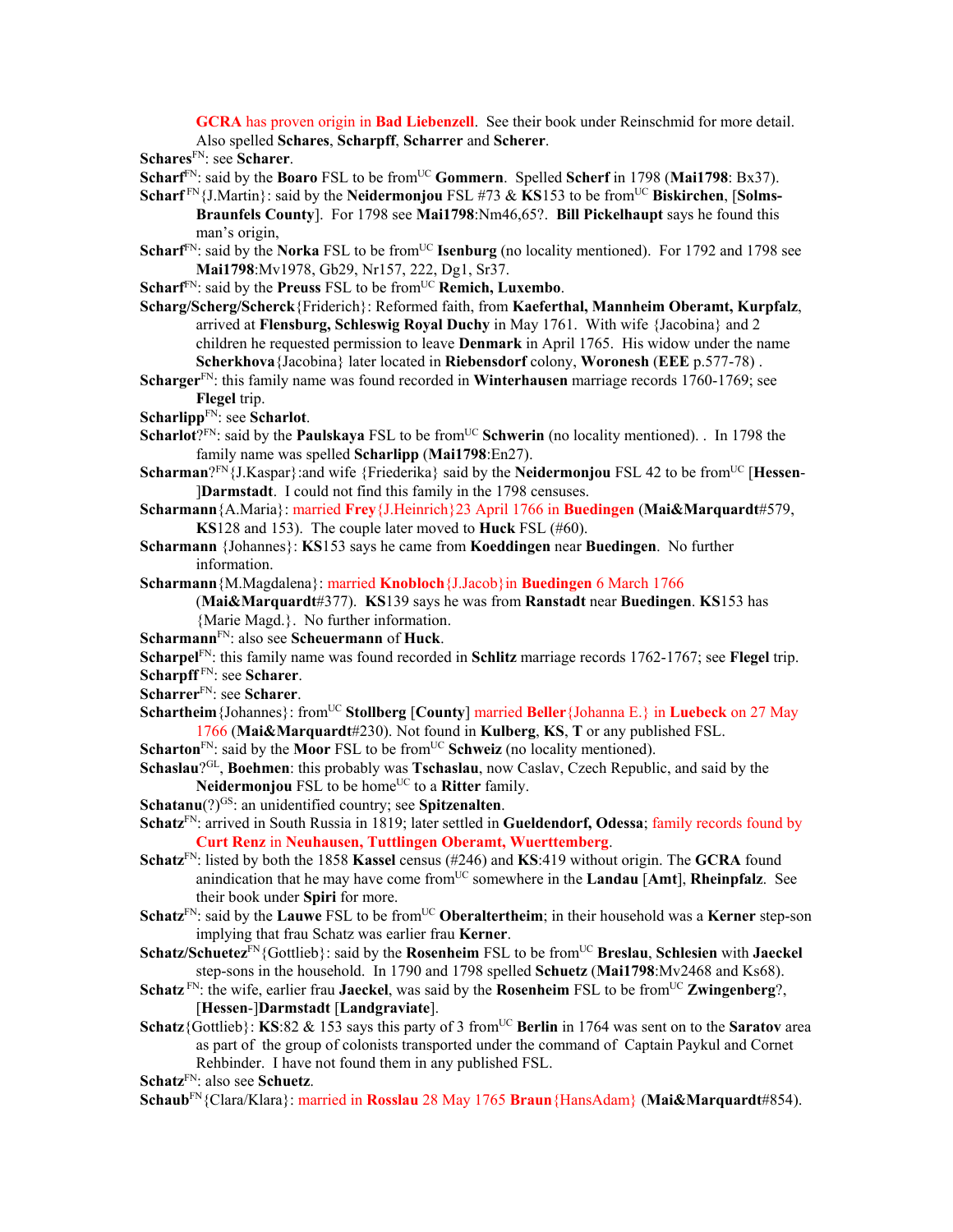**GCRA** has proven origin in **Bad Liebenzell**. See their book under Reinschmid for more detail. Also spelled **Schares**, **Scharpff**, **Scharrer** and **Scherer**.

**Schares**[FN]: see **Scharer**.

**Scharf**[FN]: said by the **Boaro** FSL to be from[UC] **Gommern**. Spelled **Scherf** in 1798 (**Mai1798**: Bx37).

**Scharf**[FN]{J.Martin}: said by the **Neidermonjou** FSL #73 & **KS**153 to be from[UC] **Biskirchen**, [**Solms-Braunfels County**]. For 1798 see **Mai1798**:Nm46,65?. **Bill Pickelhaupt** says he found this man's origin,

**Scharf**[FN]: said by the **Norka** FSL to be from[UC] **Isenburg** (no locality mentioned). For 1792 and 1798 see **Mai1798**:Mv1978, Gb29, Nr157, 222, Dg1, Sr37.

**Scharf**[FN]: said by the **Preuss** FSL to be from[UC] **Remich, Luxembo**.

**Scharg/Scherg/Scherck**{Friderich}: Reformed faith, from **Kaeferthal, Mannheim Oberamt, Kurpfalz**, arrived at **Flensburg, Schleswig Royal Duchy** in May 1761. With wife {Jacobina} and 2 children he requested permission to leave **Denmark** in April 1765. His widow under the name **Scherkhova**{Jacobina} later located in **Riebensdorf** colony, **Woronesh** (**EEE** p.577-78) .

**Scharger**[FN]: this family name was found recorded in **Winterhausen** marriage records 1760-1769; see **Flegel** trip.

**Scharlipp**[FN]: see **Scharlot**.

**Scharlot**?[FN]: said by the **Paulskaya** FSL to be from[UC] **Schwerin** (no locality mentioned). . In 1798 the family name was spelled **Scharlipp** (**Mai1798**:En27).

**Scharman**?[FN]{J.Kaspar}:and wife {Friederika} said by the **Neidermonjou** FSL 42 to be from[UC] [**Hessen-**]**Darmstadt**. I could not find this family in the 1798 censuses.

**Scharmann**{A.Maria}: married **Frey**{J.Heinrich}23 April 1766 in **Buedingen** (**Mai&Marquardt**#579, **KS**128 and 153). The couple later moved to **Huck** FSL (#60).

**Scharmann** {Johannes}: **KS**153 says he came from **Koeddingen** near **Buedingen**. No further information.

**Scharmann**{M.Magdalena}: married **Knobloch**{J.Jacob}in **Buedingen** 6 March 1766 (**Mai&Marquardt**#377). **KS**139 says he was from **Ranstadt** near **Buedingen**. **KS**153 has {Marie Magd.}. No further information.

**Scharmann**[FN]: also see **Scheuermann** of **Huck**.

**Scharpel**[FN]: this family name was found recorded in **Schlitz** marriage records 1762-1767; see **Flegel** trip.

**Scharpff**[FN]: see **Scharer**.

**Scharrer**[FN]: see **Scharer**.

**Schartheim**{Johannes}: from[UC] **Stollberg** [**County**] married **Beller**{Johanna E.} in **Luebeck** on 27 May 1766 (**Mai&Marquardt**#230). Not found in **Kulberg**, **KS**, **T** or any published FSL.

**Scharton**[FN]: said by the **Moor** FSL to be from[UC] **Schweiz** (no locality mentioned).

**Schaslau**?[GL], **Boehmen**: this probably was **Tschaslau**, now Caslav, Czech Republic, and said by the **Neidermonjou** FSL to be home[UC] to a **Ritter** family.

**Schatanu**(?)[GS]: an unidentified country; see **Spitzenalten**.

**Schatz**[FN]: arrived in South Russia in 1819; later settled in **Gueldendorf, Odessa**; family records found by **Curt Renz** in **Neuhausen, Tuttlingen Oberamt, Wuerttemberg**.

**Schatz**[FN]: listed by both the 1858 **Kassel** census (#246) and **KS**:419 without origin. The **GCRA** found anindication that he may have come from[UC] somewhere in the **Landau** [**Amt**], **Rheinpfalz**. See their book under **Spiri** for more.

**Schatz**[FN]: said by the **Lauwe** FSL to be from[UC] **Oberaltertheim**; in their household was a **Kerner** step-son implying that frau Schatz was earlier frau **Kerner**.

**Schatz/Schuetz**[FN]{Gottlieb}: said by the **Rosenheim** FSL to be from[UC] **Breslau**, **Schlesien** with **Jaeckel** step-sons in the household. In 1790 and 1798 spelled **Schuetz** (**Mai1798**:Mv2468 and Ks68).

**Schatz** [FN]: the wife, earlier frau **Jaeckel**, was said by the **Rosenheim** FSL to be from[UC] **Zwingenberg**?, [**Hessen**-]**Darmstadt** [**Landgraviate**].

**Schatz**{Gottlieb}: **KS**:82 & 153 says this party of 3 from[UC] **Berlin** in 1764 was sent on to the **Saratov** area as part of the group of colonists transported under the command of Captain Paykul and Cornet Rehbinder. I have not found them in any published FSL.

**Schatz**[FN]: also see **Schuetz**.

**Schaub**[FN]{Clara/Klara}: married in **Rosslau** 28 May 1765 **Braun**{HansAdam} (**Mai&Marquardt**#854).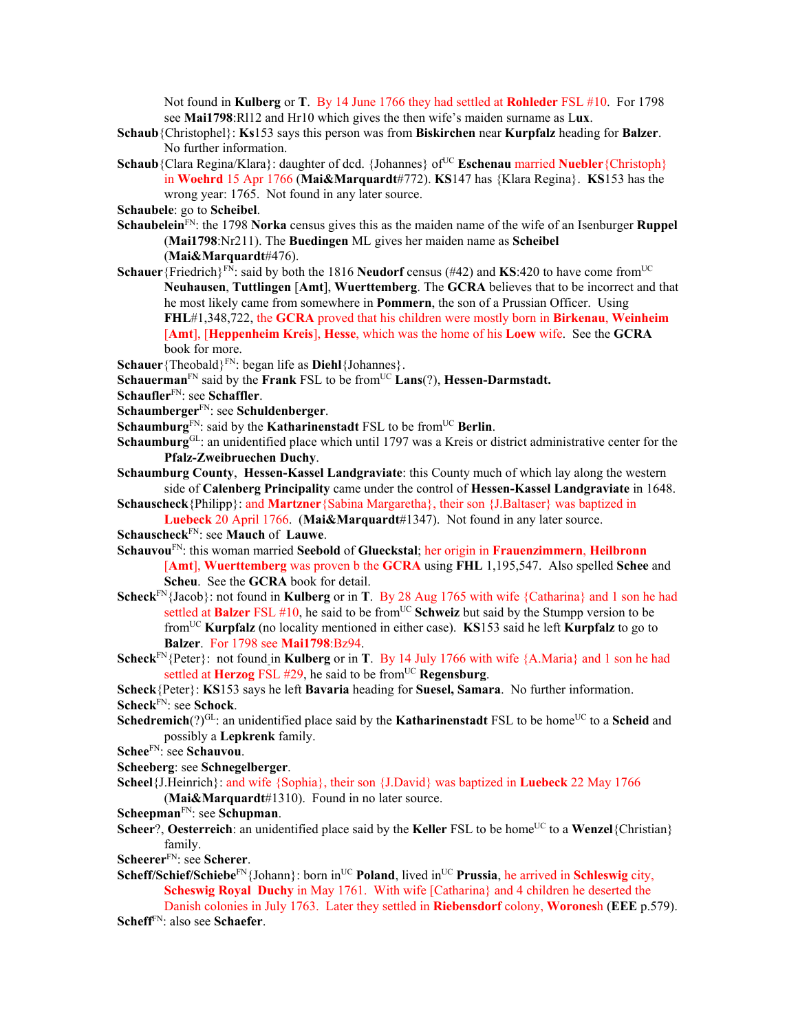Not found in **Kulberg** or **T**. By 14 June 1766 they had settled at **Rohleder** FSL #10. For 1798 see **Mai1798**:Rl12 and Hr10 which gives the then wife's maiden surname as L**ux**.

**Schaub**{Christophel}: **Ks**153 says this person was from **Biskirchen** near **Kurpfalz** heading for **Balzer**. No further information.

**Schaub**{Clara Regina/Klara}: daughter of dcd. {Johannes} of[UC] **Eschenau** married **Nuebler**{Christoph} in **Woehrd** 15 Apr 1766 (**Mai&Marquardt**#772). **KS**147 has {Klara Regina}. **KS**153 has the wrong year: 1765. Not found in any later source.

**Schaubele**: go to **Scheibel**.

**Schaubelein**[FN]: the 1798 **Norka** census gives this as the maiden name of the wife of an Isenburger **Ruppel** (**Mai1798**:Nr211). The **Buedingen** ML gives her maiden name as **Scheibel** (**Mai&Marquardt**#476).

**Schauer**{Friedrich}[FN]: said by both the 1816 **Neudorf** census (#42) and **KS**:420 to have come from[UC] **Neuhausen**, **Tuttlingen** [**Amt**], **Wuerttemberg**. The **GCRA** believes that to be incorrect and that he most likely came from somewhere in **Pommern**, the son of a Prussian Officer. Using **FHL**#1,348,722, the **GCRA** proved that his children were mostly born in **Birkenau**, **Weinheim** [**Amt**], [**Heppenheim Kreis**], **Hesse**, which was the home of his **Loew** wife. See the **GCRA** book for more.

**Schauer**{Theobald}[FN]: began life as **Diehl**{Johannes}.

**Schauerman**[FN] said by the **Frank** FSL to be from[UC] **Lans**(?), **Hessen-Darmstadt.**

**Schaufler**[FN]: see **Schaffler**.

**Schaumberger**[FN]: see **Schuldenberger**.

**Schaumburg**[FN]: said by the **Katharinenstadt** FSL to be from[UC] **Berlin**.

**Schaumburg**[GL]: an unidentified place which until 1797 was a Kreis or district administrative center for the **Pfalz-Zweibruechen Duchy**.

**Schaumburg County**, **Hessen-Kassel Landgraviate**: this County much of which lay along the western side of **Calenberg Principality** came under the control of **Hessen-Kassel Landgraviate** in 1648.

**Schauscheck**{Philipp}: and **Martzner**{Sabina Margaretha}, their son {J.Baltaser} was baptized in **Luebeck** 20 April 1766. (**Mai&Marquardt**#1347). Not found in any later source.

**Schauscheck**[FN]: see **Mauch** of **Lauwe**.

**Schauvou**[FN]: this woman married **Seebold** of **Glueckstal**; her origin in **Frauenzimmern**, **Heilbronn** [**Amt**], **Wuerttemberg** was proven b the **GCRA** using **FHL** 1,195,547. Also spelled **Schee** and **Scheu**. See the **GCRA** book for detail.

**Scheck**[FN]{Jacob}: not found in **Kulberg** or in **T**. By 28 Aug 1765 with wife {Catharina} and 1 son he had settled at **Balzer** FSL #10, he said to be from[UC] **Schweiz** but said by the Stumpp version to be from[UC] **Kurpfalz** (no locality mentioned in either case). **KS**153 said he left **Kurpfalz** to go to **Balzer**. For 1798 see **Mai1798**:Bz94.

**Scheck**[FN]{Peter}: not found in **Kulberg** or in **T**. By 14 July 1766 with wife {A.Maria} and 1 son he had settled at **Herzog** FSL #29, he said to be from[UC] **Regensburg**.

**Scheck**{Peter}: **KS**153 says he left **Bavaria** heading for **Suesel, Samara**. No further information.

**Scheck**[FN]: see **Schock**.

**Schedremich**(?)[GL]: an unidentified place said by the **Katharinenstadt** FSL to be home[UC] to a **Scheid** and possibly a **Lepkrenk** family.

**Schee**[FN]: see **Schauvou**.

**Scheeberg**: see **Schnegelberger**.

**Scheel**{J.Heinrich}: and wife {Sophia}, their son {J.David} was baptized in **Luebeck** 22 May 1766 (**Mai&Marquardt**#1310). Found in no later source.

**Scheepman**[FN]: see **Schupman**.

**Scheer**?, **Oesterreich**: an unidentified place said by the **Keller** FSL to be home[UC] to a **Wenzel**{Christian} family.

**Scheerer**[FN]: see **Scherer**.

**Scheff/Schief/Schiebe**[FN]{Johann}: born in[UC] **Poland**, lived in[UC] **Prussia**, he arrived in **Schleswig** city, **Scheswig Royal Duchy** in May 1761. With wife [Catharina} and 4 children he deserted the Danish colonies in July 1763. Later they settled in **Riebensdorf** colony, **Woronesh** (**EEE** p.579).

**Scheff**[FN]: also see **Schaefer**.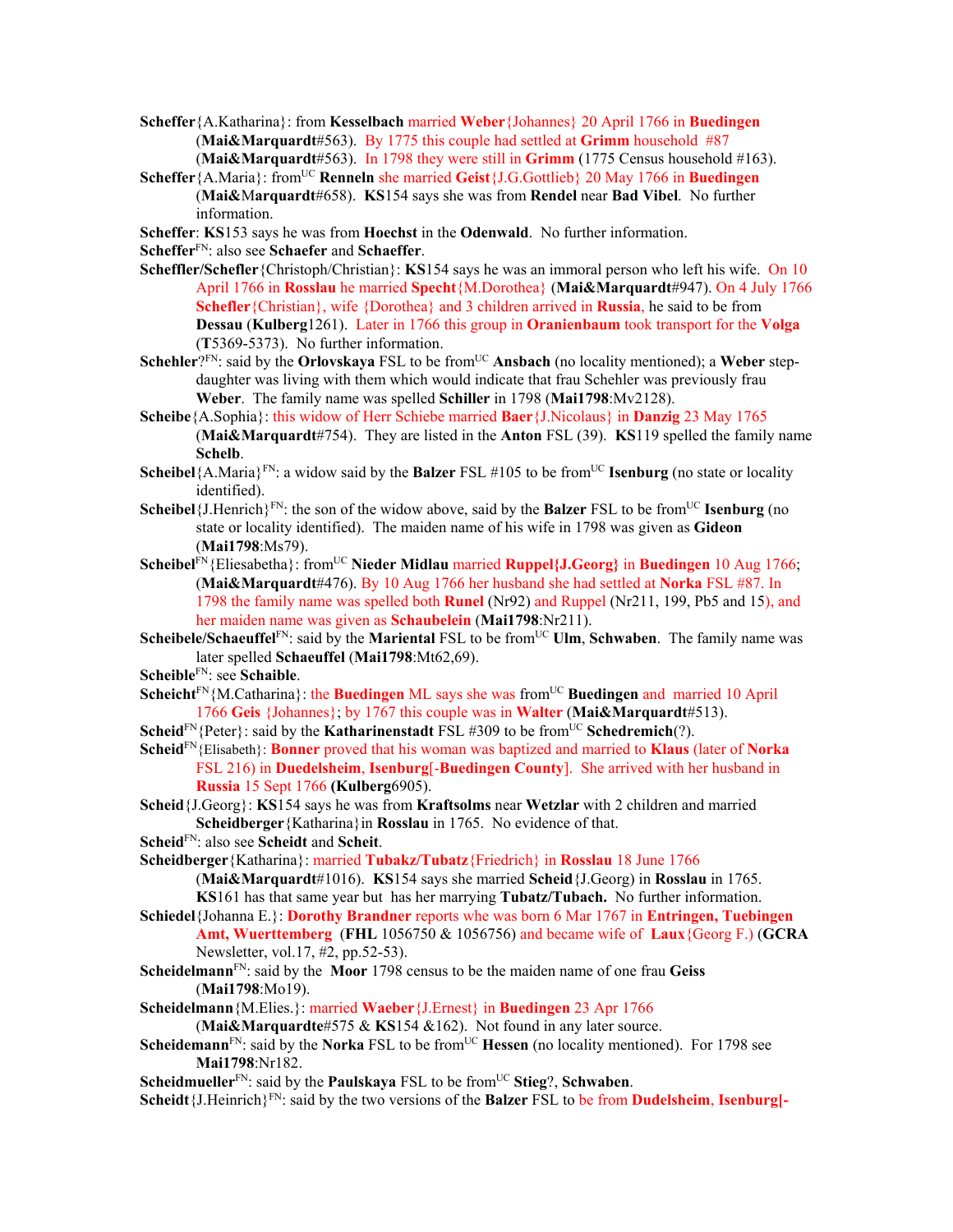**Scheffer**{A.Katharina}: from **Kesselbach** married **Weber**{Johannes} 20 April 1766 in **Buedingen** (**Mai&Marquardt**#563). By 1775 this couple had settled at **Grimm** household #87 (**Mai&Marquardt**#563). In 1798 they were still in **Grimm** (1775 Census household #163).

**Scheffer**{A.Maria}: from[UC] **Renneln** she married **Geist**{J.G.Gottlieb} 20 May 1766 in **Buedingen** (**Mai&Marquardt**#658). **KS**154 says she was from **Rendel** near **Bad Vibel**. No further information.

**Scheffer**: **KS**153 says he was from **Hoechst** in the **Odenwald**. No further information.

**Scheffer**[FN]: also see **Schaefer** and **Schaeffer**.

**Scheffler/Schefler**{Christoph/Christian}: **KS**154 says he was an immoral person who left his wife. On 10 April 1766 in **Rosslau** he married **Specht**{M.Dorothea} (**Mai&Marquardt**#947). On 4 July 1766 **Schefler**{Christian}, wife {Dorothea} and 3 children arrived in **Russia**, he said to be from **Dessau** (**Kulberg**1261). Later in 1766 this group in **Oranienbaum** took transport for the **Volga** (**T**5369-5373). No further information.

**Schehler**?[FN]: said by the **Orlovskaya** FSL to be from[UC] **Ansbach** (no locality mentioned); a **Weber** step-daughter was living with them which would indicate that frau Schehler was previously frau **Weber**. The family name was spelled **Schiller** in 1798 (**Mai1798**:Mv2128).

**Scheibe**{A.Sophia}: this widow of Herr Schiebe married **Baer**{J.Nicolaus} in **Danzig** 23 May 1765 (**Mai&Marquardt**#754). They are listed in the **Anton** FSL (39). **KS**119 spelled the family name **Schelb**.

**Scheibel**{A.Maria}[FN]: a widow said by the **Balzer** FSL #105 to be from[UC] **Isenburg** (no state or locality identified).

**Scheibel**{J.Henrich}[FN]: the son of the widow above, said by the **Balzer** FSL to be from[UC] **Isenburg** (no state or locality identified). The maiden name of his wife in 1798 was given as **Gideon** (**Mai1798**:Ms79).

**Scheibel**[FN]{Eliesabetha}: from[UC] **Nieder Midlau** married **Ruppel{J.Georg}** in **Buedingen** 10 Aug 1766; (**Mai&Marquardt**#476). By 10 Aug 1766 her husband she had settled at **Norka** FSL #87. In 1798 the family name was spelled both **Runel** (Nr92) and Ruppel (Nr211, 199, Pb5 and 15), and her maiden name was given as **Schaubelein** (**Mai1798**:Nr211).

**Scheibele/Schaeuffel**[FN]: said by the **Mariental** FSL to be from[UC] **Ulm**, **Schwaben**. The family name was later spelled **Schaeuffel** (**Mai1798**:Mt62,69).

**Scheible**[FN]: see **Schaible**.

**Scheicht**[FN]{M.Catharina}: the **Buedingen** ML says she was from[UC] **Buedingen** and married 10 April 1766 **Geis** {Johannes}; by 1767 this couple was in **Walter** (**Mai&Marquardt**#513).

**Scheid**[FN]{Peter}: said by the **Katharinenstadt** FSL #309 to be from[UC] **Schedremich**(?).

**Scheid**[FN]{Elisabeth}: **Bonner** proved that his woman was baptized and married to **Klaus** (later of **Norka** FSL 216) in **Duedelsheim**, **Isenburg**[-**Buedingen County**]. She arrived with her husband in **Russia** 15 Sept 1766 (**Kulberg**6905).

**Scheid**{J.Georg}: **KS**154 says he was from **Kraftsolms** near **Wetzlar** with 2 children and married **Scheidberger**{Katharina}in **Rosslau** in 1765. No evidence of that.

**Scheid**[FN]: also see **Scheidt** and **Scheit**.

**Scheidberger**{Katharina}: married **Tubakz/Tubatz**{Friedrich} in **Rosslau** 18 June 1766 (**Mai&Marquardt**#1016). **KS**154 says she married **Scheid**{J.Georg}) in **Rosslau** in 1765. **KS**161 has that same year but has her marrying **Tubatz/Tubach.** No further information.

**Schiedel**{Johanna E.}: **Dorothy Brandner** reports whe was born 6 Mar 1767 in **Entringen, Tuebingen Amt, Wuerttemberg** (**FHL** 1056750 & 1056756) and became wife of **Laux**{Georg F.) (**GCRA** Newsletter, vol.17, #2, pp.52-53).

**Scheidelmann**[FN]: said by the **Moor** 1798 census to be the maiden name of one frau **Geiss** (**Mai1798**:Mo19).

**Scheidelmann**{M.Elies.}: married **Waeber**{J.Ernest} in **Buedingen** 23 Apr 1766 (**Mai&Marquardte**#575 & **KS**154 &162). Not found in any later source.

**Scheidemann**[FN]: said by the **Norka** FSL to be from[UC] **Hessen** (no locality mentioned). For 1798 see **Mai1798**:Nr182.

**Scheidmueller**[FN]: said by the **Paulskaya** FSL to be from[UC] **Stieg**?, **Schwaben**.

**Scheidt**{J.Heinrich}[FN]: said by the two versions of the **Balzer** FSL to be from **Dudelsheim**, **Isenburg[-**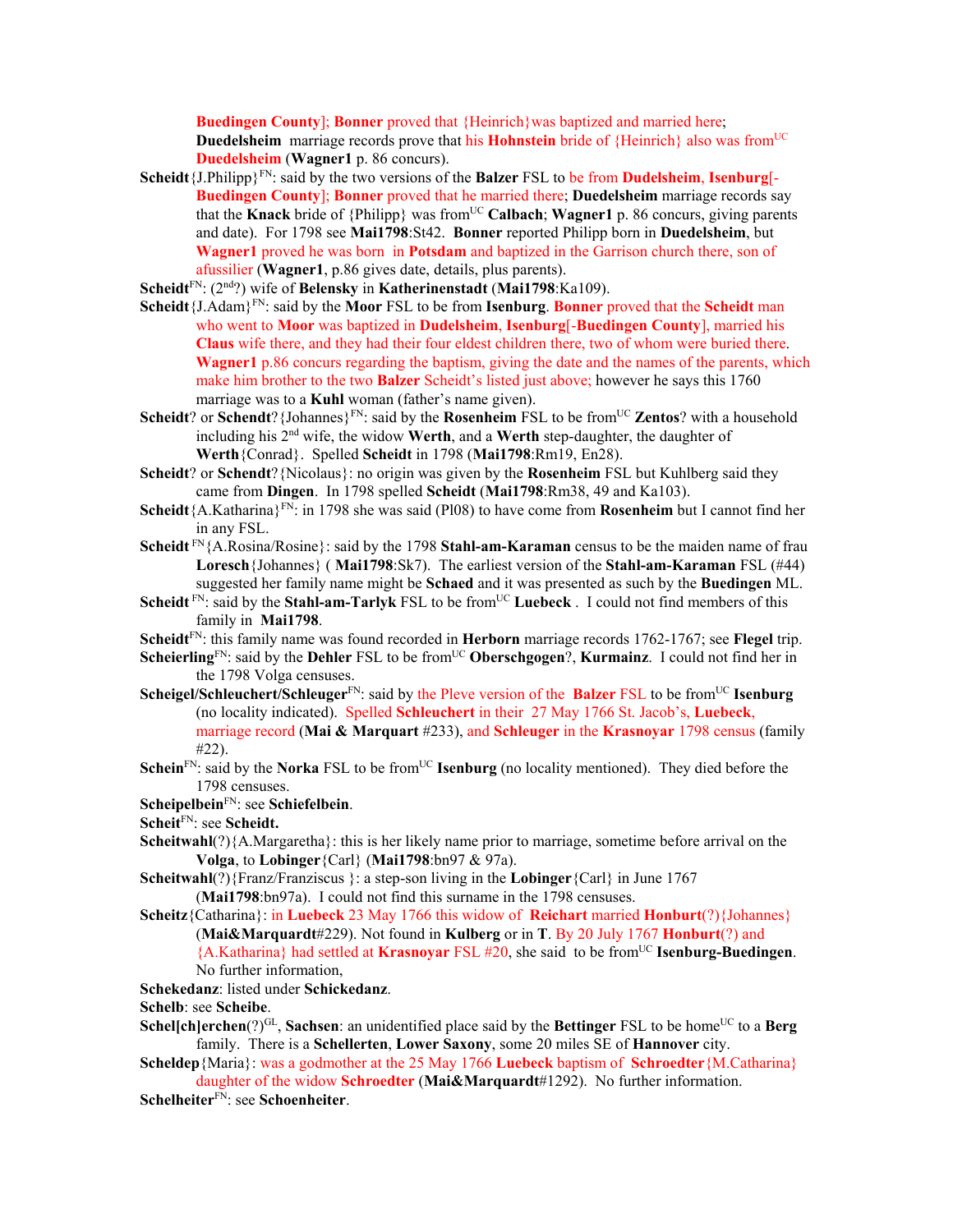**Buedingen County**]; **Bonner** proved that {Heinrich}was baptized and married here; **Duedelsheim** marriage records prove that his **Hohnstein** bride of {Heinrich} also was from[UC] **Duedelsheim** (**Wagner1** p. 86 concurs).

**Scheidt**{J.Philipp}[FN]: said by the two versions of the **Balzer** FSL to be from **Dudelsheim**, **Isenburg**[-**Buedingen County**]; **Bonner** proved that he married there; **Duedelsheim** marriage records say that the **Knack** bride of {Philipp} was from[UC] **Calbach**; **Wagner1** p. 86 concurs, giving parents and date). For 1798 see **Mai1798**:St42. **Bonner** reported Philipp born in **Duedelsheim**, but **Wagner1** proved he was born in **Potsdam** and baptized in the Garrison church there, son of afussilier (**Wagner1**, p.86 gives date, details, plus parents).

**Scheidt**[FN]: (2[nd]?) wife of **Belensky** in **Katherinenstadt** (**Mai1798**:Ka109).

**Scheidt**{J.Adam}[FN]: said by the **Moor** FSL to be from **Isenburg**. **Bonner** proved that the **Scheidt** man who went to **Moor** was baptized in **Dudelsheim**, **Isenburg**[-**Buedingen County**], married his **Claus** wife there, and they had their four eldest children there, two of whom were buried there. **Wagner1** p.86 concurs regarding the baptism, giving the date and the names of the parents, which make him brother to the two **Balzer** Scheidt's listed just above; however he says this 1760 marriage was to a **Kuhl** woman (father's name given).

**Scheidt**? or **Schendt**?{Johannes}[FN]: said by the **Rosenheim** FSL to be from[UC] **Zentos**? with a household including his 2[nd] wife, the widow **Werth**, and a **Werth** step-daughter, the daughter of **Werth**{Conrad}. Spelled **Scheidt** in 1798 (**Mai1798**:Rm19, En28).

**Scheidt**? or **Schendt**?{Nicolaus}: no origin was given by the **Rosenheim** FSL but Kuhlberg said they came from **Dingen**. In 1798 spelled **Scheidt** (**Mai1798**:Rm38, 49 and Ka103).

**Scheidt**{A.Katharina}[FN]: in 1798 she was said (Pl08) to have come from **Rosenheim** but I cannot find her in any FSL.

**Scheidt** [FN]{A.Rosina/Rosine}: said by the 1798 **Stahl-am-Karaman** census to be the maiden name of frau **Loresch**{Johannes} ( **Mai1798**:Sk7). The earliest version of the **Stahl-am-Karaman** FSL (#44) suggested her family name might be **Schaed** and it was presented as such by the **Buedingen** ML.

**Scheidt** [FN]: said by the **Stahl-am-Tarlyk** FSL to be from[UC] **Luebeck** . I could not find members of this family in **Mai1798**.

**Scheidt**[FN]: this family name was found recorded in **Herborn** marriage records 1762-1767; see **Flegel** trip.

**Scheierling**[FN]: said by the **Dehler** FSL to be from[UC] **Oberschgogen**?, **Kurmainz**. I could not find her in the 1798 Volga censuses.

**Scheigel/Schleuchert/Schleuger**[FN]: said by the Pleve version of the **Balzer** FSL to be from[UC] **Isenburg** (no locality indicated). Spelled **Schleuchert** in their 27 May 1766 St. Jacob's, **Luebeck**, marriage record (**Mai & Marquart** #233), and **Schleuger** in the **Krasnoyar** 1798 census (family #22).

**Schein**[FN]: said by the **Norka** FSL to be from[UC] **Isenburg** (no locality mentioned). They died before the 1798 censuses.

**Scheipelbein**[FN]: see **Schiefelbein**.

**Scheit**[FN]: see **Scheidt.**

**Scheitwahl**(?){A.Margaretha}: this is her likely name prior to marriage, sometime before arrival on the **Volga**, to **Lobinger**{Carl} (**Mai1798**:bn97 & 97a).

**Scheitwahl**(?){Franz/Franziscus }: a step-son living in the **Lobinger**{Carl} in June 1767 (**Mai1798**:bn97a). I could not find this surname in the 1798 censuses.

**Scheitz**{Catharina}: in **Luebeck** 23 May 1766 this widow of **Reichart** married **Honburt**(?){Johannes} (**Mai&Marquardt**#229). Not found in **Kulberg** or in **T**. By 20 July 1767 **Honburt**(?) and {A.Katharina} had settled at **Krasnoyar** FSL #20, she said to be from[UC] **Isenburg-Buedingen**. No further information,

**Schekedanz**: listed under **Schickedanz**.

**Schelb**: see **Scheibe**.

**Schel[ch]erchen**(?)[GL], **Sachsen**: an unidentified place said by the **Bettinger** FSL to be home[UC] to a **Berg** family. There is a **Schellerten**, **Lower Saxony**, some 20 miles SE of **Hannover** city.

**Scheldep**{Maria}: was a godmother at the 25 May 1766 **Luebeck** baptism of **Schroedter**{M.Catharina} daughter of the widow **Schroedter** (**Mai&Marquardt**#1292). No further information.

**Schelheiter**[FN]: see **Schoenheiter**.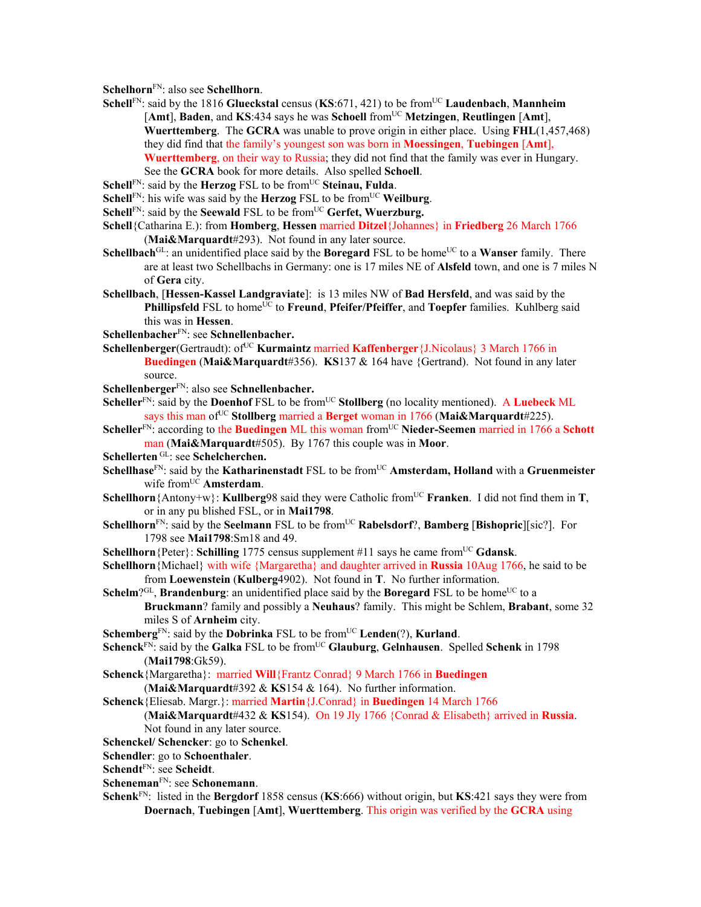**Schelhorn**[FN]: also see **Schellhorn**.

**Schell**[FN]: said by the 1816 **Glueckstal** census (**KS**:671, 421) to be from[UC] **Laudenbach**, **Mannheim** [**Amt**], **Baden**, and **KS**:434 says he was **Schoell** from[UC] **Metzingen**, **Reutlingen** [**Amt**], **Wuerttemberg**. The **GCRA** was unable to prove origin in either place. Using **FHL**(1,457,468) they did find that the family's youngest son was born in **Moessingen**, **Tuebingen** [**Amt**], **Wuerttemberg**, on their way to Russia; they did not find that the family was ever in Hungary. See the **GCRA** book for more details. Also spelled **Schoell**.

**Schell**[FN]: said by the **Herzog** FSL to be from[UC] **Steinau, Fulda**.

**Schell**[FN]: his wife was said by the **Herzog** FSL to be from[UC] **Weilburg**.

**Schell**[FN]: said by the **Seewald** FSL to be from[UC] **Gerfet, Wuerzburg.**

**Schell**{Catharina E.}: from **Homberg**, **Hessen** married **Ditzel**{Johannes} in **Friedberg** 26 March 1766 (**Mai&Marquardt**#293). Not found in any later source.

**Schellbach**[GL]: an unidentified place said by the **Boregard** FSL to be home[UC] to a **Wanser** family. There are at least two Schellbachs in Germany: one is 17 miles NE of **Alsfeld** town, and one is 7 miles N of **Gera** city.

**Schellbach**, [**Hessen-Kassel Landgraviate**]: is 13 miles NW of **Bad Hersfeld**, and was said by the **Phillipsfeld** FSL to home[UC] to **Freund**, **Pfeifer/Pfeiffer**, and **Toepfer** families. Kuhlberg said this was in **Hessen**.

**Schellenbacher**[FN]: see **Schnellenbacher.**

**Schellenberger**(Gertraudt): of[UC] **Kurmaintz** married **Kaffenberger**{J.Nicolaus} 3 March 1766 in **Buedingen** (**Mai&Marquardt**#356). **KS**137 & 164 have {Gertrand). Not found in any later source.

**Schellenberger**[FN]: also see **Schnellenbacher.**

**Scheller**[FN]: said by the **Doenhof** FSL to be from[UC] **Stollberg** (no locality mentioned). A **Luebeck** ML says this man of[UC] **Stollberg** married a **Berget** woman in 1766 (**Mai&Marquardt**#225).

**Scheller**[FN]: according to the **Buedingen** ML this woman from[UC] **Nieder-Seemen** married in 1766 a **Schott** man (**Mai&Marquardt**#505). By 1767 this couple was in **Moor**.

**Schellerten** [GL]: see **Schelcherchen.**

**Schellhase**[FN]: said by the **Katharinenstadt** FSL to be from[UC] **Amsterdam, Holland** with a **Gruenmeister** wife from[UC] **Amsterdam**.

**Schellhorn**{Antony+w}: **Kullberg**98 said they were Catholic from[UC] **Franken**. I did not find them in **T**, or in any pu blished FSL, or in **Mai1798**.

**Schellhorn**[FN]: said by the **Seelmann** FSL to be from[UC] **Rabelsdorf**?, **Bamberg** [**Bishopric**][sic?]. For 1798 see **Mai1798**:Sm18 and 49.

**Schellhorn**{Peter}: **Schilling** 1775 census supplement #11 says he came from[UC] **Gdansk**.

**Schellhorn**{Michael} with wife {Margaretha} and daughter arrived in **Russia** 10Aug 1766, he said to be from **Loewenstein** (**Kulberg**4902). Not found in **T**. No further information.

**Schelm**?[GL], **Brandenburg**: an unidentified place said by the **Boregard** FSL to be home[UC] to a **Bruckmann**? family and possibly a **Neuhaus**? family. This might be Schlem, **Brabant**, some 32 miles S of **Arnheim** city.

**Schemberg**[FN]: said by the **Dobrinka** FSL to be from[UC] **Lenden**(?), **Kurland**.

**Schenck**[FN]: said by the **Galka** FSL to be from[UC] **Glauburg**, **Gelnhausen**. Spelled **Schenk** in 1798 (**Mai1798**:Gk59).

**Schenck**{Margaretha}: married **Will**{Frantz Conrad} 9 March 1766 in **Buedingen** (**Mai&Marquardt**#392 & **KS**154 & 164). No further information.

**Schenck**{Eliesab. Margr.}: married **Martin**{J.Conrad} in **Buedingen** 14 March 1766 (**Mai&Marquardt**#432 & **KS**154). On 19 Jly 1766 {Conrad & Elisabeth} arrived in **Russia**. Not found in any later source.

**Schenckel/ Schencker**: go to **Schenkel**.

**Schendler**: go to **Schoenthaler**.

**Schendt**[FN]: see **Scheidt**.

**Scheneman**[FN]: see **Schonemann**.

**Schenk**[FN]: listed in the **Bergdorf** 1858 census (**KS**:666) without origin, but **KS**:421 says they were from **Doernach**, **Tuebingen** [**Amt**], **Wuerttemberg**. This origin was verified by the **GCRA** using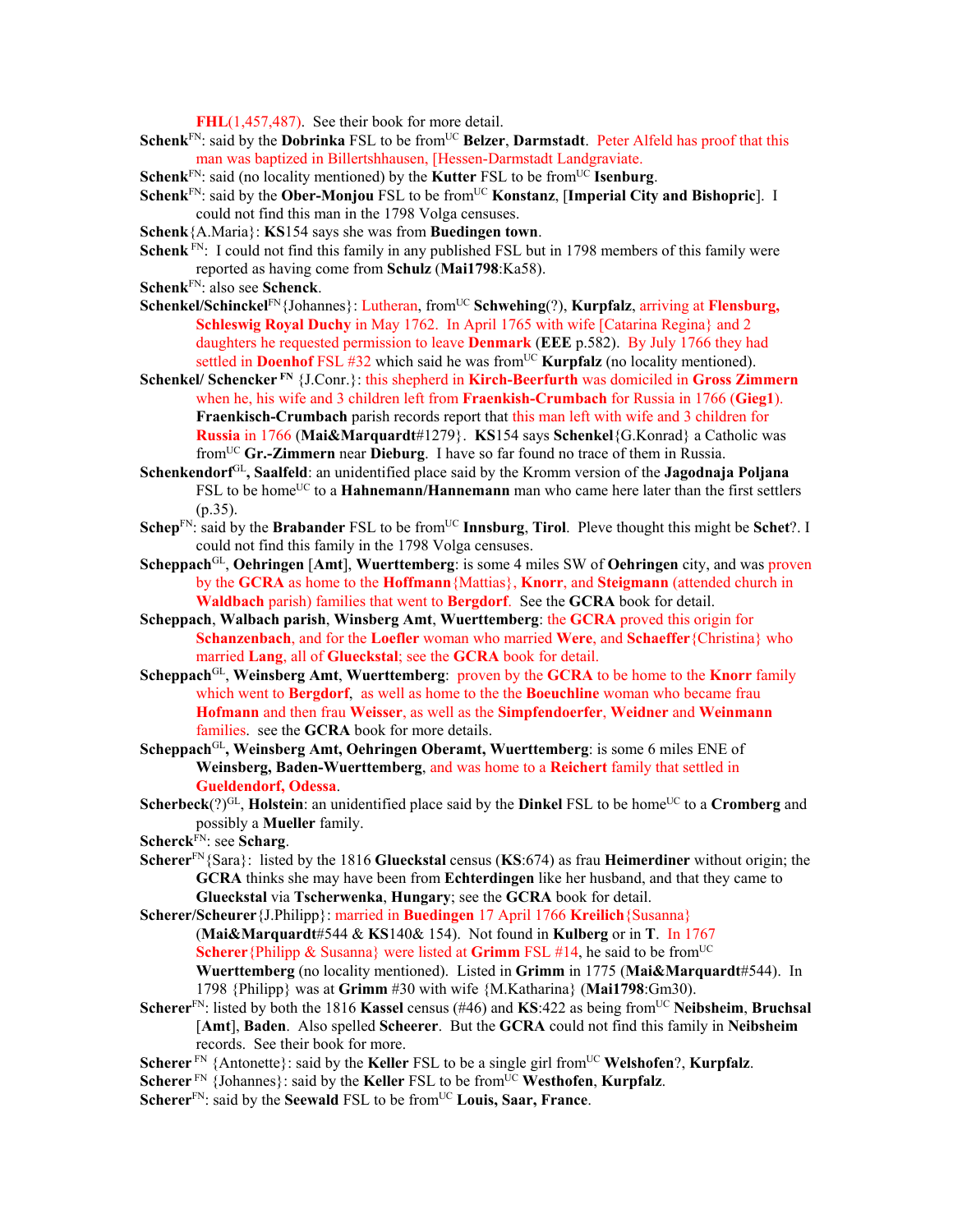**FHL**(1,457,487). See their book for more detail.

**Schenk**[FN]: said by the **Dobrinka** FSL to be from[UC] **Belzer**, **Darmstadt**. Peter Alfeld has proof that this man was baptized in Billertshhausen, [Hessen-Darmstadt Landgraviate.

**Schenk**[FN]: said (no locality mentioned) by the **Kutter** FSL to be from[UC] **Isenburg**.

**Schenk**[FN]: said by the **Ober-Monjou** FSL to be from[UC] **Konstanz**, [**Imperial City and Bishopric**]. I could not find this man in the 1798 Volga censuses.

**Schenk**{A.Maria}: **KS**154 says she was from **Buedingen town**.

**Schenk** [FN]: I could not find this family in any published FSL but in 1798 members of this family were reported as having come from **Schulz** (**Mai1798**:Ka58).

**Schenk**[FN]: also see **Schenck**.

**Schenkel/Schinckel**[FN]{Johannes}: Lutheran, from[UC] **Schwehing**(?), **Kurpfalz**, arriving at **Flensburg, Schleswig Royal Duchy** in May 1762. In April 1765 with wife [Catarina Regina} and 2 daughters he requested permission to leave **Denmark** (**EEE** p.582). By July 1766 they had settled in **Doenhof** FSL #32 which said he was from[UC] **Kurpfalz** (no locality mentioned).

**Schenkel/ Schencker** [FN] {J.Conr.}: this shepherd in **Kirch-Beerfurth** was domiciled in **Gross Zimmern** when he, his wife and 3 children left from **Fraenkisch-Crumbach** for Russia in 1766 (**Gieg1**). **Fraenkisch-Crumbach** parish records report that this man left with wife and 3 children for **Russia** in 1766 (**Mai&Marquardt**#1279}. **KS**154 says **Schenkel**{G.Konrad} a Catholic was from[UC] **Gr.-Zimmern** near **Dieburg**. I have so far found no trace of them in Russia.

**Schenkendorf**[GL]**, Saalfeld**: an unidentified place said by the Kromm version of the **Jagodnaja Poljana** FSL to be home[UC] to a **Hahnemann**/**Hannemann** man who came here later than the first settlers (p.35).

**Schep**[FN]: said by the **Brabander** FSL to be from[UC] **Innsburg**, **Tirol**. Pleve thought this might be **Schet**?. I could not find this family in the 1798 Volga censuses.

**Scheppach**[GL], **Oehringen** [**Amt**], **Wuerttemberg**: is some 4 miles SW of **Oehringen** city, and was proven by the **GCRA** as home to the **Hoffmann**{Mattias}, **Knorr**, and **Steigmann** (attended church in **Waldbach** parish) families that went to **Bergdorf**. See the **GCRA** book for detail.

**Scheppach**, **Walbach parish**, **Winsberg Amt**, **Wuerttemberg**: the **GCRA** proved this origin for **Schanzenbach**, and for the **Loefler** woman who married **Were**, and **Schaeffer**{Christina} who married **Lang**, all of **Glueckstal**; see the **GCRA** book for detail.

**Scheppach**[GL], **Weinsberg Amt**, **Wuerttemberg**: proven by the **GCRA** to be home to the **Knorr** family which went to **Bergdorf**, as well as home to the the **Boeuchline** woman who became frau **Hofmann** and then frau **Weisser**, as well as the **Simpfendoerfer**, **Weidner** and **Weinmann** families. see the **GCRA** book for more details.

**Scheppach**[GL]**, Weinsberg Amt, Oehringen Oberamt, Wuerttemberg**: is some 6 miles ENE of **Weinsberg, Baden-Wuerttemberg**, and was home to a **Reichert** family that settled in **Glueldendorf, Odessa**.

**Scherbeck**(?)[GL], **Holstein**: an unidentified place said by the **Dinkel** FSL to be home[UC] to a **Cromberg** and possibly a **Mueller** family.

**Scherck**[FN]: see **Scharg**.

**Scherer**[FN]{Sara}: listed by the 1816 **Glueckstal** census (**KS**:674) as frau **Heimerdiner** without origin; the **GCRA** thinks she may have been from **Echterdingen** like her husband, and that they came to **Glueckstal** via **Tscherwenka**, **Hungary**; see the **GCRA** book for detail.

**Scherer/Scheurer**{J.Philipp}: married in **Buedingen** 17 April 1766 **Kreilich**{Susanna} (**Mai&Marquardt**#544 & **KS**140& 154). Not found in **Kulberg** or in **T**. In 1767 **Scherer**{Philipp & Susanna} were listed at **Grimm** FSL #14, he said to be from[UC] **Wuerttemberg** (no locality mentioned). Listed in **Grimm** in 1775 (**Mai&Marquardt**#544). In 1798 {Philipp} was at **Grimm** #30 with wife {M.Katharina} (**Mai1798**:Gm30).

**Scherer**[FN]: listed by both the 1816 **Kassel** census (#46) and **KS**:422 as being from[UC] **Neibsheim**, **Bruchsal** [**Amt**], **Baden**. Also spelled **Scheerer**. But the **GCRA** could not find this family in **Neibsheim** records. See their book for more.

**Scherer** [FN] {Antonette}: said by the **Keller** FSL to be a single girl from[UC] **Welshofen**?, **Kurpfalz**.

**Scherer** [FN] {Johannes}: said by the **Keller** FSL to be from[UC] **Westhofen**, **Kurpfalz**.

**Scherer**[FN]: said by the **Seewald** FSL to be from[UC] **Louis, Saar, France**.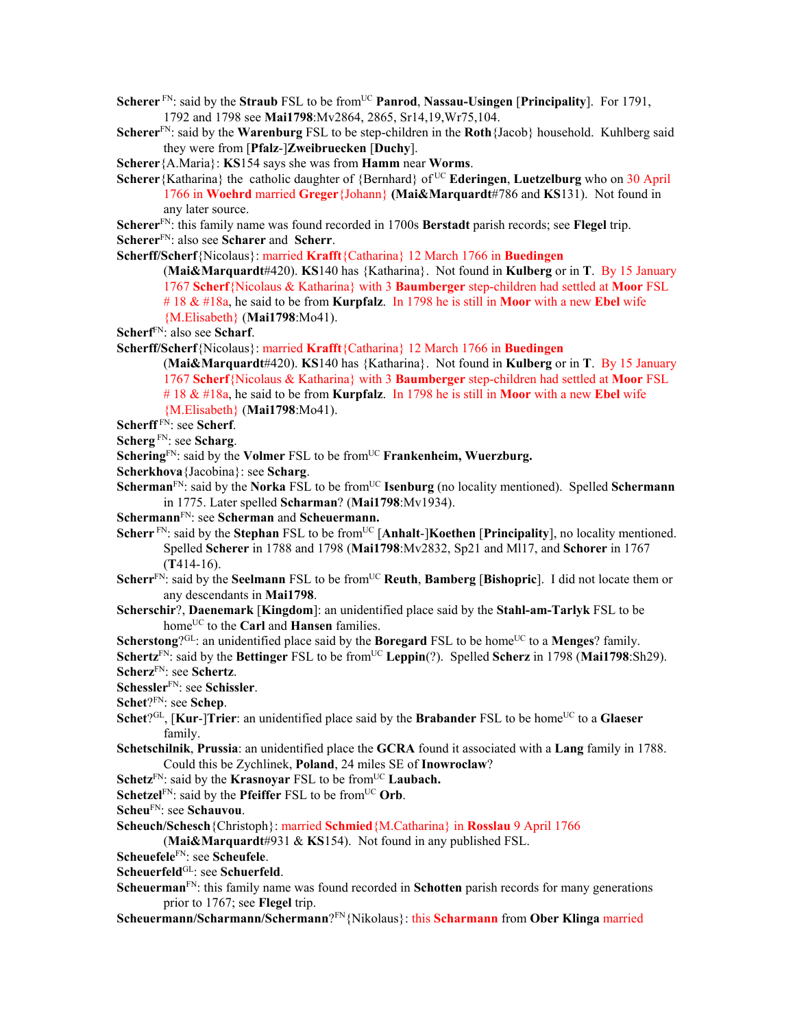**Scherer** FN: said by the **Straub** FSL to be from UC **Panrod**, **Nassau-Usingen** [**Principality**]. For 1791, 1792 and 1798 see **Mai1798**:Mv2864, 2865, Sr14,19,Wr75,104.

**Scherer** FN: said by the **Warenburg** FSL to be step-children in the **Roth**{Jacob} household. Kuhlberg said they were from [**Pfalz**-]**Zweibruecken** [**Duchy**].

**Scherer**{A.Maria}: **KS**154 says she was from **Hamm** near **Worms**.

**Scherer**{Katharina} the catholic daughter of {Bernhard} of UC **Ederingen**, **Luetzelburg** who on 30 April 1766 in **Woehrd** married **Greger**{Johann} (**Mai&Marquardt**#786 and **KS**131). Not found in any later source.

**Scherer** FN: this family name was found recorded in 1700s **Berstadt** parish records; see **Flegel** trip.

**Scherer** FN: also see **Scharer** and **Scherr**.

**Scherff/Scherf**{Nicolaus}: married **Krafft**{Catharina} 12 March 1766 in **Buedingen** (**Mai&Marquardt**#420). **KS**140 has {Katharina}. Not found in **Kulberg** or in **T**. By 15 January 1767 **Scherf**{Nicolaus & Katharina} with 3 **Baumberger** step-children had settled at **Moor** FSL # 18 & #18a, he said to be from **Kurpfalz**. In 1798 he is still in **Moor** with a new **Ebel** wife {M.Elisabeth} (**Mai1798**:Mo41).

**Scherf** FN: also see **Scharf**.

**Scherff/Scherf**{Nicolaus}: married **Krafft**{Catharina} 12 March 1766 in **Buedingen** (**Mai&Marquardt**#420). **KS**140 has {Katharina}. Not found in **Kulberg** or in **T**. By 15 January 1767 **Scherf**{Nicolaus & Katharina} with 3 **Baumberger** step-children had settled at **Moor** FSL # 18 & #18a, he said to be from **Kurpfalz**. In 1798 he is still in **Moor** with a new **Ebel** wife {M.Elisabeth} (**Mai1798**:Mo41).

**Scherff** FN: see **Scherf**.

**Scherg** FN: see **Scharg**.

**Schering** FN: said by the **Volmer** FSL to be from UC **Frankenheim, Wuerzburg.**

**Scherkhova**{Jacobina}: see **Scharg**.

**Scherman** FN: said by the **Norka** FSL to be from UC **Isenburg** (no locality mentioned). Spelled **Schermann** in 1775. Later spelled **Scharman**? (**Mai1798**:Mv1934).

**Schermann** FN: see **Scherman** and **Scheuermann.**

**Scherr** FN: said by the **Stephan** FSL to be from UC [**Anhalt**-]**Koethen** [**Principality**], no locality mentioned. Spelled **Scherer** in 1788 and 1798 (**Mai1798**:Mv2832, Sp21 and Ml17, and **Schorer** in 1767 (**T**414-16).

**Scherr** FN: said by the **Seelmann** FSL to be from UC **Reuth**, **Bamberg** [**Bishopric**]. I did not locate them or any descendants in **Mai1798**.

**Scherschir**?, **Daenemark** [**Kingdom**]: an unidentified place said by the **Stahl-am-Tarlyk** FSL to be home UC to the **Carl** and **Hansen** families.

**Scherstong**? GL: an unidentified place said by the **Boregard** FSL to be home UC to a **Menges**? family.

**Schertz** FN: said by the **Bettinger** FSL to be from UC **Leppin**(?). Spelled **Scherz** in 1798 (**Mai1798**:Sh29).

**Scherz** FN: see **Schertz**.

**Schessler** FN: see **Schissler**.

**Schet**? FN: see **Schep**.

**Schet**? GL, [**Kur**-]**Trier**: an unidentified place said by the **Brabander** FSL to be home UC to a **Glaeser** family.

**Schetschilnik**, **Prussia**: an unidentified place the **GCRA** found it associated with a **Lang** family in 1788. Could this be Zychlinek, **Poland**, 24 miles SE of **Inowroclaw**?

**Schetz** FN: said by the **Krasnoyar** FSL to be from UC **Laubach.**

**Schetzel** FN: said by the **Pfeiffer** FSL to be from UC **Orb**.

**Scheu** FN: see **Schauvou**.

**Scheuch/Schesch**{Christoph}: married **Schmied**{M.Catharina} in **Rosslau** 9 April 1766 (**Mai&Marquardt**#931 & **KS**154). Not found in any published FSL.

**Scheuefele** FN: see **Scheufele**.

**Scheuerfeld** GL: see **Schuerfeld**.

**Scheuerman** FN: this family name was found recorded in **Schotten** parish records for many generations prior to 1767; see **Flegel** trip.

**Scheuermann/Scharmann/Schermann**? FN{Nikolaus}: this **Scharmann** from **Ober Klinga** married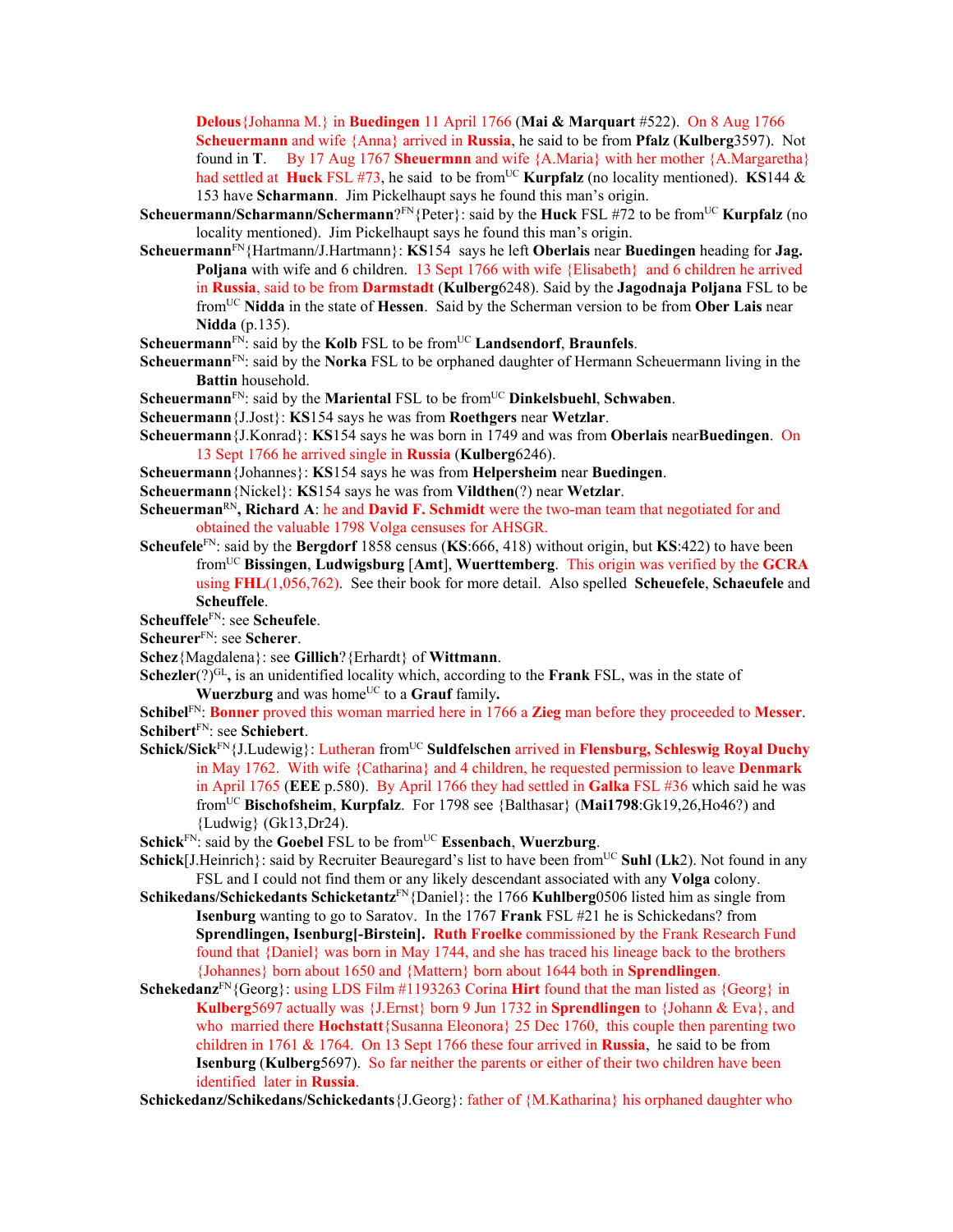**Delous**{Johanna M.} in **Buedingen** 11 April 1766 (**Mai & Marquart** #522). On 8 Aug 1766 **Scheuermann** and wife {Anna} arrived in **Russia**, he said to be from **Pfalz** (**Kulberg**3597). Not found in **T**. By 17 Aug 1767 **Sheuermnn** and wife {A.Maria} with her mother {A.Margaretha} had settled at **Huck** FSL #73, he said to be from[UC] **Kurpfalz** (no locality mentioned). **KS**144 & 153 have **Scharmann**. Jim Pickelhaupt says he found this man's origin.

**Scheuermann/Scharmann/Schermann**?[FN]{Peter}: said by the **Huck** FSL #72 to be from[UC] **Kurpfalz** (no locality mentioned). Jim Pickelhaupt says he found this man's origin.

**Scheuermann**[FN]{Hartmann/J.Hartmann}: **KS**154 says he left **Oberlais** near **Buedingen** heading for **Jag. Poljana** with wife and 6 children. 13 Sept 1766 with wife {Elisabeth} and 6 children he arrived in **Russia**, said to be from **Darmstadt** (**Kulberg**6248). Said by the **Jagodnaja Poljana** FSL to be from[UC] **Nidda** in the state of **Hessen**. Said by the Scherman version to be from **Ober Lais** near **Nidda** (p.135).

**Scheuermann**[FN]: said by the **Kolb** FSL to be from[UC] **Landsendorf**, **Braunfels**.

**Scheuermann**[FN]: said by the **Norka** FSL to be orphaned daughter of Hermann Scheuermann living in the **Battin** household.

**Scheuermann**[FN]: said by the **Mariental** FSL to be from[UC] **Dinkelsbuehl**, **Schwaben**.

**Scheuermann**{J.Jost}: **KS**154 says he was from **Roethgers** near **Wetzlar**.

**Scheuermann**{J.Konrad}: **KS**154 says he was born in 1749 and was from **Oberlais** near**Buedingen**. On 13 Sept 1766 he arrived single in **Russia** (**Kulberg**6246).

**Scheuermann**{Johannes}: **KS**154 says he was from **Helpersheim** near **Buedingen**.

**Scheuermann**{Nickel}: **KS**154 says he was from **Vildthen**(?) near **Wetzlar**.

**Scheuerman**[RN]**, Richard A**: he and **David F. Schmidt** were the two-man team that negotiated for and obtained the valuable 1798 Volga censuses for AHSGR.

**Scheufele**[FN]: said by the **Bergdorf** 1858 census (**KS**:666, 418) without origin, but **KS**:422) to have been from[UC] **Bissingen**, **Ludwigsburg** [**Amt**], **Wuerttemberg**. This origin was verified by the **GCRA** using **FHL**(1,056,762). See their book for more detail. Also spelled **Scheuefele**, **Schaeufele** and **Scheuffele**.

**Scheuffele**[FN]: see **Scheufele**.

**Scheurer**[FN]: see **Scherer**.

**Schez**{Magdalena}: see **Gillich**?{Erhardt} of **Wittmann**.

**Schezler**(?)[GL]**,** is an unidentified locality which, according to the **Frank** FSL, was in the state of **Wuerzburg** and was home[UC] to a **Grauf** family**.**

**Schibel**[FN]: **Bonner** proved this woman married here in 1766 a **Zieg** man before they proceeded to **Messer**.

**Schibert**[FN]: see **Schiebert**.

**Schick/Sick**[FN]{J.Ludewig}: Lutheran from[UC] **Suldfelschen** arrived in **Flensburg, Schleswig Royal Duchy** in May 1762. With wife {Catharina} and 4 children, he requested permission to leave **Denmark** in April 1765 (**EEE** p.580). By April 1766 they had settled in **Galka** FSL #36 which said he was from[UC] **Bischofsheim**, **Kurpfalz**. For 1798 see {Balthasar} (**Mai1798**:Gk19,26,Ho46?) and {Ludwig} (Gk13,Dr24).

**Schick**[FN]: said by the **Goebel** FSL to be from[UC] **Essenbach**, **Wuerzburg**.

**Schick**[J.Heinrich}: said by Recruiter Beauregard's list to have been from[UC] **Suhl** (**Lk**2). Not found in any FSL and I could not find them or any likely descendant associated with any **Volga** colony.

**Schikedans/Schickedants Schicketantz**[FN]{Daniel}: the 1766 **Kuhlberg**0506 listed him as single from **Isenburg** wanting to go to Saratov. In the 1767 **Frank** FSL #21 he is Schickedans? from **Sprendlingen, Isenburg[-Birstein]. Ruth Froelke** commissioned by the Frank Research Fund found that {Daniel} was born in May 1744, and she has traced his lineage back to the brothers {Johannes} born about 1650 and {Mattern} born about 1644 both in **Sprendlingen**.

**Schekedanz**[FN]{Georg}: using LDS Film #1193263 Corina **Hirt** found that the man listed as {Georg} in **Kulberg**5697 actually was {J.Ernst} born 9 Jun 1732 in **Sprendlingen** to {Johann & Eva}, and who married there **Hochstatt**{Susanna Eleonora} 25 Dec 1760, this couple then parenting two children in 1761 & 1764. On 13 Sept 1766 these four arrived in **Russia**, he said to be from **Isenburg** (**Kulberg**5697). So far neither the parents or either of their two children have been identified later in **Russia**.

**Schickedanz/Schikedans/Schickedants**{J.Georg}: father of {M.Katharina} his orphaned daughter who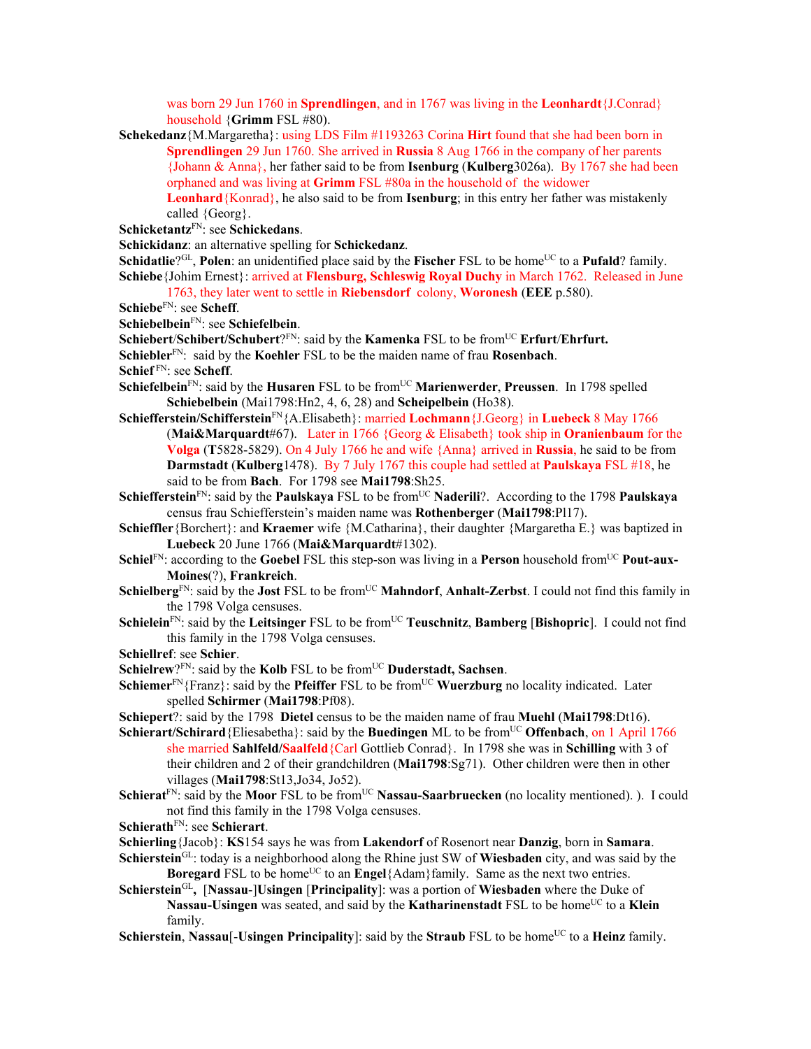was born 29 Jun 1760 in **Sprendlingen**, and in 1767 was living in the **Leonhardt**{J.Conrad} household {**Grimm** FSL #80).

**Schekedanz**{M.Margaretha}: using LDS Film #1193263 Corina **Hirt** found that she had been born in **Sprendlingen** 29 Jun 1760. She arrived in **Russia** 8 Aug 1766 in the company of her parents {Johann & Anna}, her father said to be from **Isenburg** (**Kulberg**3026a). By 1767 she had been orphaned and was living at **Grimm** FSL #80a in the household of the widower **Leonhard**{Konrad}, he also said to be from **Isenburg**; in this entry her father was mistakenly called {Georg}.

**Schicketantz**FN: see **Schickedans**.

**Schickidanz**: an alternative spelling for **Schickedanz**.

**Schidatlie**?GL, **Polen**: an unidentified place said by the **Fischer** FSL to be homeUC to a **Pufald**? family.

**Schiebe**{Johim Ernest}: arrived at **Flensburg, Schleswig Royal Duchy** in March 1762. Released in June 1763, they later went to settle in **Riebensdorf** colony, **Woronesh** (**EEE** p.580).

**Schiebe**FN: see **Scheff**.

**Schiebelbein**FN: see **Schiefelbein**.

**Schiebert**/**Schibert**/**Schubert**?FN: said by the **Kamenka** FSL to be fromUC **Erfurt**/**Ehrfurt.**

**Schiebler**FN: said by the **Koehler** FSL to be the maiden name of frau **Rosenbach**.

**Schief** FN: see **Scheff**.

**Schiefelbein**FN: said by the **Husaren** FSL to be fromUC **Marienwerder**, **Preussen**. In 1798 spelled **Schiebelbein** (Mai1798:Hn2, 4, 6, 28) and **Scheipelbein** (Ho38).

**Schiefferstein/Schifferstein**FN{A.Elisabeth}: married **Lochmann**{J.Georg} in **Luebeck** 8 May 1766 (**Mai&Marquardt**#67). Later in 1766 {Georg & Elisabeth} took ship in **Oranienbaum** for the **Volga** (**T**5828-5829). On 4 July 1766 he and wife {Anna} arrived in **Russia**, he said to be from **Darmstadt** (**Kulberg**1478). By 7 July 1767 this couple had settled at **Paulskaya** FSL #18, he said to be from **Bach**. For 1798 see **Mai1798**:Sh25.

**Schiefferstein**FN: said by the **Paulskaya** FSL to be fromUC **Naderili**?. According to the 1798 **Paulskaya** census frau Schiefferstein's maiden name was **Rothenberger** (**Mai1798**:Pl17).

**Schieffler**{Borchert}: and **Kraemer** wife {M.Catharina}, their daughter {Margaretha E.} was baptized in **Luebeck** 20 June 1766 (**Mai&Marquardt**#1302).

**Schiel**FN: according to the **Goebel** FSL this step-son was living in a **Person** household fromUC **Pout-aux-Moines**(?), **Frankreich**.

**Schielberg**FN: said by the **Jost** FSL to be fromUC **Mahndorf**, **Anhalt-Zerbst**. I could not find this family in the 1798 Volga censuses.

**Schielein**FN: said by the **Leitsinger** FSL to be fromUC **Teuschnitz**, **Bamberg** [**Bishopric**]. I could not find this family in the 1798 Volga censuses.

**Schiellref**: see **Schier**.

**Schielrew**?FN: said by the **Kolb** FSL to be fromUC **Duderstadt, Sachsen**.

**Schiemer**FN{Franz}: said by the **Pfeiffer** FSL to be fromUC **Wuerzburg** no locality indicated. Later spelled **Schirmer** (**Mai1798**:Pf08).

**Schiepert**?: said by the 1798 **Dietel** census to be the maiden name of frau **Muehl** (**Mai1798**:Dt16).

**Schierart/Schirard**{Eliesabetha}: said by the **Buedingen** ML to be fromUC **Offenbach**, on 1 April 1766 she married **Sahlfeld/Saalfeld**{Carl Gottlieb Conrad}. In 1798 she was in **Schilling** with 3 of their children and 2 of their grandchildren (**Mai1798**:Sg71). Other children were then in other villages (**Mai1798**:St13,Jo34, Jo52).

**Schierat**FN: said by the **Moor** FSL to be fromUC **Nassau-Saarbruecken** (no locality mentioned). ). I could not find this family in the 1798 Volga censuses.

**Schierath**FN: see **Schierart**.

**Schierling**{Jacob}: **KS**154 says he was from **Lakendorf** of Rosenort near **Danzig**, born in **Samara**.

**Schierstein**GL: today is a neighborhood along the Rhine just SW of **Wiesbaden** city, and was said by the **Boregard** FSL to be homeUC to an **Engel**{Adam}family. Same as the next two entries.

**Schierstein**GL, [**Nassau**-]**Usingen** [**Principality**]: was a portion of **Wiesbaden** where the Duke of **Nassau-Usingen** was seated, and said by the **Katharinenstadt** FSL to be homeUC to a **Klein** family.

**Schierstein**, **Nassau**[-**Usingen Principality**]: said by the **Straub** FSL to be homeUC to a **Heinz** family.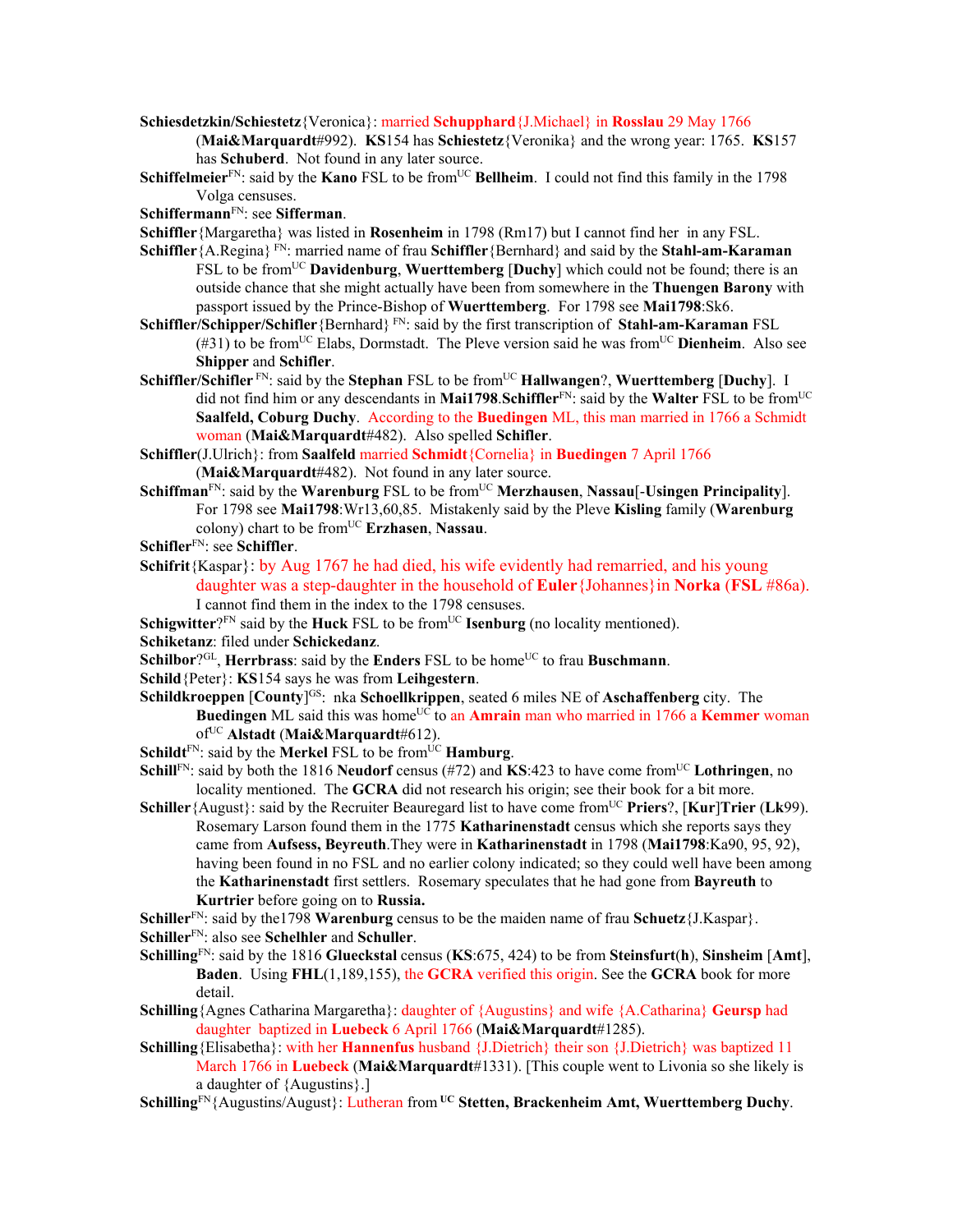**Schiesdetzkin/Schiestetz**{Veronica}: married **Schupphard**{J.Michael} in **Rosslau** 29 May 1766 (**Mai&Marquardt**#992). **KS**154 has **Schiestetz**{Veronika} and the wrong year: 1765. **KS**157 has **Schuberd**. Not found in any later source.

**Schiffelmeier**[FN]: said by the **Kano** FSL to be from[UC] **Bellheim**. I could not find this family in the 1798 Volga censuses.

**Schiffermann**[FN]: see **Sifferman**.

**Schiffler**{Margaretha} was listed in **Rosenheim** in 1798 (Rm17) but I cannot find her in any FSL.

**Schiffler**{A.Regina} [FN]: married name of frau **Schiffler**{Bernhard} and said by the **Stahl-am-Karaman** FSL to be from[UC] **Davidenburg**, **Wuerttemberg** [**Duchy**] which could not be found; there is an outside chance that she might actually have been from somewhere in the **Thuengen Barony** with passport issued by the Prince-Bishop of **Wuerttemberg**. For 1798 see **Mai1798**:Sk6.

**Schiffler/Schipper/Schifler**{Bernhard} [FN]: said by the first transcription of **Stahl-am-Karaman** FSL (#31) to be from[UC] Elabs, Dormstadt. The Pleve version said he was from[UC] **Dienheim**. Also see **Shipper** and **Schifler**.

**Schiffler/Schifler** [FN]: said by the **Stephan** FSL to be from[UC] **Hallwangen**?, **Wuerttemberg** [**Duchy**]. I did not find him or any descendants in **Mai1798**.**Schiffler**[FN]: said by the **Walter** FSL to be from[UC] **Saalfeld, Coburg Duchy**. According to the **Buedingen** ML, this man married in 1766 a Schmidt woman (**Mai&Marquardt**#482). Also spelled **Schifler**.

**Schiffler**(J.Ulrich}: from **Saalfeld** married **Schmidt**{Cornelia} in **Buedingen** 7 April 1766 (**Mai&Marquardt**#482). Not found in any later source.

**Schiffman**[FN]: said by the **Warenburg** FSL to be from[UC] **Merzhausen**, **Nassau**[-**Usingen Principality**]. For 1798 see **Mai1798**:Wr13,60,85. Mistakenly said by the Pleve **Kisling** family (**Warenburg** colony) chart to be from[UC] **Erzhasen**, **Nassau**.

**Schifler**[FN]: see **Schiffler**.

**Schifrit**{Kaspar}: by Aug 1767 he had died, his wife evidently had remarried, and his young daughter was a step-daughter in the household of **Euler**{Johannes}in **Norka** (**FSL** #86a). I cannot find them in the index to the 1798 censuses.

**Schigwitter**?[FN] said by the **Huck** FSL to be from[UC] **Isenburg** (no locality mentioned).

**Schiketanz**: filed under **Schickedanz**.

**Schilbor**?[GL], **Herrbrass**: said by the **Enders** FSL to be home[UC] to frau **Buschmann**.

**Schild**{Peter}: **KS**154 says he was from **Leihgestern**.

**Schildkroeppen** [**County**][GS]: nka **Schoellkrippen**, seated 6 miles NE of **Aschaffenberg** city. The **Buedingen** ML said this was home[UC] to an **Amrain** man who married in 1766 a **Kemmer** woman of[UC] **Alstadt** (**Mai&Marquardt**#612).

**Schildt**[FN]: said by the **Merkel** FSL to be from[UC] **Hamburg**.

**Schill**[FN]: said by both the 1816 **Neudorf** census (#72) and **KS**:423 to have come from[UC] **Lothringen**, no locality mentioned. The **GCRA** did not research his origin; see their book for a bit more.

**Schiller**{August}: said by the Recruiter Beauregard list to have come from[UC] **Priers**?, [**Kur**]**Trier** (**Lk**99). Rosemary Larson found them in the 1775 **Katharinenstadt** census which she reports says they came from **Aufsess, Beyreuth**.They were in **Katharinenstadt** in 1798 (**Mai1798**:Ka90, 95, 92), having been found in no FSL and no earlier colony indicated; so they could well have been among the **Katharinenstadt** first settlers. Rosemary speculates that he had gone from **Bayreuth** to **Kurtrier** before going on to **Russia.**

**Schiller**[FN]: said by the1798 **Warenburg** census to be the maiden name of frau **Schuetz**{J.Kaspar}.

**Schiller**[FN]: also see **Schelhler** and **Schuller**.

**Schilling**[FN]: said by the 1816 **Glueckstal** census (**KS**:675, 424) to be from **Steinsfurt**(**h**), **Sinsheim** [**Amt**], **Baden**. Using **FHL**(1,189,155), the **GCRA** verified this origin. See the **GCRA** book for more detail.

**Schilling**{Agnes Catharina Margaretha}: daughter of {Augustins} and wife {A.Catharina} **Geursp** had daughter baptized in **Luebeck** 6 April 1766 (**Mai&Marquardt**#1285).

**Schilling**{Elisabetha}: with her **Hannenfus** husband {J.Dietrich} their son {J.Dietrich} was baptized 11 March 1766 in **Luebeck** (**Mai&Marquardt**#1331). [This couple went to Livonia so she likely is a daughter of {Augustins}.]

**Schilling**[FN]{Augustins/August}: Lutheran from [UC] **Stetten, Brackenheim Amt, Wuerttemberg Duchy**.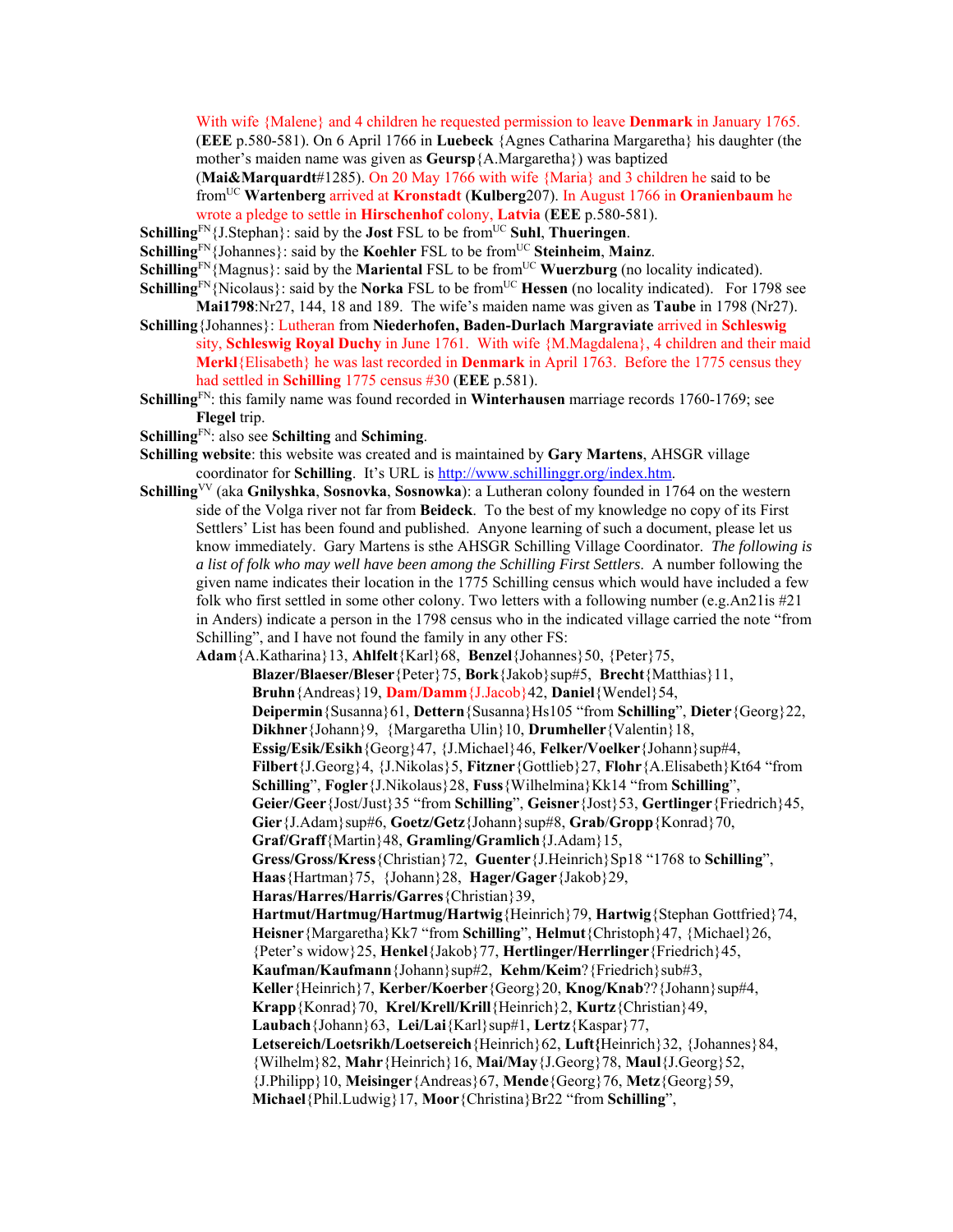With wife {Malene} and 4 children he requested permission to leave **Denmark** in January 1765. (**EEE** p.580-581). On 6 April 1766 in **Luebeck** {Agnes Catharina Margaretha} his daughter (the mother's maiden name was given as **Geursp**{A.Margaretha}) was baptized (**Mai&Marquardt**#1285). On 20 May 1766 with wife {Maria} and 3 children he said to be from[UC] **Wartenberg** arrived at **Kronstadt** (**Kulberg**207). In August 1766 in **Oranienbaum** he wrote a pledge to settle in **Hirschenhof** colony, **Latvia** (**EEE** p.580-581).

**Schilling**[FN]{J.Stephan}: said by the **Jost** FSL to be from[UC] **Suhl**, **Thueringen**.

**Schilling**[FN]{Johannes}: said by the **Koehler** FSL to be from[UC] **Steinheim**, **Mainz**.

**Schilling**[FN]{Magnus}: said by the **Mariental** FSL to be from[UC] **Wuerzburg** (no locality indicated).

**Schilling**[FN]{Nicolaus}: said by the **Norka** FSL to be from[UC] **Hessen** (no locality indicated). For 1798 see **Mai1798**:Nr27, 144, 18 and 189. The wife's maiden name was given as **Taube** in 1798 (Nr27).

**Schilling**{Johannes}: Lutheran from **Niederhofen, Baden-Durlach Margraviate** arrived in **Schleswig** sity, **Schleswig Royal Duchy** in June 1761. With wife {M.Magdalena}, 4 children and their maid **Merkl**{Elisabeth} he was last recorded in **Denmark** in April 1763. Before the 1775 census they had settled in **Schilling** 1775 census #30 (**EEE** p.581).

**Schilling**[FN]: this family name was found recorded in **Winterhausen** marriage records 1760-1769; see **Flegel** trip.

**Schilling**[FN]: also see **Schilting** and **Schiming**.

**Schilling website**: this website was created and is maintained by **Gary Martens**, AHSGR village coordinator for **Schilling**. It's URL is http://www.schillinggr.org/index.htm.

**Schilling**[VV] (aka **Gnilyshka**, **Sosnovka**, **Sosnowka**): a Lutheran colony founded in 1764 on the western side of the Volga river not far from **Beideck**. To the best of my knowledge no copy of its First Settlers' List has been found and published. Anyone learning of such a document, please let us know immediately. Gary Martens is sthe AHSGR Schilling Village Coordinator. *The following is a list of folk who may well have been among the Schilling First Settlers*. A number following the given name indicates their location in the 1775 Schilling census which would have included a few folk who first settled in some other colony. Two letters with a following number (e.g.An21is #21 in Anders) indicate a person in the 1798 census who in the indicated village carried the note "from Schilling", and I have not found the family in any other FS:

**Adam**{A.Katharina}13, **Ahlfelt**{Karl}68, **Benzel**{Johannes}50, {Peter}75, **Blazer/Blaeser/Bleser**{Peter}75, **Bork**{Jakob}sup#5, **Brecht**{Matthias}11, **Bruhn**{Andreas}19, **Dam/Damm**{J.Jacob}42, **Daniel**{Wendel}54, **Deipermin**{Susanna}61, **Dettern**{Susanna}Hs105 "from **Schilling**", **Dieter**{Georg}22, **Dikhner**{Johann}9, {Margaretha Ulin}10, **Drumheller**{Valentin}18, **Essig/Esik/Esikh**{Georg}47, {J.Michael}46, **Felker/Voelker**{Johann}sup#4, **Filbert**{J.Georg}4, {J.Nikolas}5, **Fitzner**{Gottlieb}27, **Flohr**{A.Elisabeth}Kt64 "from **Schilling**", **Fogler**{J.Nikolaus}28, **Fuss**{Wilhelmina}Kk14 "from **Schilling**", **Geier/Geer**{Jost/Just}35 "from **Schilling**", **Geisner**{Jost}53, **Gertlinger**{Friedrich}45, **Gier**{J.Adam}sup#6, **Goetz/Getz**{Johann}sup#8, **Grab**/**Gropp**{Konrad}70, **Graf/Graff**{Martin}48, **Gramling/Gramlich**{J.Adam}15, **Gress/Gross/Kress**{Christian}72, **Guenter**{J.Heinrich}Sp18 "1768 to **Schilling**", **Haas**{Hartman}75, {Johann}28, **Hager/Gager**{Jakob}29, **Haras/Harres/Harris/Garres**{Christian}39, **Hartmut/Hartmug/Hartmug/Hartwig**{Heinrich}79, **Hartwig**{Stephan Gottfried}74, **Heisner**{Margaretha}Kk7 "from **Schilling**", **Helmut**{Christoph}47, {Michael}26, {Peter's widow}25, **Henkel**{Jakob}77, **Hertlinger/Herrlinger**{Friedrich}45, **Kaufman/Kaufmann**{Johann}sup#2, **Kehm/Keim**?{Friedrich}sub#3, **Keller**{Heinrich}7, **Kerber/Koerber**{Georg}20, **Knog/Knab**??{Johann}sup#4, **Krapp**{Konrad}70, **Krel/Krell/Krill**{Heinrich}2, **Kurtz**{Christian}49, **Laubach**{Johann}63, **Lei/Lai**{Karl}sup#1, **Lertz**{Kaspar}77, **Letsereich/Loetsrikh/Loetsereich**{Heinrich}62, **Luft**{Heinrich}32, {Johannes}84, {Wilhelm}82, **Mahr**{Heinrich}16, **Mai/May**{J.Georg}78, **Maul**{J.Georg}52, {J.Philipp}10, **Meisinger**{Andreas}67, **Mende**{Georg}76, **Metz**{Georg}59, **Michael**{Phil.Ludwig}17, **Moor**{Christina}Br22 "from **Schilling**",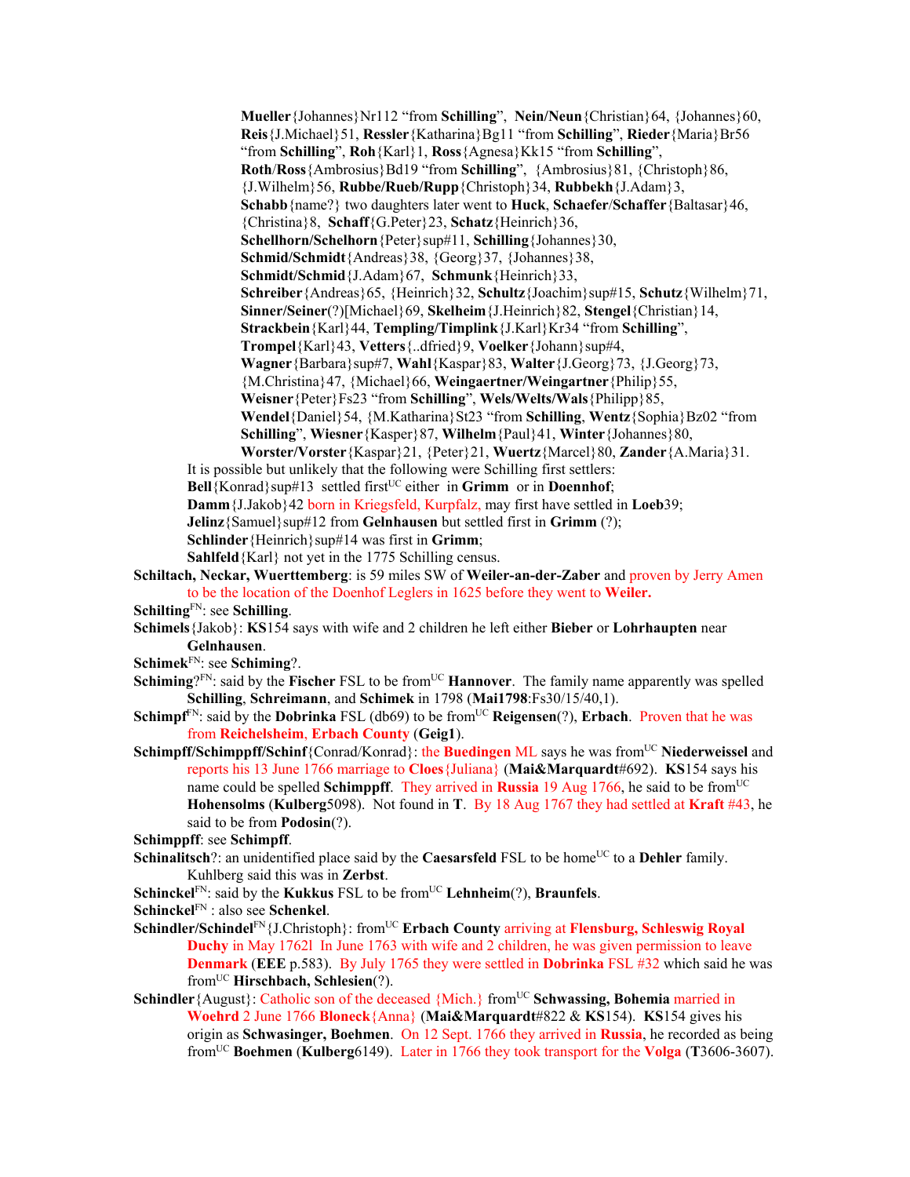**Mueller**{Johannes}Nr112 "from **Schilling**", **Nein/Neun**{Christian}64, {Johannes}60, **Reis**{J.Michael}51, **Ressler**{Katharina}Bg11 "from **Schilling**", **Rieder**{Maria}Br56 "from **Schilling**", **Roh**{Karl}1, **Ross**{Agnesa}Kk15 "from **Schilling**", **Roth**/**Ross**{Ambrosius}Bd19 "from **Schilling**", {Ambrosius}81, {Christoph}86, {J.Wilhelm}56, **Rubbe/Rueb/Rupp**{Christoph}34, **Rubbekh**{J.Adam}3, **Schabb**{name?} two daughters later went to **Huck**, **Schaefer**/**Schaffer**{Baltasar}46, {Christina}8, **Schaff**{G.Peter}23, **Schatz**{Heinrich}36, **Schellhorn/Schelhorn**{Peter}sup#11, **Schilling**{Johannes}30, **Schmid/Schmidt**{Andreas}38, {Georg}37, {Johannes}38, **Schmidt/Schmid**{J.Adam}67, **Schmunk**{Heinrich}33, **Schreiber**{Andreas}65, {Heinrich}32, **Schultz**{Joachim}sup#15, **Schutz**{Wilhelm}71, **Sinner/Seiner**(?)[Michael}69, **Skelheim**{J.Heinrich}82, **Stengel**{Christian}14, **Strackbein**{Karl}44, **Templing/Timplink**{J.Karl}Kr34 "from **Schilling**", **Trompel**{Karl}43, **Vetters**{..dfried}9, **Voelker**{Johann}sup#4, **Wagner**{Barbara}sup#7, **Wahl**{Kaspar}83, **Walter**{J.Georg}73, {J.Georg}73, {M.Christina}47, {Michael}66, **Weingaertner/Weingartner**{Philip}55, **Weisner**{Peter}Fs23 "from **Schilling**", **Wels/Welts/Wals**{Philipp}85, **Wendel**{Daniel}54, {M.Katharina}St23 "from **Schilling**, **Wentz**{Sophia}Bz02 "from **Schilling**", **Wiesner**{Kasper}87, **Wilhelm**{Paul}41, **Winter**{Johannes}80, **Worster/Vorster**{Kaspar}21, {Peter}21, **Wuertz**{Marcel}80, **Zander**{A.Maria}31.

It is possible but unlikely that the following were Schilling first settlers:
**Bell**{Konrad}sup#13 settled first[UC] either in **Grimm** or in **Doennhof**;
**Damm**{J.Jakob}42 born in Kriegsfeld, Kurpfalz, may first have settled in **Loeb**39;
**Jelinz**{Samuel}sup#12 from **Gelnhausen** but settled first in **Grimm** (?);
**Schlinder**{Heinrich}sup#14 was first in **Grimm**;
**Sahlfeld**{Karl} not yet in the 1775 Schilling census.

**Schiltach, Neckar, Wuerttemberg**: is 59 miles SW of **Weiler-an-der-Zaber** and proven by Jerry Amen to be the location of the Doenhof Leglers in 1625 before they went to **Weiler.**

**Schilting**[FN]: see **Schilling**.

**Schimels**{Jakob}: **KS**154 says with wife and 2 children he left either **Bieber** or **Lohrhaupten** near **Gelnhausen**.

**Schimek**[FN]: see **Schiming**?.

**Schiming**?[FN]: said by the **Fischer** FSL to be from[UC] **Hannover**. The family name apparently was spelled **Schilling**, **Schreimann**, and **Schimek** in 1798 (**Mai1798**:Fs30/15/40,1).

**Schimpf**[FN]: said by the **Dobrinka** FSL (db69) to be from[UC] **Reigensen**(?), **Erbach**. Proven that he was from **Reichelsheim**, **Erbach County** (**Geig1**).

**Schimpff/Schimppff/Schinf**{Conrad/Konrad}: the **Buedingen** ML says he was from[UC] **Niederweissel** and reports his 13 June 1766 marriage to **Cloes**{Juliana} (**Mai&Marquardt**#692). **KS**154 says his name could be spelled **Schimppff**. They arrived in **Russia** 19 Aug 1766, he said to be from[UC] **Hohensolms** (**Kulberg**5098). Not found in **T**. By 18 Aug 1767 they had settled at **Kraft** #43, he said to be from **Podosin**(?).

**Schimppff**: see **Schimpff**.

**Schinalitsch**?: an unidentified place said by the **Caesarsfeld** FSL to be home[UC] to a **Dehler** family. Kuhlberg said this was in **Zerbst**.

**Schinckel**[FN]: said by the **Kukkus** FSL to be from[UC] **Lehnheim**(?), **Braunfels**.

**Schinckel**[FN] : also see **Schenkel**.

**Schindler/Schindel**[FN]{J.Christoph}: from[UC] **Erbach County** arriving at **Flensburg, Schleswig Royal Duchy** in May 1762l In June 1763 with wife and 2 children, he was given permission to leave **Denmark** (**EEE** p.583). By July 1765 they were settled in **Dobrinka** FSL #32 which said he was from[UC] **Hirschbach, Schlesien**(?).

**Schindler**{August}: Catholic son of the deceased {Mich.} from[UC] **Schwassing, Bohemia** married in **Woehrd** 2 June 1766 **Bloneck**{Anna} (**Mai&Marquardt**#822 & **KS**154). **KS**154 gives his origin as **Schwasinger, Boehmen**. On 12 Sept. 1766 they arrived in **Russia**, he recorded as being from[UC] **Boehmen** (**Kulberg**6149). Later in 1766 they took transport for the **Volga** (**T**3606-3607).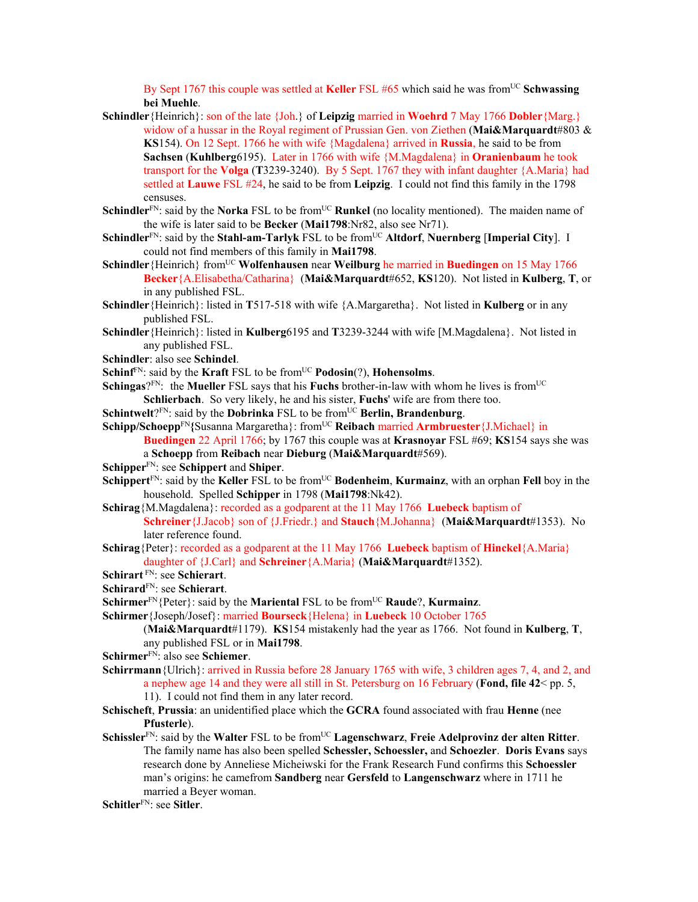By Sept 1767 this couple was settled at **Keller** FSL #65 which said he was from[UC] **Schwassing bei Muehle**.

**Schindler**{Heinrich}: son of the late {Joh.} of **Leipzig** married in **Woehrd** 7 May 1766 **Dobler**{Marg.} widow of a hussar in the Royal regiment of Prussian Gen. von Ziethen (**Mai&Marquardt**#803 & **KS**154). On 12 Sept. 1766 he with wife {Magdalena} arrived in **Russia**, he said to be from **Sachsen** (**Kuhlberg**6195). Later in 1766 with wife {M.Magdalena} in **Oranienbaum** he took transport for the **Volga** (**T**3239-3240). By 5 Sept. 1767 they with infant daughter {A.Maria} had settled at **Lauwe** FSL #24, he said to be from **Leipzig**. I could not find this family in the 1798 censuses.

**Schindler**[FN]: said by the **Norka** FSL to be from[UC] **Runkel** (no locality mentioned). The maiden name of the wife is later said to be **Becker** (**Mai1798**:Nr82, also see Nr71).

**Schindler**[FN]: said by the **Stahl-am-Tarlyk** FSL to be from[UC] **Altdorf**, **Nuernberg** [**Imperial City**]. I could not find members of this family in **Mai1798**.

**Schindler**{Heinrich} from[UC] **Wolfenhausen** near **Weilburg** he married in **Buedingen** on 15 May 1766 **Becker**{A.Elisabetha/Catharina} (**Mai&Marquardt**#652, **KS**120). Not listed in **Kulberg**, **T**, or in any published FSL.

**Schindler**{Heinrich}: listed in **T**517-518 with wife {A.Margaretha}. Not listed in **Kulberg** or in any published FSL.

**Schindler**{Heinrich}: listed in **Kulberg**6195 and **T**3239-3244 with wife [M.Magdalena}. Not listed in any published FSL.

**Schindler**: also see **Schindel**.

**Schinf**[FN]: said by the **Kraft** FSL to be from[UC] **Podosin**(?), **Hohensolms**.

**Schingas**?[FN]: the **Mueller** FSL says that his **Fuchs** brother-in-law with whom he lives is from[UC] **Schlierbach**. So very likely, he and his sister, **Fuchs**' wife are from there too.

**Schintwelt**?[FN]: said by the **Dobrinka** FSL to be from[UC] **Berlin, Brandenburg**.

**Schipp/Schoepp**[FN]**{**Susanna Margaretha}: from[UC] **Reibach** married **Armbruester**{J.Michael} in **Buedingen** 22 April 1766; by 1767 this couple was at **Krasnoyar** FSL #69; **KS**154 says she was a **Schoepp** from **Reibach** near **Dieburg** (**Mai&Marquardt**#569).

**Schipper**[FN]: see **Schippert** and **Shiper**.

**Schippert**[FN]: said by the **Keller** FSL to be from[UC] **Bodenheim**, **Kurmainz**, with an orphan **Fell** boy in the household. Spelled **Schipper** in 1798 (**Mai1798**:Nk42).

**Schirag**{M.Magdalena}: recorded as a godparent at the 11 May 1766 **Luebeck** baptism of **Schreiner**{J.Jacob} son of {J.Friedr.} and **Stauch**{M.Johanna} (**Mai&Marquardt**#1353). No later reference found.

**Schirag**{Peter}: recorded as a godparent at the 11 May 1766 **Luebeck** baptism of **Hinckel**{A.Maria} daughter of {J.Carl} and **Schreiner**{A.Maria} (**Mai&Marquardt**#1352).

**Schirart** [FN]: see **Schierart**.

**Schirard**[FN]: see **Schierart**.

**Schirmer**[FN]{Peter}: said by the **Mariental** FSL to be from[UC] **Raude**?, **Kurmainz**.

**Schirmer**{Joseph/Josef}: married **Bourseck**{Helena} in **Luebeck** 10 October 1765 (**Mai&Marquardt**#1179). **KS**154 mistakenly had the year as 1766. Not found in **Kulberg**, **T**, any published FSL or in **Mai1798**.

**Schirmer**[FN]: also see **Schiemer**.

**Schirrmann**{Ulrich}: arrived in Russia before 28 January 1765 with wife, 3 children ages 7, 4, and 2, and a nephew age 14 and they were all still in St. Petersburg on 16 February (**Fond, file 42**< pp. 5, 11). I could not find them in any later record.

**Schischeft**, **Prussia**: an unidentified place which the **GCRA** found associated with frau **Henne** (nee **Pfusterle**).

**Schissler**[FN]: said by the **Walter** FSL to be from[UC] **Lagenschwarz**, **Freie Adelprovinz der alten Ritter**. The family name has also been spelled **Schessler, Schoessler,** and **Schoezler**. **Doris Evans** says research done by Anneliese Micheiwski for the Frank Research Fund confirms this **Schoessler** man's origins: he camefrom **Sandberg** near **Gersfeld** to **Langenschwarz** where in 1711 he married a Beyer woman.

**Schitler**[FN]: see **Sitler**.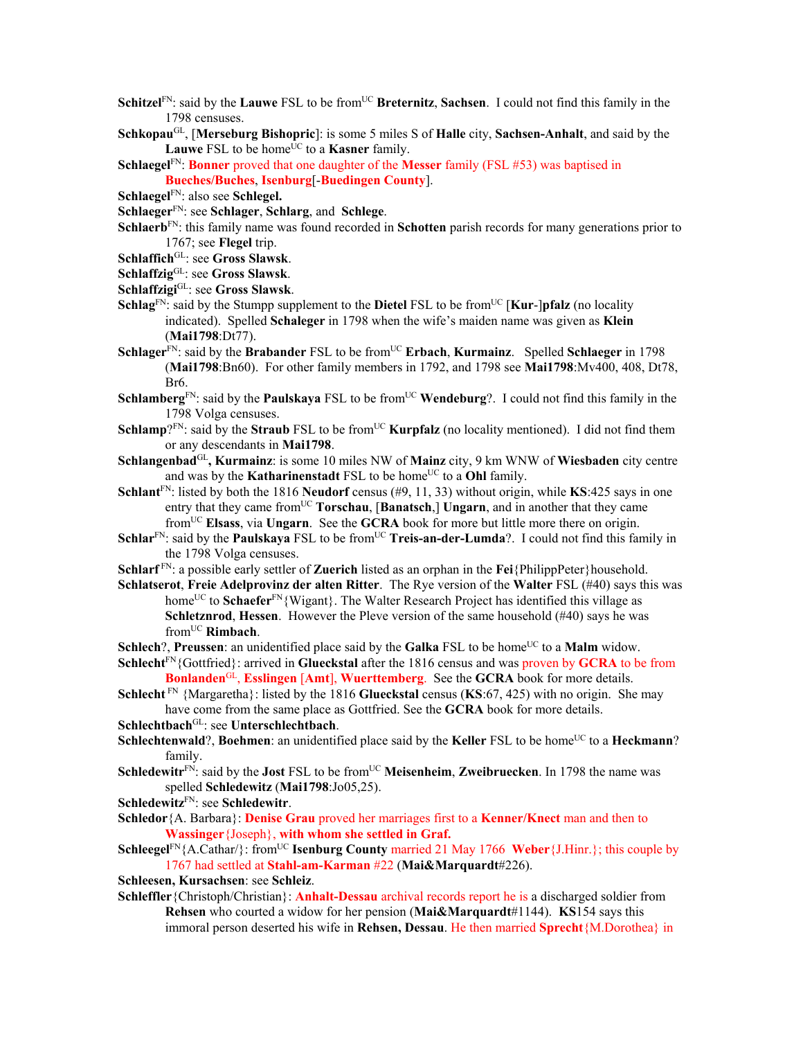**Schitzel**FN: said by the **Lauwe** FSL to be fromUC **Breternitz**, **Sachsen**. I could not find this family in the 1798 censuses.

**Schkopau**GL, [**Merseburg Bishopric**]: is some 5 miles S of **Halle** city, **Sachsen-Anhalt**, and said by the **Lauwe** FSL to be homeUC to a **Kasner** family.

**Schlaegel**FN: **Bonner** proved that one daughter of the **Messer** family (FSL #53) was baptised in **Bueches/Buches**, **Isenburg**[-**Buedingen County**].

**Schlaegel**FN: also see **Schlegel.**

**Schlaeger**FN: see **Schlager**, **Schlarg**, and **Schlege**.

**Schlaerb**FN: this family name was found recorded in **Schotten** parish records for many generations prior to 1767; see **Flegel** trip.

**Schlaffich**GL: see **Gross Slawsk**.

**Schlaffzig**GL: see **Gross Slawsk**.

**Schlaffzigi**GL: see **Gross Slawsk**.

**Schlag**FN: said by the Stumpp supplement to the **Dietel** FSL to be fromUC [**Kur**-]**pfalz** (no locality indicated). Spelled **Schaleger** in 1798 when the wife's maiden name was given as **Klein** (**Mai1798**:Dt77).

**Schlager**FN: said by the **Brabander** FSL to be fromUC **Erbach**, **Kurmainz**. Spelled **Schlaeger** in 1798 (**Mai1798**:Bn60). For other family members in 1792, and 1798 see **Mai1798**:Mv400, 408, Dt78, Br6.

**Schlamberg**FN: said by the **Paulskaya** FSL to be fromUC **Wendeburg**?. I could not find this family in the 1798 Volga censuses.

**Schlamp**?FN: said by the **Straub** FSL to be fromUC **Kurpfalz** (no locality mentioned). I did not find them or any descendants in **Mai1798**.

**Schlangenbad**GL**, Kurmainz**: is some 10 miles NW of **Mainz** city, 9 km WNW of **Wiesbaden** city centre and was by the **Katharinenstadt** FSL to be homeUC to a **Ohl** family.

**Schlant**FN: listed by both the 1816 **Neudorf** census (#9, 11, 33) without origin, while **KS**:425 says in one entry that they came fromUC **Torschau**, [**Banatsch**,] **Ungarn**, and in another that they came fromUC **Elsass**, via **Ungarn**. See the **GCRA** book for more but little more there on origin.

**Schlar**FN: said by the **Paulskaya** FSL to be fromUC **Treis-an-der-Lumda**?. I could not find this family in the 1798 Volga censuses.

**Schlarf** FN: a possible early settler of **Zuerich** listed as an orphan in the **Fei**{PhilippPeter}household.

**Schlatserot**, **Freie Adelprovinz der alten Ritter**. The Rye version of the **Walter** FSL (#40) says this was homeUC to **Schaefer**FN{Wigant}. The Walter Research Project has identified this village as **Schletznrod**, **Hessen**. However the Pleve version of the same household (#40) says he was fromUC **Rimbach**.

**Schlech**?, **Preussen**: an unidentified place said by the **Galka** FSL to be homeUC to a **Malm** widow.

**Schlecht**FN{Gottfried}: arrived in **Glueckstal** after the 1816 census and was proven by **GCRA** to be from **Bonlanden**GL, **Esslingen** [**Amt**], **Wuerttemberg**. See the **GCRA** book for more details.

**Schlecht** FN {Margaretha}: listed by the 1816 **Glueckstal** census (**KS**:67, 425) with no origin. She may have come from the same place as Gottfried. See the **GCRA** book for more details.

**Schlechtbach**GL: see **Unterschlechtbach**.

**Schlechtenwald**?, **Boehmen**: an unidentified place said by the **Keller** FSL to be homeUC to a **Heckmann**? family.

**Schledewitr**FN: said by the **Jost** FSL to be fromUC **Meisenheim**, **Zweibruecken**. In 1798 the name was spelled **Schledewitz** (**Mai1798**:Jo05,25).

**Schledewitz**FN: see **Schledewitr**.

**Schledor**{A. Barbara}: **Denise Grau** proved her marriages first to a **Kenner/Knect** man and then to **Wassinger**{Joseph}, **with whom she settled in Graf.**

**Schleegel**FN{A.Cathar/}: fromUC **Isenburg County** married 21 May 1766 **Weber**{J.Hinr.}; this couple by 1767 had settled at **Stahl-am-Karman** #22 (**Mai&Marquardt**#226).

**Schleesen, Kursachsen**: see **Schleiz**.

**Schleffler**{Christoph/Christian}: **Anhalt-Dessau** archival records report he is a discharged soldier from **Rehsen** who courted a widow for her pension (**Mai&Marquardt**#1144). **KS**154 says this immoral person deserted his wife in **Rehsen, Dessau**. He then married **Sprecht**{M.Dorothea} in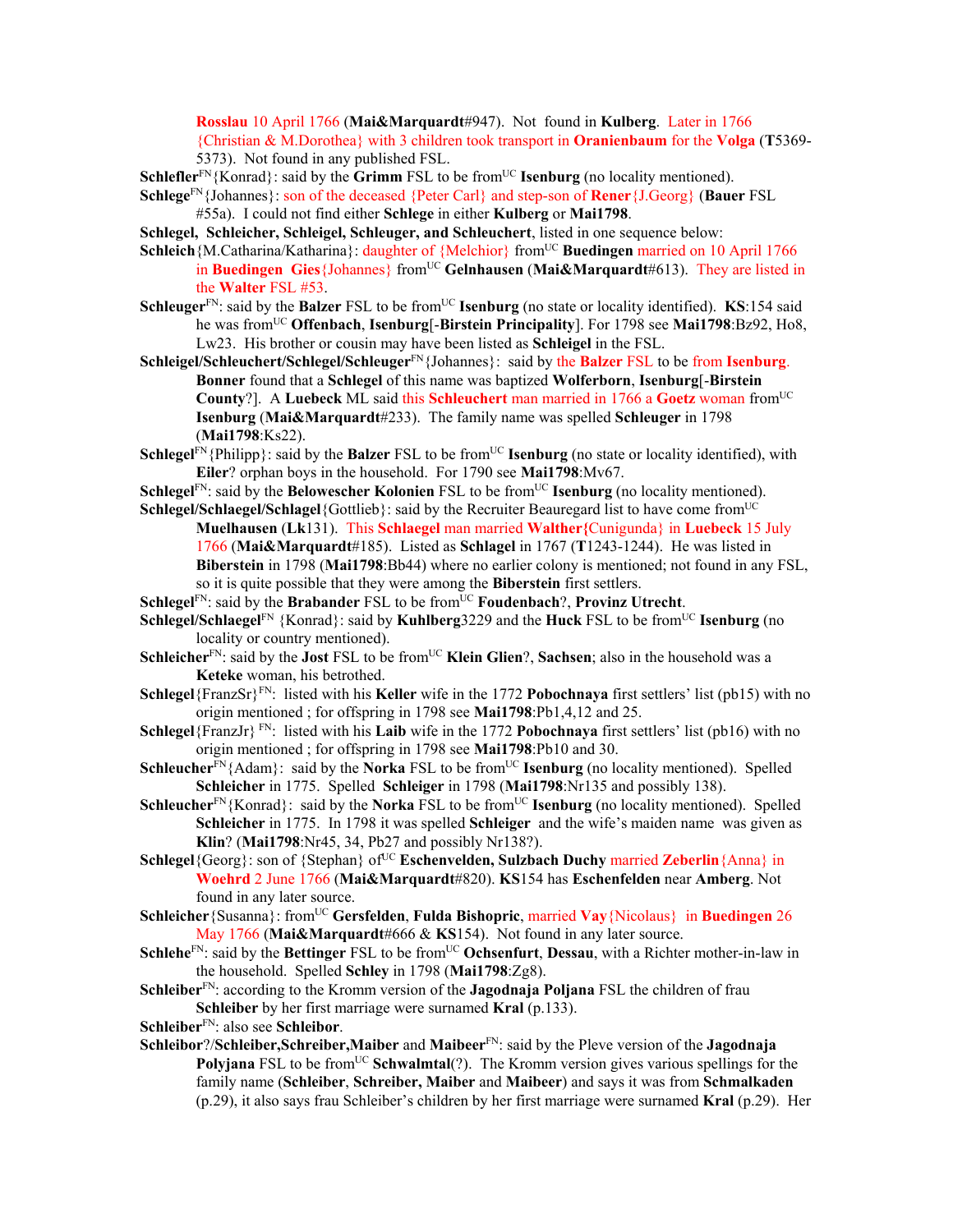Rosslau 10 April 1766 (**Mai&Marquardt**#947). Not found in **Kulberg**. Later in 1766 {Christian & M.Dorothea} with 3 children took transport in **Oranienbaum** for the **Volga** (**T**5369-5373). Not found in any published FSL.

**Schlefler**[FN]{Konrad}: said by the **Grimm** FSL to be from[UC] **Isenburg** (no locality mentioned).

**Schlege**[FN]{Johannes}: son of the deceased {Peter Carl} and step-son of **Rener**{J.Georg} (**Bauer** FSL #55a). I could not find either **Schlege** in either **Kulberg** or **Mai1798**.

**Schlegel, Schleicher, Schleigel, Schleuger, and Schleuchert**, listed in one sequence below:

**Schleich**{M.Catharina/Katharina}: daughter of {Melchior} from[UC] **Buedingen** married on 10 April 1766 in **Buedingen** **Gies**{Johannes} from[UC] **Gelnhausen** (**Mai&Marquardt**#613). They are listed in the **Walter** FSL #53.

**Schleuger**[FN]: said by the **Balzer** FSL to be from[UC] **Isenburg** (no state or locality identified). **KS**:154 said he was from[UC] **Offenbach**, **Isenburg**[-**Birstein Principality**]. For 1798 see **Mai1798**:Bz92, Ho8, Lw23. His brother or cousin may have been listed as **Schleigel** in the FSL.

**Schleigel/Schleuchert/Schlegel/Schleuger**[FN]{Johannes}: said by the **Balzer** FSL to be from **Isenburg**. **Bonner** found that a **Schlegel** of this name was baptized **Wolferborn**, **Isenburg**[-**Birstein County**?]. A **Luebeck** ML said this **Schleuchert** man married in 1766 a **Goetz** woman from[UC] **Isenburg** (**Mai&Marquardt**#233). The family name was spelled **Schleuger** in 1798 (**Mai1798**:Ks22).

**Schlegel**[FN]{Philipp}: said by the **Balzer** FSL to be from[UC] **Isenburg** (no state or locality identified), with **Eiler**? orphan boys in the household. For 1790 see **Mai1798**:Mv67.

**Schlegel**[FN]: said by the **Belowescher Kolonien** FSL to be from[UC] **Isenburg** (no locality mentioned).

**Schlegel/Schlaegel/Schlagel**{Gottlieb}: said by the Recruiter Beauregard list to have come from[UC] **Muelhausen** (**Lk**131). This **Schlaegel** man married **Walther{**Cunigunda} in **Luebeck** 15 July 1766 (**Mai&Marquardt**#185). Listed as **Schlagel** in 1767 (**T**1243-1244). He was listed in **Biberstein** in 1798 (**Mai1798**:Bb44) where no earlier colony is mentioned; not found in any FSL, so it is quite possible that they were among the **Biberstein** first settlers.

**Schlegel**[FN]: said by the **Brabander** FSL to be from[UC] **Foudenbach**?, **Provinz Utrecht**.

**Schlegel/Schlaegel**[FN] {Konrad}: said by **Kuhlberg**3229 and the **Huck** FSL to be from[UC] **Isenburg** (no locality or country mentioned).

**Schleicher**[FN]: said by the **Jost** FSL to be from[UC] **Klein Glien**?, **Sachsen**; also in the household was a **Keteke** woman, his betrothed.

**Schlegel**{FranzSr}[FN]: listed with his **Keller** wife in the 1772 **Pobochnaya** first settlers' list (pb15) with no origin mentioned ; for offspring in 1798 see **Mai1798**:Pb1,4,12 and 25.

**Schlegel**{FranzJr} [FN]: listed with his **Laib** wife in the 1772 **Pobochnaya** first settlers' list (pb16) with no origin mentioned ; for offspring in 1798 see **Mai1798**:Pb10 and 30.

**Schleucher**[FN]{Adam}: said by the **Norka** FSL to be from[UC] **Isenburg** (no locality mentioned). Spelled **Schleicher** in 1775. Spelled **Schleiger** in 1798 (**Mai1798**:Nr135 and possibly 138).

**Schleucher**[FN]{Konrad}: said by the **Norka** FSL to be from[UC] **Isenburg** (no locality mentioned). Spelled **Schleicher** in 1775. In 1798 it was spelled **Schleiger** and the wife's maiden name was given as **Klin**? (**Mai1798**:Nr45, 34, Pb27 and possibly Nr138?).

**Schlegel**{Georg}: son of {Stephan} of[UC] **Eschenvelden, Sulzbach Duchy** married **Zeberlin**{Anna} in **Woehrd** 2 June 1766 (**Mai&Marquardt**#820). **KS**154 has **Eschenfelden** near **Amberg**. Not found in any later source.

**Schleicher**{Susanna}: from[UC] **Gersfelden**, **Fulda Bishopric**, married **Vay**{Nicolaus} in **Buedingen** 26 May 1766 (**Mai&Marquardt**#666 & **KS**154). Not found in any later source.

**Schlehe**[FN]: said by the **Bettinger** FSL to be from[UC] **Ochsenfurt**, **Dessau**, with a Richter mother-in-law in the household. Spelled **Schley** in 1798 (**Mai1798**:Zg8).

**Schleiber**[FN]: according to the Kromm version of the **Jagodnaja Poljana** FSL the children of frau **Schleiber** by her first marriage were surnamed **Kral** (p.133).

**Schleiber**[FN]: also see **Schleibor**.

**Schleibor**?/**Schleiber,Schreiber,Maiber** and **Maibeer**[FN]: said by the Pleve version of the **Jagodnaja Polyjana** FSL to be from[UC] **Schwalmtal**(?). The Kromm version gives various spellings for the family name (**Schleiber**, **Schreiber, Maiber** and **Maibeer**) and says it was from **Schmalkaden** (p.29), it also says frau Schleiber's children by her first marriage were surnamed **Kral** (p.29). Her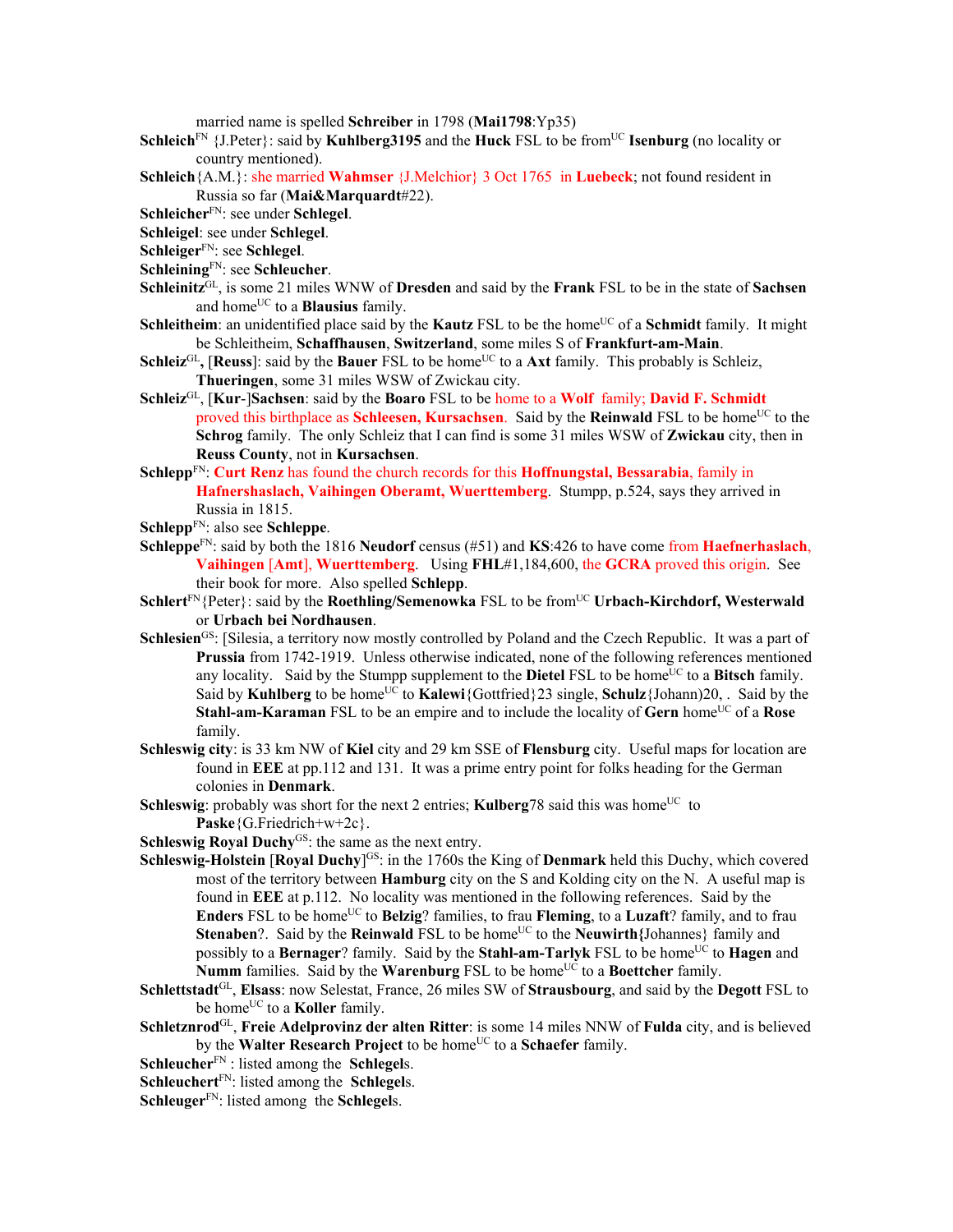married name is spelled **Schreiber** in 1798 (**Mai1798**:Yp35)

**Schleich**[FN] {J.Peter}: said by **Kuhlberg3195** and the **Huck** FSL to be from[UC] **Isenburg** (no locality or country mentioned).

**Schleich**{A.M.}: she married **Wahmser** {J.Melchior} 3 Oct 1765 in **Luebeck**; not found resident in Russia so far (**Mai&Marquardt**#22).

**Schleicher**[FN]: see under **Schlegel**.

**Schleigel**: see under **Schlegel**.

**Schleiger**[FN]: see **Schlegel**.

**Schleining**[FN]: see **Schleucher**.

**Schleinitz**[GL], is some 21 miles WNW of **Dresden** and said by the **Frank** FSL to be in the state of **Sachsen** and home[UC] to a **Blausius** family.

**Schleitheim**: an unidentified place said by the **Kautz** FSL to be the home[UC] of a **Schmidt** family. It might be Schleitheim, **Schaffhausen**, **Switzerland**, some miles S of **Frankfurt-am-Main**.

**Schleiz**[GL]**,** [**Reuss**]: said by the **Bauer** FSL to be home[UC] to a **Axt** family. This probably is Schleiz, **Thueringen**, some 31 miles WSW of Zwickau city.

**Schleiz**[GL], [**Kur**-]**Sachsen**: said by the **Boaro** FSL to be home to a **Wolf** family; **David F. Schmidt** proved this birthplace as **Schleesen, Kursachsen**. Said by the **Reinwald** FSL to be home[UC] to the **Schrog** family. The only Schleiz that I can find is some 31 miles WSW of **Zwickau** city, then in **Reuss County**, not in **Kursachsen**.

**Schlepp**[FN]: **Curt Renz** has found the church records for this **Hoffnungstal, Bessarabia**, family in **Hafnershaslach, Vaihingen Oberamt, Wuerttemberg**. Stumpp, p.524, says they arrived in Russia in 1815.

**Schlepp**[FN]: also see **Schleppe**.

**Schleppe**[FN]: said by both the 1816 **Neudorf** census (#51) and **KS**:426 to have come from **Haefnerhaslach, Vaihingen** [**Amt**], **Wuerttemberg**. Using **FHL**#1,184,600, the **GCRA** proved this origin. See their book for more. Also spelled **Schlepp**.

**Schlert**[FN]{Peter}: said by the **Roethling/Semenowka** FSL to be from[UC] **Urbach-Kirchdorf, Westerwald** or **Urbach bei Nordhausen**.

**Schlesien**[GS]: [Silesia, a territory now mostly controlled by Poland and the Czech Republic. It was a part of **Prussia** from 1742-1919. Unless otherwise indicated, none of the following references mentioned any locality. Said by the Stumpp supplement to the **Dietel** FSL to be home[UC] to a **Bitsch** family. Said by **Kuhlberg** to be home[UC] to **Kalewi**{Gottfried}23 single, **Schulz**{Johann)20, . Said by the **Stahl-am-Karaman** FSL to be an empire and to include the locality of **Gern** home[UC] of a **Rose** family.

**Schleswig city**: is 33 km NW of **Kiel** city and 29 km SSE of **Flensburg** city. Useful maps for location are found in **EEE** at pp.112 and 131. It was a prime entry point for folks heading for the German colonies in **Denmark**.

**Schleswig**: probably was short for the next 2 entries; **Kulberg**78 said this was home[UC] to **Paske**{G.Friedrich+w+2c}.

**Schleswig Royal Duchy**[GS]: the same as the next entry.

**Schleswig-Holstein** [**Royal Duchy**][GS]: in the 1760s the King of **Denmark** held this Duchy, which covered most of the territory between **Hamburg** city on the S and Kolding city on the N. A useful map is found in **EEE** at p.112. No locality was mentioned in the following references. Said by the **Enders** FSL to be home[UC] to **Belzig**? families, to frau **Fleming**, to a **Luzaft**? family, and to frau **Stenaben**?. Said by the **Reinwald** FSL to be home[UC] to the **Neuwirth{**Johannes} family and possibly to a **Bernager**? family. Said by the **Stahl-am-Tarlyk** FSL to be home[UC] to **Hagen** and **Numm** families. Said by the **Warenburg** FSL to be home[UC] to a **Boettcher** family.

**Schlettstadt**[GL], **Elsass**: now Selestat, France, 26 miles SW of **Strausbourg**, and said by the **Degott** FSL to be home[UC] to a **Koller** family.

**Schletznrod**[GL], **Freie Adelprovinz der alten Ritter**: is some 14 miles NNW of **Fulda** city, and is believed by the **Walter Research Project** to be home[UC] to a **Schaefer** family.

**Schleucher**[FN] : listed among the **Schlegel**s.

**Schleuchert**[FN]: listed among the **Schlegel**s.

**Schleuger**[FN]: listed among the **Schlegel**s.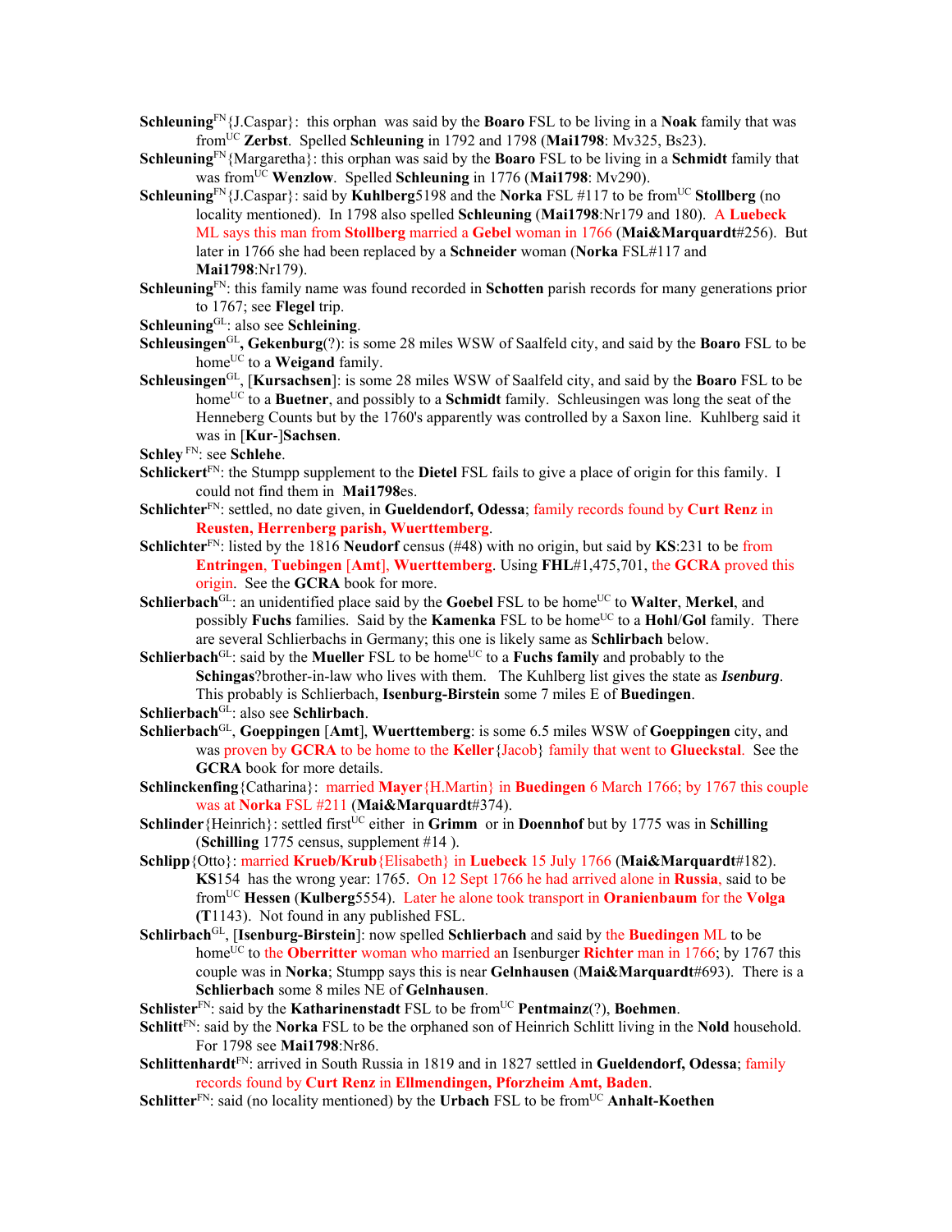**Schleuning**[FN]{J.Caspar}: this orphan was said by the **Boaro** FSL to be living in a **Noak** family that was from[UC] **Zerbst**. Spelled **Schleuning** in 1792 and 1798 (**Mai1798**: Mv325, Bs23).

**Schleuning**[FN]{Margaretha}: this orphan was said by the **Boaro** FSL to be living in a **Schmidt** family that was from[UC] **Wenzlow**. Spelled **Schleuning** in 1776 (**Mai1798**: Mv290).

**Schleuning**[FN]{J.Caspar}: said by **Kuhlberg**5198 and the **Norka** FSL #117 to be from[UC] **Stollberg** (no locality mentioned). In 1798 also spelled **Schleuning** (**Mai1798**:Nr179 and 180). A **Luebeck** ML says this man from **Stollberg** married a **Gebel** woman in 1766 (**Mai&Marquardt**#256). But later in 1766 she had been replaced by a **Schneider** woman (**Norka** FSL#117 and **Mai1798**:Nr179).

**Schleuning**[FN]: this family name was found recorded in **Schotten** parish records for many generations prior to 1767; see **Flegel** trip.

**Schleuning**[GL]: also see **Schleining**.

**Schleusingen**[GL]**, Gekenburg**(?): is some 28 miles WSW of Saalfeld city, and said by the **Boaro** FSL to be home[UC] to a **Weigand** family.

**Schleusingen**[GL], [**Kursachsen**]: is some 28 miles WSW of Saalfeld city, and said by the **Boaro** FSL to be home[UC] to a **Buetner**, and possibly to a **Schmidt** family. Schleusingen was long the seat of the Henneberg Counts but by the 1760's apparently was controlled by a Saxon line. Kuhlberg said it was in [**Kur**-]**Sachsen**.

**Schley** [FN]: see **Schlehe**.

**Schlickert**[FN]: the Stumpp supplement to the **Dietel** FSL fails to give a place of origin for this family. I could not find them in **Mai1798**es.

**Schlichter**[FN]: settled, no date given, in **Gueldendorf, Odessa**; family records found by **Curt Renz** in **Reusten, Herrenberg parish, Wuerttemberg**.

**Schlichter**[FN]: listed by the 1816 **Neudorf** census (#48) with no origin, but said by **KS**:231 to be from **Entringen**, **Tuebingen** [**Amt**], **Wuerttemberg**. Using **FHL**#1,475,701, the **GCRA** proved this origin. See the **GCRA** book for more.

**Schlierbach**[GL]: an unidentified place said by the **Goebel** FSL to be home[UC] to **Walter**, **Merkel**, and possibly **Fuchs** families. Said by the **Kamenka** FSL to be home[UC] to a **Hohl**/**Gol** family. There are several Schlierbachs in Germany; this one is likely same as **Schlirbach** below.

**Schlierbach**[GL]: said by the **Mueller** FSL to be home[UC] to a **Fuchs family** and probably to the **Schingas**?brother-in-law who lives with them. The Kuhlberg list gives the state as ***Isenburg***. This probably is Schlierbach, **Isenburg-Birstein** some 7 miles E of **Buedingen**.

**Schlierbach**[GL]: also see **Schlirbach**.

**Schlierbach**[GL], **Goeppingen** [**Amt**], **Wuerttemberg**: is some 6.5 miles WSW of **Goeppingen** city, and was proven by **GCRA** to be home to the **Keller**{Jacob} family that went to **Glueckstal**. See the **GCRA** book for more details.

**Schlinckenfing**{Catharina}: married **Mayer**{H.Martin} in **Buedingen** 6 March 1766; by 1767 this couple was at **Norka** FSL #211 (**Mai&Marquardt**#374).

**Schlinder**{Heinrich}: settled first[UC] either in **Grimm** or in **Doennhof** but by 1775 was in **Schilling** (**Schilling** 1775 census, supplement #14 ).

**Schlipp**{Otto}: married **Krueb/Krub**{Elisabeth} in **Luebeck** 15 July 1766 (**Mai&Marquardt**#182). **KS**154 has the wrong year: 1765. On 12 Sept 1766 he had arrived alone in **Russia**, said to be from[UC] **Hessen** (**Kulberg**5554). Later he alone took transport in **Oranienbaum** for the **Volga** (**T**1143). Not found in any published FSL.

**Schlirbach**[GL], [**Isenburg-Birstein**]: now spelled **Schlierbach** and said by the **Buedingen** ML to be home[UC] to the **Oberritter** woman who married an Isenburger **Richter** man in 1766; by 1767 this couple was in **Norka**; Stumpp says this is near **Gelnhausen** (**Mai&Marquardt**#693). There is a **Schlierbach** some 8 miles NE of **Gelnhausen**.

**Schlister**[FN]: said by the **Katharinenstadt** FSL to be from[UC] **Pentmainz**(?), **Boehmen**.

**Schlitt**[FN]: said by the **Norka** FSL to be the orphaned son of Heinrich Schlitt living in the **Nold** household. For 1798 see **Mai1798**:Nr86.

**Schlittenhardt**[FN]: arrived in South Russia in 1819 and in 1827 settled in **Gueldendorf, Odessa**; family records found by **Curt Renz** in **Ellmendingen, Pforzheim Amt, Baden**.

**Schlitter**[FN]: said (no locality mentioned) by the **Urbach** FSL to be from[UC] **Anhalt-Koethen**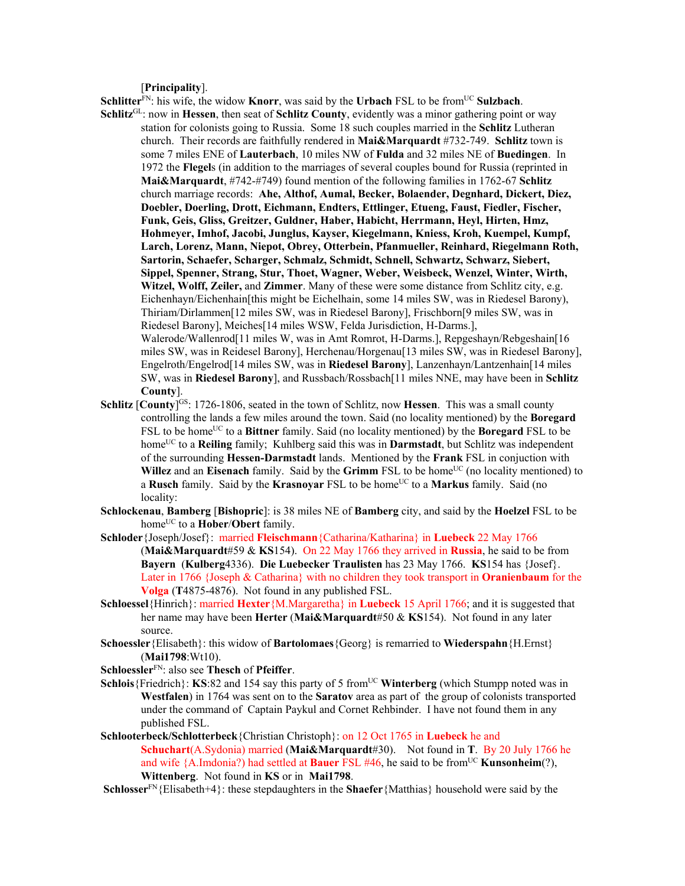[**Principality**].

**Schlitter**[FN]: his wife, the widow **Knorr**, was said by the **Urbach** FSL to be from[UC] **Sulzbach**.

**Schlitz**[GL]: now in **Hessen**, then seat of **Schlitz County**, evidently was a minor gathering point or way station for colonists going to Russia. Some 18 such couples married in the **Schlitz** Lutheran church. Their records are faithfully rendered in **Mai&Marquardt** #732-749. **Schlitz** town is some 7 miles ENE of **Lauterbach**, 10 miles NW of **Fulda** and 32 miles NE of **Buedingen**. In 1972 the **Flegel**s (in addition to the marriages of several couples bound for Russia (reprinted in **Mai&Marquardt**, #742-#749) found mention of the following families in 1762-67 **Schlitz** church marriage records: **Ahe, Althof, Aumal, Becker, Bolaender, Degnhard, Dickert, Diez, Doebler, Doerling, Drott, Eichmann, Endters, Ettlinger, Etueng, Faust, Fiedler, Fischer, Funk, Geis, Gliss, Greitzer, Guldner, Haber, Habicht, Herrmann, Heyl, Hirten, Hmz, Hohmeyer, Imhof, Jacobi, Junglus, Kayser, Kiegelmann, Kniess, Kroh, Kuempel, Kumpf, Larch, Lorenz, Mann, Niepot, Obrey, Otterbein, Pfanmueller, Reinhard, Riegelmann Roth, Sartorin, Schaefer, Scharger, Schmalz, Schmidt, Schnell, Schwartz, Schwarz, Siebert, Sippel, Spenner, Strang, Stur, Thoet, Wagner, Weber, Weisbeck, Wenzel, Winter, Wirth, Witzel, Wolff, Zeiler,** and **Zimmer**. Many of these were some distance from Schlitz city, e.g. Eichenhayn/Eichenhain[this might be Eichelhain, some 14 miles SW, was in Riedesel Barony), Thiriam/Dirlammen[12 miles SW, was in Riedesel Barony], Frischborn[9 miles SW, was in Riedesel Barony], Meiches[14 miles WSW, Felda Jurisdiction, H-Darms.], Walerode/Wallenrod[11 miles W, was in Amt Romrot, H-Darms.], Repgeshayn/Rebgeshain[16 miles SW, was in Reidesel Barony], Herchenau/Horgenau[13 miles SW, was in Riedesel Barony], Engelroth/Engelrod[14 miles SW, was in **Riedesel Barony**], Lanzenhayn/Lantzenhain[14 miles SW, was in **Riedesel Barony**], and Russbach/Rossbach[11 miles NNE, may have been in **Schlitz County**].

**Schlitz** [**County**][GS]: 1726-1806, seated in the town of Schlitz, now **Hessen**. This was a small county controlling the lands a few miles around the town. Said (no locality mentioned) by the **Boregard** FSL to be home[UC] to a **Bittner** family. Said (no locality mentioned) by the **Boregard** FSL to be home[UC] to a **Reiling** family; Kuhlberg said this was in **Darmstadt**, but Schlitz was independent of the surrounding **Hessen-Darmstadt** lands. Mentioned by the **Frank** FSL in conjuction with **Willez** and an **Eisenach** family. Said by the **Grimm** FSL to be home[UC] (no locality mentioned) to a **Rusch** family. Said by the **Krasnoyar** FSL to be home[UC] to a **Markus** family. Said (no locality:

**Schlockenau**, **Bamberg** [**Bishopric**]: is 38 miles NE of **Bamberg** city, and said by the **Hoelzel** FSL to be home[UC] to a **Hober**/**Obert** family.

**Schloder**{Joseph/Josef}: married **Fleischmann**{Catharina/Katharina} in **Luebeck** 22 May 1766 (**Mai&Marquardt**#59 & **KS**154). On 22 May 1766 they arrived in **Russia**, he said to be from **Bayern** (**Kulberg**4336). **Die Luebecker Traulisten** has 23 May 1766. **KS**154 has {Josef}. Later in 1766 {Joseph & Catharina} with no children they took transport in **Oranienbaum** for the **Volga** (**T**4875-4876). Not found in any published FSL.

**Schloessel**{Hinrich}: married **Hexter**{M.Margaretha} in **Luebeck** 15 April 1766; and it is suggested that her name may have been **Herter** (**Mai&Marquardt**#50 & **KS**154). Not found in any later source.

**Schoessler**{Elisabeth}: this widow of **Bartolomaes**{Georg} is remarried to **Wiederspahn**{H.Ernst} (**Mai1798**:Wt10).

**Schloessler**[FN]: also see **Thesch** of **Pfeiffer**.

**Schlois**{Friedrich}: **KS**:82 and 154 say this party of 5 from[UC] **Winterberg** (which Stumpp noted was in **Westfalen**) in 1764 was sent on to the **Saratov** area as part of the group of colonists transported under the command of Captain Paykul and Cornet Rehbinder. I have not found them in any published FSL.

**Schlooterbeck/Schlotterbeck**{Christian Christoph}: on 12 Oct 1765 in **Luebeck** he and **Schuchart**(A.Sydonia) married (**Mai&Marquardt**#30). Not found in **T**. By 20 July 1766 he and wife {A.Imdonia?) had settled at **Bauer** FSL #46, he said to be from[UC] **Kunsonheim**(?), **Wittenberg**. Not found in **KS** or in **Mai1798**.

**Schlosser**[FN]{Elisabeth+4}: these stepdaughters in the **Shaefer**{Matthias} household were said by the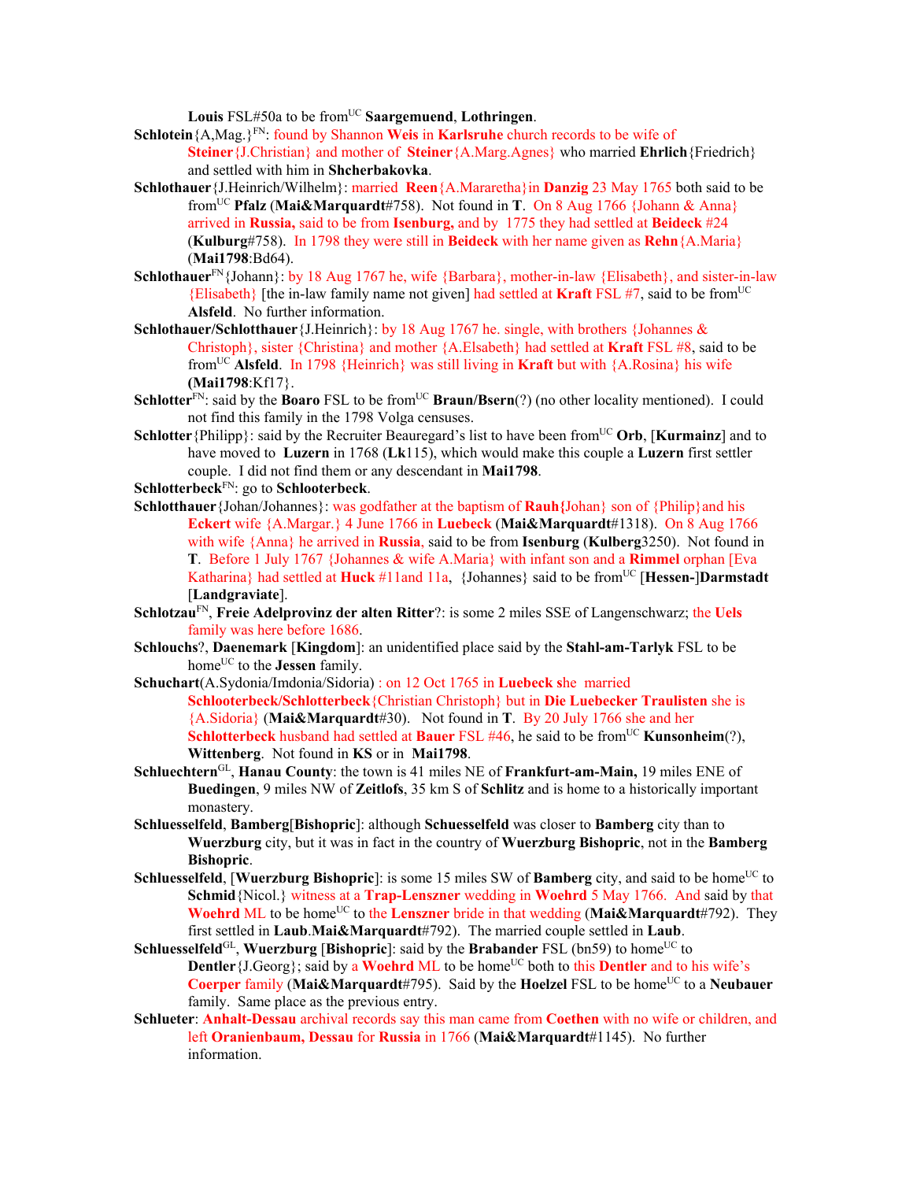**Louis** FSL#50a to be from[UC] **Saargemuend**, **Lothringen**.

**Schlotein**{A,Mag.}[FN]: found by Shannon **Weis** in **Karlsruhe** church records to be wife of **Steiner**{J.Christian} and mother of **Steiner**{A.Marg.Agnes} who married **Ehrlich**{Friedrich} and settled with him in **Shcherbakovka**.

**Schlothauer**{J.Heinrich/Wilhelm}: married **Reen**{A.Mararetha}in **Danzig** 23 May 1765 both said to be from[UC] **Pfalz** (**Mai&Marquardt**#758). Not found in **T**. On 8 Aug 1766 {Johann & Anna} arrived in **Russia,** said to be from **Isenburg,** and by 1775 they had settled at **Beideck** #24 (**Kulburg**#758). In 1798 they were still in **Beideck** with her name given as **Rehn**{A.Maria} (**Mai1798**:Bd64).

**Schlothauer**[FN]{Johann}: by 18 Aug 1767 he, wife {Barbara}, mother-in-law {Elisabeth}, and sister-in-law {Elisabeth} [the in-law family name not given] had settled at **Kraft** FSL #7, said to be from[UC] **Alsfeld**. No further information.

**Schlothauer/Schlotthauer**{J.Heinrich}: by 18 Aug 1767 he. single, with brothers {Johannes & Christoph}, sister {Christina} and mother {A.Elsabeth} had settled at **Kraft** FSL #8, said to be from[UC] **Alsfeld**. In 1798 {Heinrich} was still living in **Kraft** but with {A.Rosina} his wife **(Mai1798**:Kf17}.

**Schlotter**[FN]: said by the **Boaro** FSL to be from[UC] **Braun/Bsern**(?) (no other locality mentioned). I could not find this family in the 1798 Volga censuses.

**Schlotter**{Philipp}: said by the Recruiter Beauregard's list to have been from[UC] **Orb**, [**Kurmainz**] and to have moved to **Luzern** in 1768 (**Lk**115), which would make this couple a **Luzern** first settler couple. I did not find them or any descendant in **Mai1798**.

**Schlotterbeck**[FN]: go to **Schlooterbeck**.

**Schlotthauer**{Johan/Johannes}: was godfather at the baptism of **Rauh{**Johan} son of {Philip}and his **Eckert** wife {A.Margar.} 4 June 1766 in **Luebeck** (**Mai&Marquardt**#1318). On 8 Aug 1766 with wife {Anna} he arrived in **Russia**, said to be from **Isenburg** (**Kulberg**3250). Not found in **T**. Before 1 July 1767 {Johannes & wife A.Maria} with infant son and a **Rimmel** orphan [Eva Katharina} had settled at **Huck** #11and 11a, {Johannes} said to be from[UC] [**Hessen-**]**Darmstadt** [**Landgraviate**].

**Schlotzau**[FN], **Freie Adelprovinz der alten Ritter**?: is some 2 miles SSE of Langenschwarz; the **Uels** family was here before 1686.

**Schlouchs**?, **Daenemark** [**Kingdom**]: an unidentified place said by the **Stahl-am-Tarlyk** FSL to be home[UC] to the **Jessen** family.

**Schuchart**(A.Sydonia/Imdonia/Sidoria) : on 12 Oct 1765 in **Luebeck** she married **Schlooterbeck/Schlotterbeck**{Christian Christoph} but in **Die Luebecker Traulisten** she is {A.Sidoria} (**Mai&Marquardt**#30). Not found in **T**. By 20 July 1766 she and her **Schlotterbeck** husband had settled at **Bauer** FSL #46, he said to be from[UC] **Kunsonheim**(?), **Wittenberg**. Not found in **KS** or in **Mai1798**.

**Schluechtern**[GL], **Hanau County**: the town is 41 miles NE of **Frankfurt-am-Main,** 19 miles ENE of **Buedingen**, 9 miles NW of **Zeitlofs**, 35 km S of **Schlitz** and is home to a historically important monastery.

**Schluesselfeld**, **Bamberg**[**Bishopric**]: although **Schuesselfeld** was closer to **Bamberg** city than to **Wuerzburg** city, but it was in fact in the country of **Wuerzburg Bishopric**, not in the **Bamberg Bishopric**.

**Schluesselfeld**, [**Wuerzburg Bishopric**]: is some 15 miles SW of **Bamberg** city, and said to be home[UC] to **Schmid**{Nicol.} witness at a **Trap-Lenszner** wedding in **Woehrd** 5 May 1766. And said by that **Woehrd** ML to be home[UC] to the **Lenszner** bride in that wedding (**Mai&Marquardt**#792). They first settled in **Laub**.**Mai&Marquardt**#792). The married couple settled in **Laub**.

**Schluesselfeld**[GL], **Wuerzburg** [**Bishopric**]: said by the **Brabander** FSL (bn59) to home[UC] to **Dentler**{J.Georg}; said by a **Woehrd** ML to be home[UC] both to this **Dentler** and to his wife's **Coerper** family (**Mai&Marquardt**#795). Said by the **Hoelzel** FSL to be home[UC] to a **Neubauer** family. Same place as the previous entry.

**Schlueter**: **Anhalt-Dessau** archival records say this man came from **Coethen** with no wife or children, and left **Oranienbaum, Dessau** for **Russia** in 1766 (**Mai&Marquardt**#1145). No further information.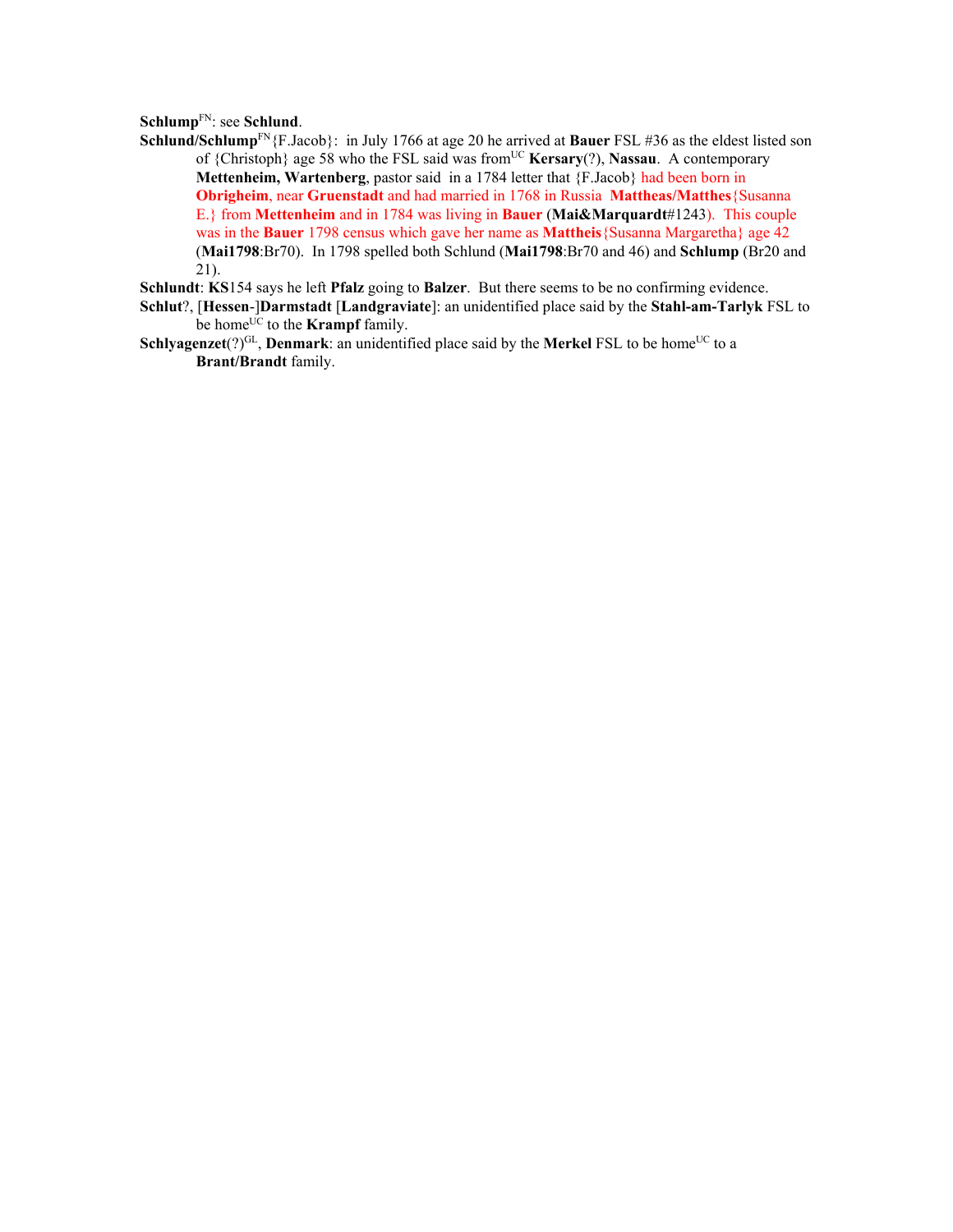**Schlump**[FN]: see **Schlund**.

**Schlund/Schlump**[FN]{F.Jacob}: in July 1766 at age 20 he arrived at **Bauer** FSL #36 as the eldest listed son of {Christoph} age 58 who the FSL said was from[UC] **Kersary**(?), **Nassau**. A contemporary **Mettenheim, Wartenberg**, pastor said in a 1784 letter that {F.Jacob} had been born in **Obrigheim**, near **Gruenstadt** and had married in 1768 in Russia **Mattheas/Matthes**{Susanna E.} from **Mettenheim** and in 1784 was living in **Bauer** (**Mai&Marquardt**#1243). This couple was in the **Bauer** 1798 census which gave her name as **Mattheis**{Susanna Margaretha} age 42 (**Mai1798**:Br70). In 1798 spelled both Schlund (**Mai1798**:Br70 and 46) and **Schlump** (Br20 and 21).

**Schlundt**: **KS**154 says he left **Pfalz** going to **Balzer**. But there seems to be no confirming evidence.

**Schlut**?, [**Hessen**-]**Darmstadt** [**Landgraviate**]: an unidentified place said by the **Stahl-am-Tarlyk** FSL to be home[UC] to the **Krampf** family.

**Schlyagenzet**(?)[GL], **Denmark**: an unidentified place said by the **Merkel** FSL to be home[UC] to a **Brant/Brandt** family.